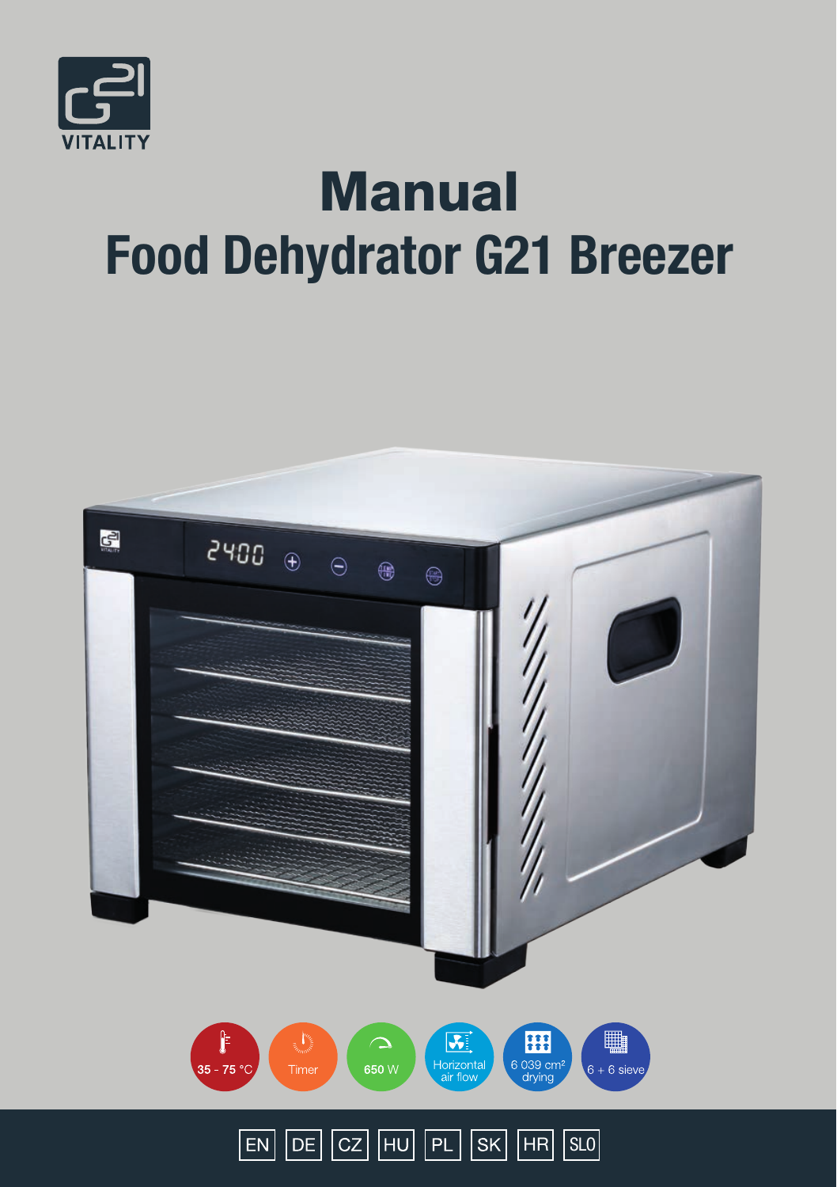G21 VITALITY

# Manual

# Food Dehydrator G21 Breezer

35 - 75 °C

Timer

650 W

Horizontal air flow

6 039 cm² drying

6 + 6 sieve

EN | DE | CZ | HU | PL | SK | HR | SLO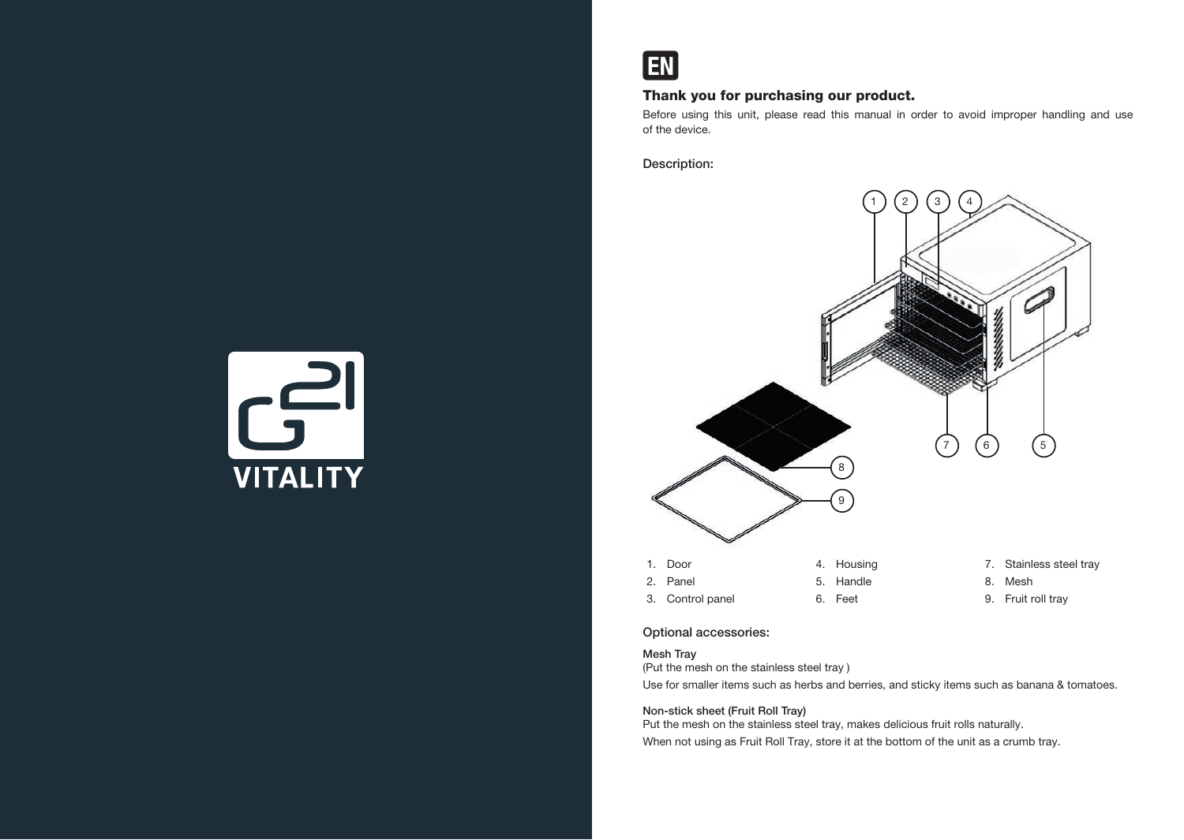EN

## Thank you for purchasing our product.

Before using this unit, please read this manual in order to avoid improper handling and use of the device.

### Description:

1. Door
2. Panel
3. Control panel
4. Housing
5. Handle
6. Feet
7. Stainless steel tray
8. Mesh
9. Fruit roll tray

### Optional accessories:

**Mesh Tray**

(Put the mesh on the stainless steel tray )

Use for smaller items such as herbs and berries, and sticky items such as banana & tomatoes.

**Non-stick sheet (Fruit Roll Tray)**

Put the mesh on the stainless steel tray, makes delicious fruit rolls naturally.

When not using as Fruit Roll Tray, store it at the bottom of the unit as a crumb tray.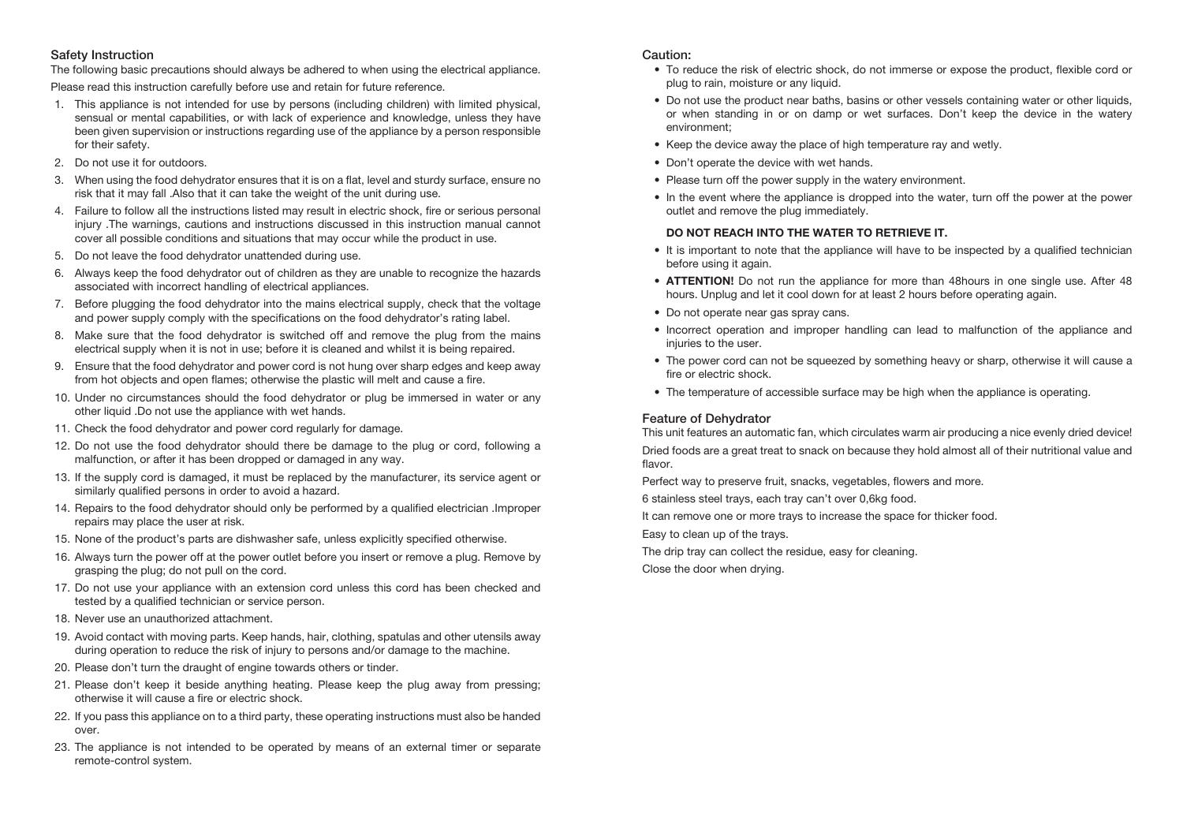## Safety Instruction

The following basic precautions should always be adhered to when using the electrical appliance.

Please read this instruction carefully before use and retain for future reference.

1. This appliance is not intended for use by persons (including children) with limited physical, sensual or mental capabilities, or with lack of experience and knowledge, unless they have been given supervision or instructions regarding use of the appliance by a person responsible for their safety.
2. Do not use it for outdoors.
3. When using the food dehydrator ensures that it is on a flat, level and sturdy surface, ensure no risk that it may fall .Also that it can take the weight of the unit during use.
4. Failure to follow all the instructions listed may result in electric shock, fire or serious personal injury .The warnings, cautions and instructions discussed in this instruction manual cannot cover all possible conditions and situations that may occur while the product in use.
5. Do not leave the food dehydrator unattended during use.
6. Always keep the food dehydrator out of children as they are unable to recognize the hazards associated with incorrect handling of electrical appliances.
7. Before plugging the food dehydrator into the mains electrical supply, check that the voltage and power supply comply with the specifications on the food dehydrator's rating label.
8. Make sure that the food dehydrator is switched off and remove the plug from the mains electrical supply when it is not in use; before it is cleaned and whilst it is being repaired.
9. Ensure that the food dehydrator and power cord is not hung over sharp edges and keep away from hot objects and open flames; otherwise the plastic will melt and cause a fire.
10. Under no circumstances should the food dehydrator or plug be immersed in water or any other liquid .Do not use the appliance with wet hands.
11. Check the food dehydrator and power cord regularly for damage.
12. Do not use the food dehydrator should there be damage to the plug or cord, following a malfunction, or after it has been dropped or damaged in any way.
13. If the supply cord is damaged, it must be replaced by the manufacturer, its service agent or similarly qualified persons in order to avoid a hazard.
14. Repairs to the food dehydrator should only be performed by a qualified electrician .Improper repairs may place the user at risk.
15. None of the product's parts are dishwasher safe, unless explicitly specified otherwise.
16. Always turn the power off at the power outlet before you insert or remove a plug. Remove by grasping the plug; do not pull on the cord.
17. Do not use your appliance with an extension cord unless this cord has been checked and tested by a qualified technician or service person.
18. Never use an unauthorized attachment.
19. Avoid contact with moving parts. Keep hands, hair, clothing, spatulas and other utensils away during operation to reduce the risk of injury to persons and/or damage to the machine.
20. Please don't turn the draught of engine towards others or tinder.
21. Please don't keep it beside anything heating. Please keep the plug away from pressing; otherwise it will cause a fire or electric shock.
22. If you pass this appliance on to a third party, these operating instructions must also be handed over.
23. The appliance is not intended to be operated by means of an external timer or separate remote-control system.

## Caution:

- To reduce the risk of electric shock, do not immerse or expose the product, flexible cord or plug to rain, moisture or any liquid.
- Do not use the product near baths, basins or other vessels containing water or other liquids, or when standing in or on damp or wet surfaces. Don't keep the device in the watery environment;
- Keep the device away the place of high temperature ray and wetly.
- Don't operate the device with wet hands.
- Please turn off the power supply in the watery environment.
- In the event where the appliance is dropped into the water, turn off the power at the power outlet and remove the plug immediately.

  **DO NOT REACH INTO THE WATER TO RETRIEVE IT.**

- It is important to note that the appliance will have to be inspected by a qualified technician before using it again.
- **ATTENTION!** Do not run the appliance for more than 48hours in one single use. After 48 hours. Unplug and let it cool down for at least 2 hours before operating again.
- Do not operate near gas spray cans.
- Incorrect operation and improper handling can lead to malfunction of the appliance and injuries to the user.
- The power cord can not be squeezed by something heavy or sharp, otherwise it will cause a fire or electric shock.
- The temperature of accessible surface may be high when the appliance is operating.

## Feature of Dehydrator

This unit features an automatic fan, which circulates warm air producing a nice evenly dried device!

Dried foods are a great treat to snack on because they hold almost all of their nutritional value and flavor.

Perfect way to preserve fruit, snacks, vegetables, flowers and more.

6 stainless steel trays, each tray can't over 0,6kg food.

It can remove one or more trays to increase the space for thicker food.

Easy to clean up of the trays.

The drip tray can collect the residue, easy for cleaning.

Close the door when drying.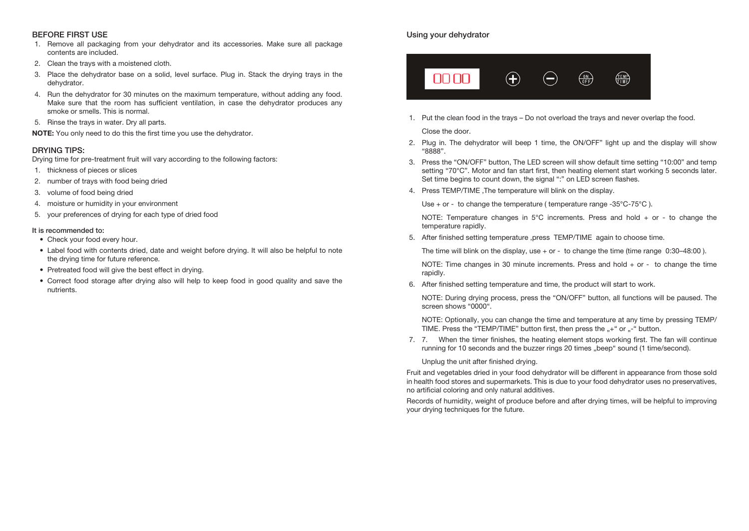## BEFORE FIRST USE

1. Remove all packaging from your dehydrator and its accessories. Make sure all package contents are included.
2. Clean the trays with a moistened cloth.
3. Place the dehydrator base on a solid, level surface. Plug in. Stack the drying trays in the dehydrator.
4. Run the dehydrator for 30 minutes on the maximum temperature, without adding any food. Make sure that the room has sufficient ventilation, in case the dehydrator produces any smoke or smells. This is normal.
5. Rinse the trays in water. Dry all parts.

**NOTE:** You only need to do this the first time you use the dehydrator.

## DRYING TIPS:

Drying time for pre-treatment fruit will vary according to the following factors:

1. thickness of pieces or slices
2. number of trays with food being dried
3. volume of food being dried
4. moisture or humidity in your environment
5. your preferences of drying for each type of dried food

It is recommended to:

- Check your food every hour.
- Label food with contents dried, date and weight before drying. It will also be helpful to note the drying time for future reference.
- Pretreated food will give the best effect in drying.
- Correct food storage after drying also will help to keep food in good quality and save the nutrients.

## Using your dehydrator

1. Put the clean food in the trays – Do not overload the trays and never overlap the food.

   Close the door.
2. Plug in. The dehydrator will beep 1 time, the ON/OFF" light up and the display will show "8888".
3. Press the "ON/OFF" button, The LED screen will show default time setting "10:00" and temp setting "70°C". Motor and fan start first, then heating element start working 5 seconds later. Set time begins to count down, the signal ":" on LED screen flashes.
4. Press TEMP/TIME ,The temperature will blink on the display.

   Use + or - to change the temperature ( temperature range -35°C-75°C ).

   NOTE: Temperature changes in 5°C increments. Press and hold + or - to change the temperature rapidly.
5. After finished setting temperature ,press TEMP/TIME again to choose time.

   The time will blink on the display, use + or - to change the time (time range 0:30–48:00 ).

   NOTE: Time changes in 30 minute increments. Press and hold + or - to change the time rapidly.
6. After finished setting temperature and time, the product will start to work.

   NOTE: During drying process, press the "ON/OFF" button, all functions will be paused. The screen shows "0000".

   NOTE: Optionally, you can change the time and temperature at any time by pressing TEMP/TIME. Press the "TEMP/TIME" button first, then press the „+" or „-" button.
7. 7. When the timer finishes, the heating element stops working first. The fan will continue running for 10 seconds and the buzzer rings 20 times „beep" sound (1 time/second).

   Unplug the unit after finished drying.

Fruit and vegetables dried in your food dehydrator will be different in appearance from those sold in health food stores and supermarkets. This is due to your food dehydrator uses no preservatives, no artificial coloring and only natural additives.

Records of humidity, weight of produce before and after drying times, will be helpful to improving your drying techniques for the future.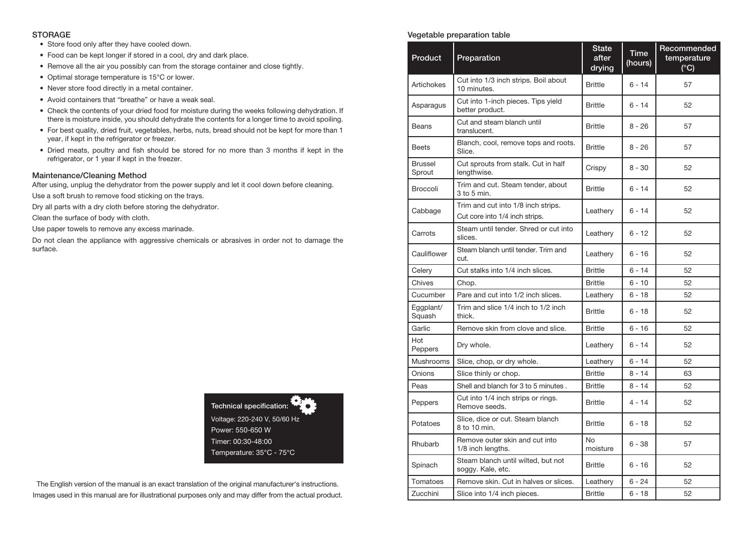## STORAGE

- Store food only after they have cooled down.
- Food can be kept longer if stored in a cool, dry and dark place.
- Remove all the air you possibly can from the storage container and close tightly.
- Optimal storage temperature is 15°C or lower.
- Never store food directly in a metal container.
- Avoid containers that "breathe" or have a weak seal.
- Check the contents of your dried food for moisture during the weeks following dehydration. If there is moisture inside, you should dehydrate the contents for a longer time to avoid spoiling.
- For best quality, dried fruit, vegetables, herbs, nuts, bread should not be kept for more than 1 year, if kept in the refrigerator or freezer.
- Dried meats, poultry and fish should be stored for no more than 3 months if kept in the refrigerator, or 1 year if kept in the freezer.

## Maintenance/Cleaning Method

After using, unplug the dehydrator from the power supply and let it cool down before cleaning.

Use a soft brush to remove food sticking on the trays.

Dry all parts with a dry cloth before storing the dehydrator.

Clean the surface of body with cloth.

Use paper towels to remove any excess marinade.

Do not clean the appliance with aggressive chemicals or abrasives in order not to damage the surface.

**Technical specification:**

Voltage: 220-240 V, 50/60 Hz

Power: 550-650 W

Timer: 00:30-48:00

Temperature: 35°C - 75°C

The English version of the manual is an exact translation of the original manufacturer's instructions.
Images used in this manual are for illustrational purposes only and may differ from the actual product.

### Vegetable preparation table

| Product | Preparation | State after drying | Time (hours) | Recommended temperature (°C) |
|---|---|---|---|---|
| Artichokes | Cut into 1/3 inch strips. Boil about 10 minutes. | Brittle | 6 - 14 | 57 |
| Asparagus | Cut into 1-inch pieces. Tips yield better product. | Brittle | 6 - 14 | 52 |
| Beans | Cut and steam blanch until translucent. | Brittle | 8 - 26 | 57 |
| Beets | Blanch, cool, remove tops and roots. Slice. | Brittle | 8 - 26 | 57 |
| Brussel Sprout | Cut sprouts from stalk. Cut in half lengthwise. | Crispy | 8 - 30 | 52 |
| Broccoli | Trim and cut. Steam tender, about 3 to 5 min. | Brittle | 6 - 14 | 52 |
| Cabbage | Trim and cut into 1/8 inch strips. Cut core into 1/4 inch strips. | Leathery | 6 - 14 | 52 |
| Carrots | Steam until tender. Shred or cut into slices. | Leathery | 6 - 12 | 52 |
| Cauliflower | Steam blanch until tender. Trim and cut. | Leathery | 6 - 16 | 52 |
| Celery | Cut stalks into 1/4 inch slices. | Brittle | 6 - 14 | 52 |
| Chives | Chop. | Brittle | 6 - 10 | 52 |
| Cucumber | Pare and cut into 1/2 inch slices. | Leathery | 6 - 18 | 52 |
| Eggplant/ Squash | Trim and slice 1/4 inch to 1/2 inch thick. | Brittle | 6 - 18 | 52 |
| Garlic | Remove skin from clove and slice. | Brittle | 6 - 16 | 52 |
| Hot Peppers | Dry whole. | Leathery | 6 - 14 | 52 |
| Mushrooms | Slice, chop, or dry whole. | Leathery | 6 - 14 | 52 |
| Onions | Slice thinly or chop. | Brittle | 8 - 14 | 63 |
| Peas | Shell and blanch for 3 to 5 minutes . | Brittle | 8 - 14 | 52 |
| Peppers | Cut into 1/4 inch strips or rings. Remove seeds. | Brittle | 4 - 14 | 52 |
| Potatoes | Slice, dice or cut. Steam blanch 8 to 10 min. | Brittle | 6 - 18 | 52 |
| Rhubarb | Remove outer skin and cut into 1/8 inch lengths. | No moisture | 6 - 38 | 57 |
| Spinach | Steam blanch until wilted, but not soggy. Kale, etc. | Brittle | 6 - 16 | 52 |
| Tomatoes | Remove skin. Cut in halves or slices. | Leathery | 6 - 24 | 52 |
| Zucchini | Slice into 1/4 inch pieces. | Brittle | 6 - 18 | 52 |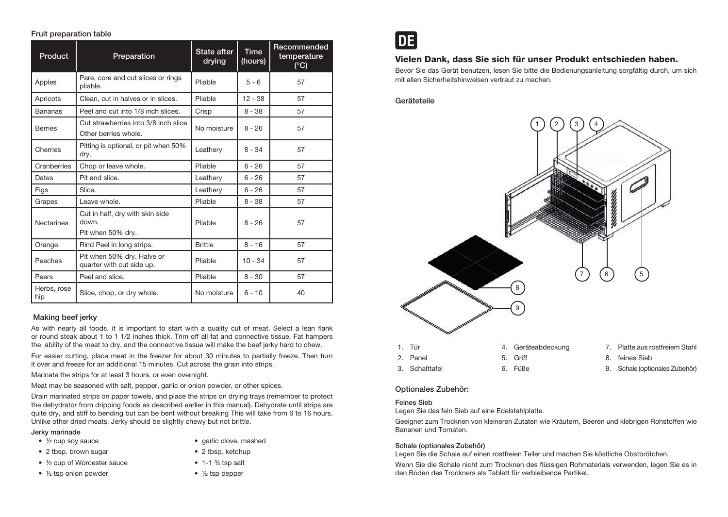#### Fruit preparation table

| Product | Preparation | State after drying | Time (hours) | Recommended temperature (°C) |
|---|---|---|---|---|
| Apples | Pare, core and cut slices or rings pliable. | Pliable | 5 - 6 | 57 |
| Apricots | Clean, cut in halves or in slices. | Pliable | 12 - 38 | 57 |
| Bananas | Peel and cut into 1/8 inch slices. | Crisp | 8 - 38 | 57 |
| Berries | Cut strawberries into 3/8 inch slice<br>Other berries whole. | No moisture | 8 - 26 | 57 |
| Cherries | Pitting is optional, or pit when 50% dry. | Leathery | 8 - 34 | 57 |
| Cranberries | Chop or leave whole. | Pliable | 6 - 26 | 57 |
| Dates | Pit and slice. | Leathery | 6 - 26 | 57 |
| Figs | Slice. | Leathery | 6 - 26 | 57 |
| Grapes | Leave whole. | Pliable | 8 - 38 | 57 |
| Nectarines | Cut in half, dry with skin side down.<br>Pit when 50% dry. | Pliable | 8 - 26 | 57 |
| Orange | Rind Peel in long strips. | Brittle | 8 - 16 | 57 |
| Peaches | Pit when 50% dry. Halve or quarter with cut side up. | Pliable | 10 - 34 | 57 |
| Pears | Peel and slice. | Pliable | 8 - 30 | 57 |
| Herbs, rose hip | Slice, chop, or dry whole. | No moisture | 6 - 10 | 40 |

#### Making beef jerky

As with nearly all foods, it is important to start with a quality cut of meat. Select a lean flank or round steak about 1 to 1 1/2 inches thick. Trim off all fat and connective tissue. Fat hampers the ability of the meat to dry, and the connective tissue will make the beef jerky hard to chew.

For easier cutting, place meat in the freezer for about 30 minutes to partially freeze. Then turn it over and freeze for an additional 15 minutes. Cut across the grain into strips.

Marinate the strips for at least 3 hours, or even overnight.

Meat may be seasoned with salt, pepper, garlic or onion powder, or other spices.

Drain marinated strips on paper towels, and place the strips on drying trays (remember to protect the dehydrator from dripping foods as described earlier in this manual). Dehydrate until strips are quite dry, and stiff to bending but can be bent without breaking This will take from 6 to 16 hours. Unlike other dried meats, Jerky should be slightly chewy but not brittle.

**Jerky marinade**

- ½ cup soy sauce
- 2 tbsp. brown sugar
- ½ cup of Worcester sauce
- ½ tsp onion powder
- garlic clove, mashed
- 2 tbsp. ketchup
- 1-1 ¾ tsp salt
- ½ tsp pepper

# DE

## Vielen Dank, dass Sie sich für unser Produkt entschieden haben.

Bevor Sie das Gerät benutzen, lesen Sie bitte die Bedienungsanleitung sorgfältig durch, um sich mit allen Sicherheitshinweisen vertraut zu machen.

#### Geräteteile

1. Tür
2. Panel
3. Schalttafel
4. Geräteabdeckung
5. Griff
6. Füße
7. Platte aus rostfreiem Stahl
8. feines Sieb
9. Schale (optionales Zubehör)

#### Optionales Zubehör:

**Feines Sieb**

Legen Sie das fein Sieb auf eine Edelstahlplatte.

Geeignet zum Trocknen von kleineren Zutaten wie Kräutern, Beeren und klebrigen Rohstoffen wie Bananen und Tomaten.

**Schale (optionales Zubehör)**

Legen Sie die Schale auf einen rostfreien Teller und machen Sie köstliche Obstbrötchen.

Wenn Sie die Schale nicht zum Trocknen des flüssigen Rohmaterials verwenden, legen Sie es in den Boden des Trockners als Tablett für verbleibende Partikel.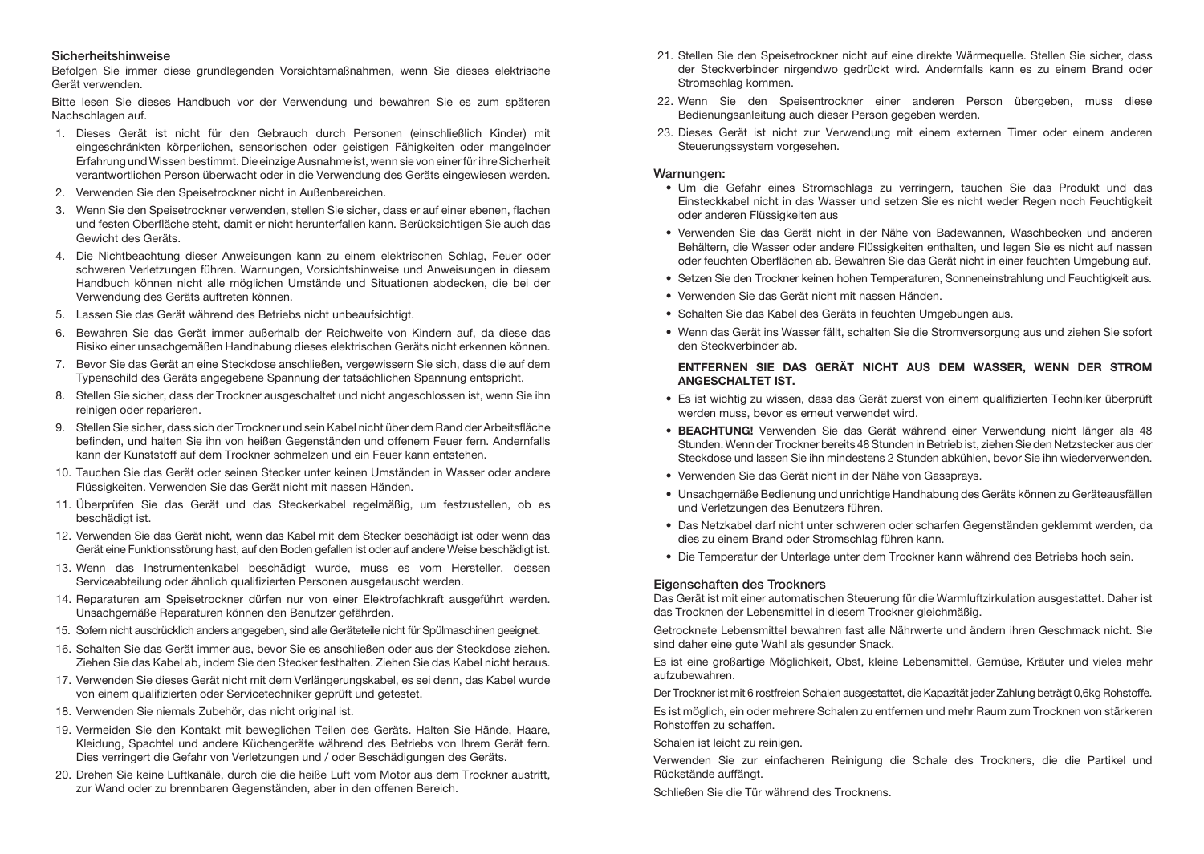## Sicherheitshinweise

Befolgen Sie immer diese grundlegenden Vorsichtsmaßnahmen, wenn Sie dieses elektrische Gerät verwenden.

Bitte lesen Sie dieses Handbuch vor der Verwendung und bewahren Sie es zum späteren Nachschlagen auf.

1. Dieses Gerät ist nicht für den Gebrauch durch Personen (einschließlich Kinder) mit eingeschränkten körperlichen, sensorischen oder geistigen Fähigkeiten oder mangelnder Erfahrung und Wissen bestimmt. Die einzige Ausnahme ist, wenn sie von einer für ihre Sicherheit verantwortlichen Person überwacht oder in die Verwendung des Geräts eingewiesen werden.
2. Verwenden Sie den Speisetrockner nicht in Außenbereichen.
3. Wenn Sie den Speisetrockner verwenden, stellen Sie sicher, dass er auf einer ebenen, flachen und festen Oberfläche steht, damit er nicht herunterfallen kann. Berücksichtigen Sie auch das Gewicht des Geräts.
4. Die Nichtbeachtung dieser Anweisungen kann zu einem elektrischen Schlag, Feuer oder schweren Verletzungen führen. Warnungen, Vorsichtshinweise und Anweisungen in diesem Handbuch können nicht alle möglichen Umstände und Situationen abdecken, die bei der Verwendung des Geräts auftreten können.
5. Lassen Sie das Gerät während des Betriebs nicht unbeaufsichtigt.
6. Bewahren Sie das Gerät immer außerhalb der Reichweite von Kindern auf, da diese das Risiko einer unsachgemäßen Handhabung dieses elektrischen Geräts nicht erkennen können.
7. Bevor Sie das Gerät an eine Steckdose anschließen, vergewissern Sie sich, dass die auf dem Typenschild des Geräts angegebene Spannung der tatsächlichen Spannung entspricht.
8. Stellen Sie sicher, dass der Trockner ausgeschaltet und nicht angeschlossen ist, wenn Sie ihn reinigen oder reparieren.
9. Stellen Sie sicher, dass sich der Trockner und sein Kabel nicht über dem Rand der Arbeitsfläche befinden, und halten Sie ihn von heißen Gegenständen und offenem Feuer fern. Andernfalls kann der Kunststoff auf dem Trockner schmelzen und ein Feuer kann entstehen.
10. Tauchen Sie das Gerät oder seinen Stecker unter keinen Umständen in Wasser oder andere Flüssigkeiten. Verwenden Sie das Gerät nicht mit nassen Händen.
11. Überprüfen Sie das Gerät und das Steckerkabel regelmäßig, um festzustellen, ob es beschädigt ist.
12. Verwenden Sie das Gerät nicht, wenn das Kabel mit dem Stecker beschädigt ist oder wenn das Gerät eine Funktionsstörung hast, auf den Boden gefallen ist oder auf andere Weise beschädigt ist.
13. Wenn das Instrumentenkabel beschädigt wurde, muss es vom Hersteller, dessen Serviceabteilung oder ähnlich qualifizierten Personen ausgetauscht werden.
14. Reparaturen am Speisetrockner dürfen nur von einer Elektrofachkraft ausgeführt werden. Unsachgemäße Reparaturen können den Benutzer gefährden.
15. Sofern nicht ausdrücklich anders angegeben, sind alle Geräteteile nicht für Spülmaschinen geeignet.
16. Schalten Sie das Gerät immer aus, bevor Sie es anschließen oder aus der Steckdose ziehen. Ziehen Sie das Kabel ab, indem Sie den Stecker festhalten. Ziehen Sie das Kabel nicht heraus.
17. Verwenden Sie dieses Gerät nicht mit dem Verlängerungskabel, es sei denn, das Kabel wurde von einem qualifizierten oder Servicetechniker geprüft und getestet.
18. Verwenden Sie niemals Zubehör, das nicht original ist.
19. Vermeiden Sie den Kontakt mit beweglichen Teilen des Geräts. Halten Sie Hände, Haare, Kleidung, Spachtel und andere Küchengeräte während des Betriebs von Ihrem Gerät fern. Dies verringert die Gefahr von Verletzungen und / oder Beschädigungen des Geräts.
20. Drehen Sie keine Luftkanäle, durch die die heiße Luft vom Motor aus dem Trockner austritt, zur Wand oder zu brennbaren Gegenständen, aber in den offenen Bereich.
21. Stellen Sie den Speisetrockner nicht auf eine direkte Wärmequelle. Stellen Sie sicher, dass der Steckverbinder nirgendwo gedrückt wird. Andernfalls kann es zu einem Brand oder Stromschlag kommen.
22. Wenn Sie den Speisentrockner einer anderen Person übergeben, muss diese Bedienungsanleitung auch dieser Person gegeben werden.
23. Dieses Gerät ist nicht zur Verwendung mit einem externen Timer oder einem anderen Steuerungssystem vorgesehen.

## Warnungen:

- Um die Gefahr eines Stromschlags zu verringern, tauchen Sie das Produkt und das Einsteckkabel nicht in das Wasser und setzen Sie es nicht weder Regen noch Feuchtigkeit oder anderen Flüssigkeiten aus
- Verwenden Sie das Gerät nicht in der Nähe von Badewannen, Waschbecken und anderen Behältern, die Wasser oder andere Flüssigkeiten enthalten, und legen Sie es nicht auf nassen oder feuchten Oberflächen ab. Bewahren Sie das Gerät nicht in einer feuchten Umgebung auf.
- Setzen Sie den Trockner keinen hohen Temperaturen, Sonneneinstrahlung und Feuchtigkeit aus.
- Verwenden Sie das Gerät nicht mit nassen Händen.
- Schalten Sie das Kabel des Geräts in feuchten Umgebungen aus.
- Wenn das Gerät ins Wasser fällt, schalten Sie die Stromversorgung aus und ziehen Sie sofort den Steckverbinder ab.

**ENTFERNEN SIE DAS GERÄT NICHT AUS DEM WASSER, WENN DER STROM ANGESCHALTET IST.**

- Es ist wichtig zu wissen, dass das Gerät zuerst von einem qualifizierten Techniker überprüft werden muss, bevor es erneut verwendet wird.
- **BEACHTUNG!** Verwenden Sie das Gerät während einer Verwendung nicht länger als 48 Stunden. Wenn der Trockner bereits 48 Stunden in Betrieb ist, ziehen Sie den Netzstecker aus der Steckdose und lassen Sie ihn mindestens 2 Stunden abkühlen, bevor Sie ihn wiederverwenden.
- Verwenden Sie das Gerät nicht in der Nähe von Gassprays.
- Unsachgemäße Bedienung und unrichtige Handhabung des Geräts können zu Geräteausfällen und Verletzungen des Benutzers führen.
- Das Netzkabel darf nicht unter schweren oder scharfen Gegenständen geklemmt werden, da dies zu einem Brand oder Stromschlag führen kann.
- Die Temperatur der Unterlage unter dem Trockner kann während des Betriebs hoch sein.

## Eigenschaften des Trockners

Das Gerät ist mit einer automatischen Steuerung für die Warmluftzirkulation ausgestattet. Daher ist das Trocknen der Lebensmittel in diesem Trockner gleichmäßig.

Getrocknete Lebensmittel bewahren fast alle Nährwerte und ändern ihren Geschmack nicht. Sie sind daher eine gute Wahl als gesunder Snack.

Es ist eine großartige Möglichkeit, Obst, kleine Lebensmittel, Gemüse, Kräuter und vieles mehr aufzubewahren.

Der Trockner ist mit 6 rostfreien Schalen ausgestattet, die Kapazität jeder Zahlung beträgt 0,6kg Rohstoffe.

Es ist möglich, ein oder mehrere Schalen zu entfernen und mehr Raum zum Trocknen von stärkeren Rohstoffen zu schaffen.

Schalen ist leicht zu reinigen.

Verwenden Sie zur einfacheren Reinigung die Schale des Trockners, die die Partikel und Rückstände auffängt.

Schließen Sie die Tür während des Trocknens.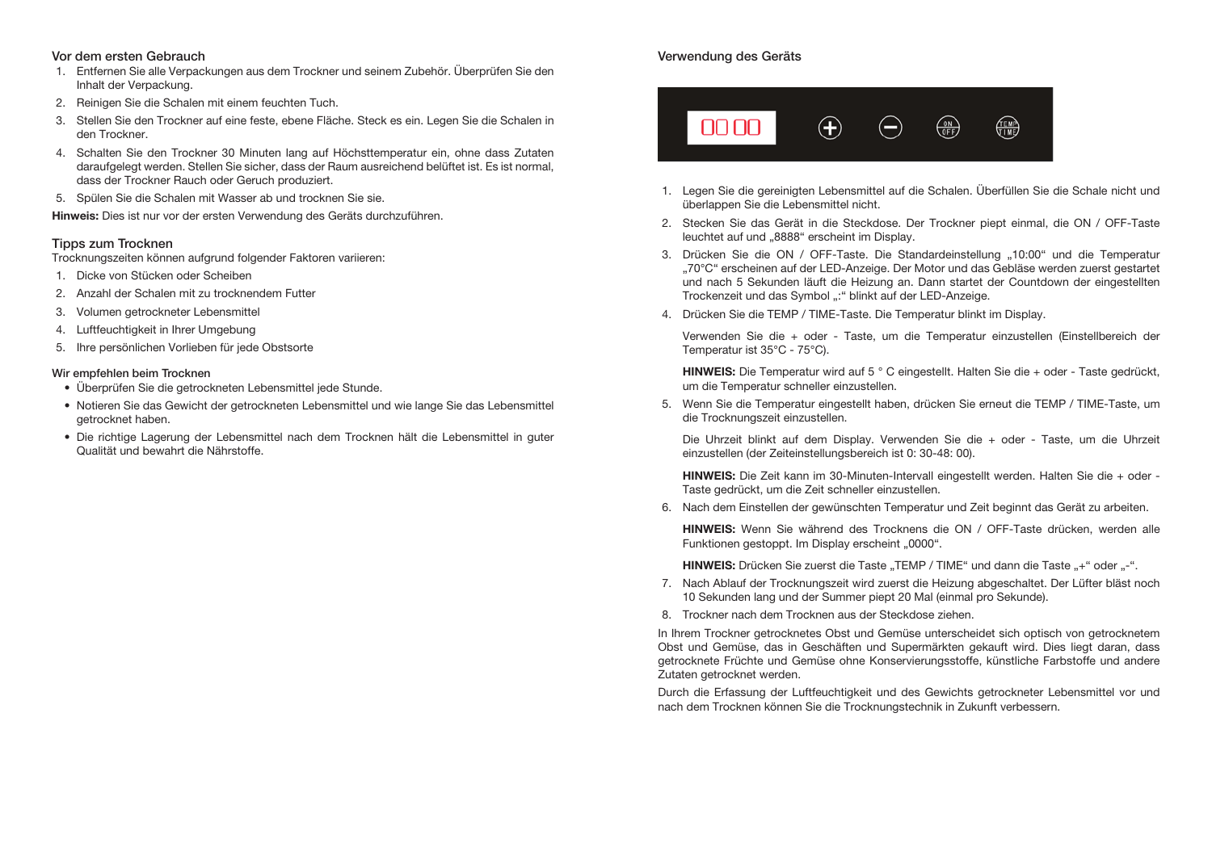## Vor dem ersten Gebrauch

1. Entfernen Sie alle Verpackungen aus dem Trockner und seinem Zubehör. Überprüfen Sie den Inhalt der Verpackung.
2. Reinigen Sie die Schalen mit einem feuchten Tuch.
3. Stellen Sie den Trockner auf eine feste, ebene Fläche. Steck es ein. Legen Sie die Schalen in den Trockner.
4. Schalten Sie den Trockner 30 Minuten lang auf Höchsttemperatur ein, ohne dass Zutaten daraufgelegt werden. Stellen Sie sicher, dass der Raum ausreichend belüftet ist. Es ist normal, dass der Trockner Rauch oder Geruch produziert.
5. Spülen Sie die Schalen mit Wasser ab und trocknen Sie sie.

**Hinweis:** Dies ist nur vor der ersten Verwendung des Geräts durchzuführen.

## Tipps zum Trocknen

Trocknungszeiten können aufgrund folgender Faktoren variieren:

1. Dicke von Stücken oder Scheiben
2. Anzahl der Schalen mit zu trocknendem Futter
3. Volumen getrockneter Lebensmittel
4. Luftfeuchtigkeit in Ihrer Umgebung
5. Ihre persönlichen Vorlieben für jede Obstsorte

### Wir empfehlen beim Trocknen

- Überprüfen Sie die getrockneten Lebensmittel jede Stunde.
- Notieren Sie das Gewicht der getrockneten Lebensmittel und wie lange Sie das Lebensmittel getrocknet haben.
- Die richtige Lagerung der Lebensmittel nach dem Trocknen hält die Lebensmittel in guter Qualität und bewahrt die Nährstoffe.

## Verwendung des Geräts

00 00 ⊕ ⊖ ON/OFF TEMP/TIME

1. Legen Sie die gereinigten Lebensmittel auf die Schalen. Überfüllen Sie die Schale nicht und überlappen Sie die Lebensmittel nicht.
2. Stecken Sie das Gerät in die Steckdose. Der Trockner piept einmal, die ON / OFF-Taste leuchtet auf und „8888“ erscheint im Display.
3. Drücken Sie die ON / OFF-Taste. Die Standardeinstellung „10:00“ und die Temperatur „70°C“ erscheinen auf der LED-Anzeige. Der Motor und das Gebläse werden zuerst gestartet und nach 5 Sekunden läuft die Heizung an. Dann startet der Countdown der eingestellten Trockenzeit und das Symbol „:“ blinkt auf der LED-Anzeige.
4. Drücken Sie die TEMP / TIME-Taste. Die Temperatur blinkt im Display.

   Verwenden Sie die + oder - Taste, um die Temperatur einzustellen (Einstellbereich der Temperatur ist 35°C - 75°C).

   **HINWEIS:** Die Temperatur wird auf 5 ° C eingestellt. Halten Sie die + oder - Taste gedrückt, um die Temperatur schneller einzustellen.
5. Wenn Sie die Temperatur eingestellt haben, drücken Sie erneut die TEMP / TIME-Taste, um die Trocknungszeit einzustellen.

   Die Uhrzeit blinkt auf dem Display. Verwenden Sie die + oder - Taste, um die Uhrzeit einzustellen (der Zeiteinstellungsbereich ist 0: 30-48: 00).

   **HINWEIS:** Die Zeit kann im 30-Minuten-Intervall eingestellt werden. Halten Sie die + oder - Taste gedrückt, um die Zeit schneller einzustellen.
6. Nach dem Einstellen der gewünschten Temperatur und Zeit beginnt das Gerät zu arbeiten.

   **HINWEIS:** Wenn Sie während des Trocknens die ON / OFF-Taste drücken, werden alle Funktionen gestoppt. Im Display erscheint „0000“.

   **HINWEIS:** Drücken Sie zuerst die Taste „TEMP / TIME“ und dann die Taste „+“ oder „-“.
7. Nach Ablauf der Trocknungszeit wird zuerst die Heizung abgeschaltet. Der Lüfter bläst noch 10 Sekunden lang und der Summer piept 20 Mal (einmal pro Sekunde).
8. Trockner nach dem Trocknen aus der Steckdose ziehen.

In Ihrem Trockner getrocknetes Obst und Gemüse unterscheidet sich optisch von getrocknetem Obst und Gemüse, das in Geschäften und Supermärkten gekauft wird. Dies liegt daran, dass getrocknete Früchte und Gemüse ohne Konservierungsstoffe, künstliche Farbstoffe und andere Zutaten getrocknet werden.

Durch die Erfassung der Luftfeuchtigkeit und des Gewichts getrockneter Lebensmittel vor und nach dem Trocknen können Sie die Trocknungstechnik in Zukunft verbessern.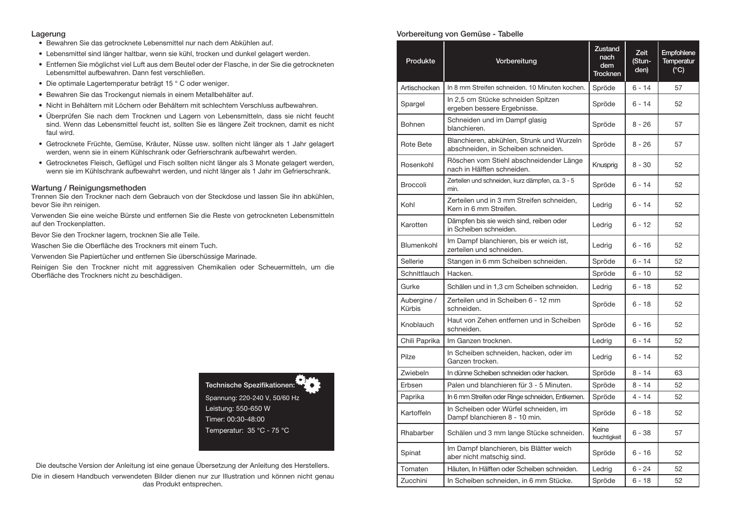### Lagerung

- Bewahren Sie das getrocknete Lebensmittel nur nach dem Abkühlen auf.
- Lebensmittel sind länger haltbar, wenn sie kühl, trocken und dunkel gelagert werden.
- Entfernen Sie möglichst viel Luft aus dem Beutel oder der Flasche, in der Sie die getrockneten Lebensmittel aufbewahren. Dann fest verschließen.
- Die optimale Lagertemperatur beträgt 15 ° C oder weniger.
- Bewahren Sie das Trockengut niemals in einem Metallbehälter auf.
- Nicht in Behältern mit Löchern oder Behältern mit schlechtem Verschluss aufbewahren.
- Überprüfen Sie nach dem Trocknen und Lagern von Lebensmitteln, dass sie nicht feucht sind. Wenn das Lebensmittel feucht ist, sollten Sie es längere Zeit trocknen, damit es nicht faul wird.
- Getrocknete Früchte, Gemüse, Kräuter, Nüsse usw. sollten nicht länger als 1 Jahr gelagert werden, wenn sie in einem Kühlschrank oder Gefrierschrank aufbewahrt werden.
- Getrocknetes Fleisch, Geflügel und Fisch sollten nicht länger als 3 Monate gelagert werden, wenn sie im Kühlschrank aufbewahrt werden, und nicht länger als 1 Jahr im Gefrierschrank.

### Wartung / Reinigungsmethoden

Trennen Sie den Trockner nach dem Gebrauch von der Steckdose und lassen Sie ihn abkühlen, bevor Sie ihn reinigen.

Verwenden Sie eine weiche Bürste und entfernen Sie die Reste von getrockneten Lebensmitteln auf den Trockenplatten.

Bevor Sie den Trockner lagern, trocknen Sie alle Teile.

Waschen Sie die Oberfläche des Trockners mit einem Tuch.

Verwenden Sie Papiertücher und entfernen Sie überschüssige Marinade.

Reinigen Sie den Trockner nicht mit aggressiven Chemikalien oder Scheuermitteln, um die Oberfläche des Trockners nicht zu beschädigen.

**Technische Spezifikationen:**

Spannung: 220-240 V, 50/60 Hz

Leistung: 550-650 W

Timer: 00:30-48:00

Temperatur: 35 °C - 75 °C

Die deutsche Version der Anleitung ist eine genaue Übersetzung der Anleitung des Herstellers.

Die in diesem Handbuch verwendeten Bilder dienen nur zur Illustration und können nicht genau das Produkt entsprechen.

### Vorbereitung von Gemüse - Tabelle

| Produkte | Vorbereitung | Zustand nach dem Trocknen | Zeit (Stunden) | Empfohlene Temperatur (°C) |
|---|---|---|---|---|
| Artischocken | In 8 mm Streifen schneiden. 10 Minuten kochen. | Spröde | 6 - 14 | 57 |
| Spargel | In 2,5 cm Stücke schneiden Spitzen ergeben bessere Ergebnisse. | Spröde | 6 - 14 | 52 |
| Bohnen | Schneiden und im Dampf glasig blanchieren. | Spröde | 8 - 26 | 57 |
| Rote Bete | Blanchieren, abkühlen, Strunk und Wurzeln abschneiden, in Scheiben schneiden. | Spröde | 8 - 26 | 57 |
| Rosenkohl | Röschen vom Stiehl abschneidender Länge nach in Hälften schneiden. | Knusprig | 8 - 30 | 52 |
| Broccoli | Zerteilen und schneiden, kurz dämpfen, ca. 3 - 5 min. | Spröde | 6 - 14 | 52 |
| Kohl | Zerteilen und in 3 mm Streifen schneiden, Kern in 6 mm Streifen. | Ledrig | 6 - 14 | 52 |
| Karotten | Dämpfen bis sie weich sind, reiben oder in Scheiben schneiden. | Ledrig | 6 - 12 | 52 |
| Blumenkohl | Im Dampf blanchieren, bis er weich ist, zerteilen und schneiden. | Ledrig | 6 - 16 | 52 |
| Sellerie | Stangen in 6 mm Scheiben schneiden. | Spröde | 6 - 14 | 52 |
| Schnittlauch | Hacken. | Spröde | 6 - 10 | 52 |
| Gurke | Schälen und in 1,3 cm Scheiben schneiden. | Ledrig | 6 - 18 | 52 |
| Aubergine / Kürbis | Zerteilen und in Scheiben 6 - 12 mm schneiden. | Spröde | 6 - 18 | 52 |
| Knoblauch | Haut von Zehen entfernen und in Scheiben schneiden. | Spröde | 6 - 16 | 52 |
| Chili Paprika | Im Ganzen trocknen. | Ledrig | 6 - 14 | 52 |
| Pilze | In Scheiben schneiden, hacken, oder im Ganzen trocken. | Ledrig | 6 - 14 | 52 |
| Zwiebeln | In dünne Scheiben schneiden oder hacken. | Spröde | 8 - 14 | 63 |
| Erbsen | Palen und blanchieren für 3 - 5 Minuten. | Spröde | 8 - 14 | 52 |
| Paprika | In 6 mm Streifen oder Ringe schneiden, Entkernen. | Spröde | 4 - 14 | 52 |
| Kartoffeln | In Scheiben oder Würfel schneiden, im Dampf blanchieren 8 - 10 min. | Spröde | 6 - 18 | 52 |
| Rhabarber | Schälen und 3 mm lange Stücke schneiden. | Keine feuchtigkeit | 6 - 38 | 57 |
| Spinat | Im Dampf blanchieren, bis Blätter weich aber nicht matschig sind. | Spröde | 6 - 16 | 52 |
| Tomaten | Häuten, In Hälften oder Scheiben schneiden. | Ledrig | 6 - 24 | 52 |
| Zucchini | In Scheiben schneiden, in 6 mm Stücke. | Spröde | 6 - 18 | 52 |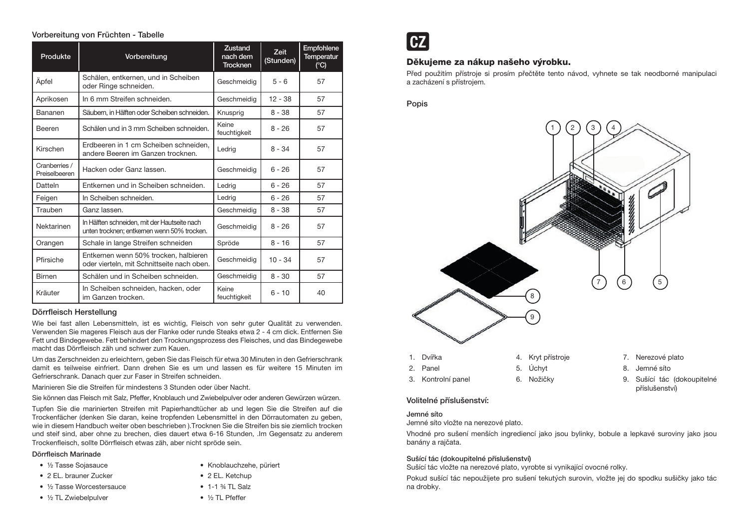### Vorbereitung von Früchten - Tabelle

| Produkte | Vorbereitung | Zustand nach dem Trocknen | Zeit (Stunden) | Empfohlene Temperatur (°C) |
|---|---|---|---|---|
| Äpfel | Schälen, entkernen, und in Scheiben oder Ringe schneiden. | Geschmeidig | 5 - 6 | 57 |
| Aprikosen | In 6 mm Streifen schneiden. | Geschmeidig | 12 - 38 | 57 |
| Bananen | Säubern, in Hälften oder Scheiben schneiden. | Knusprig | 8 - 38 | 57 |
| Beeren | Schälen und in 3 mm Scheiben schneiden. | Keine feuchtigkeit | 8 - 26 | 57 |
| Kirschen | Erdbeeren in 1 cm Scheiben schneiden, andere Beeren im Ganzen trocknen. | Ledrig | 8 - 34 | 57 |
| Cranberries / Preiselbeeren | Hacken oder Ganz lassen. | Geschmeidig | 6 - 26 | 57 |
| Datteln | Entkernen und in Scheiben schneiden. | Ledrig | 6 - 26 | 57 |
| Feigen | In Scheiben schneiden. | Ledrig | 6 - 26 | 57 |
| Trauben | Ganz lassen. | Geschmeidig | 8 - 38 | 57 |
| Nektarinen | In Hälften schneiden, mit der Hautseite nach unten trocknen; entkernen wenn 50% trocken. | Geschmeidig | 8 - 26 | 57 |
| Orangen | Schale in lange Streifen schneiden | Spröde | 8 - 16 | 57 |
| Pfirsiche | Entkernen wenn 50% trocken, halbieren oder vierteln, mit Schnittseite nach oben. | Geschmeidig | 10 - 34 | 57 |
| Birnen | Schälen und in Scheiben schneiden. | Geschmeidig | 8 - 30 | 57 |
| Kräuter | In Scheiben schneiden, hacken, oder im Ganzen trocken. | Keine feuchtigkeit | 6 - 10 | 40 |

### Dörrfleisch Herstellung

Wie bei fast allen Lebensmitteln, ist es wichtig, Fleisch von sehr guter Qualität zu verwenden. Verwenden Sie mageres Fleisch aus der Flanke oder runde Steaks etwa 2 - 4 cm dick. Entfernen Sie Fett und Bindegewebe. Fett behindert den Trocknungsprozess des Fleisches, und das Bindegewebe macht das Dörrfleisch zäh und schwer zum Kauen.

Um das Zerschneiden zu erleichtern, geben Sie das Fleisch für etwa 30 Minuten in den Gefrierschrank damit es teilweise einfriert. Dann drehen Sie es um und lassen es für weitere 15 Minuten im Gefrierschrank. Danach quer zur Faser in Streifen schneiden.

Marinieren Sie die Streifen für mindestens 3 Stunden oder über Nacht.

Sie können das Fleisch mit Salz, Pfeffer, Knoblauch und Zwiebelpulver oder anderen Gewürzen würzen.

Tupfen Sie die marinierten Streifen mit Papierhandtücher ab und legen Sie die Streifen auf die Trockenfächer (denken Sie daran, keine tropfenden Lebensmittel in den Dörrautomaten zu geben, wie in diesem Handbuch weiter oben beschrieben ).Trocknen Sie die Streifen bis sie ziemlich trocken und steif sind, aber ohne zu brechen, dies dauert etwa 6-16 Stunden, .Im Gegensatz zu anderem Trockenfleisch, sollte Dörrfleisch etwas zäh, aber nicht spröde sein.

#### Dörrfleisch Marinade

- ½ Tasse Sojasauce
- 2 EL. brauner Zucker
- ½ Tasse Worcestersauce
- ½ TL Zwiebelpulver
- Knoblauchzehe, püriert
- 2 EL. Ketchup
- 1-1 ¾ TL Salz
- ½ TL Pfeffer

# CZ

## Děkujeme za nákup našeho výrobku.

Před použitím přístroje si prosím přečtěte tento návod, vyhnete se tak neodborné manipulaci a zacházení s přístrojem.

### Popis

1. Dvířka
2. Panel
3. Kontrolní panel
4. Kryt přístroje
5. Úchyt
6. Nožičky
7. Nerezové plato
8. Jemné síto
9. Sušící tác (dokoupitelné příslušenství)

### Volitelné příslušenství:

#### Jemné síto

Jemné síto vložte na nerezové plato.

Vhodné pro sušení menších ingrediencí jako jsou bylinky, bobule a lepkavé suroviny jako jsou banány a rajčata.

#### Sušící tác (dokoupitelné příslušenství)

Sušící tác vložte na nerezové plato, vyrobte si vynikající ovocné rolky.

Pokud sušící tác nepoužijete pro sušení tekutých surovin, vložte jej do spodku sušičky jako tác na drobky.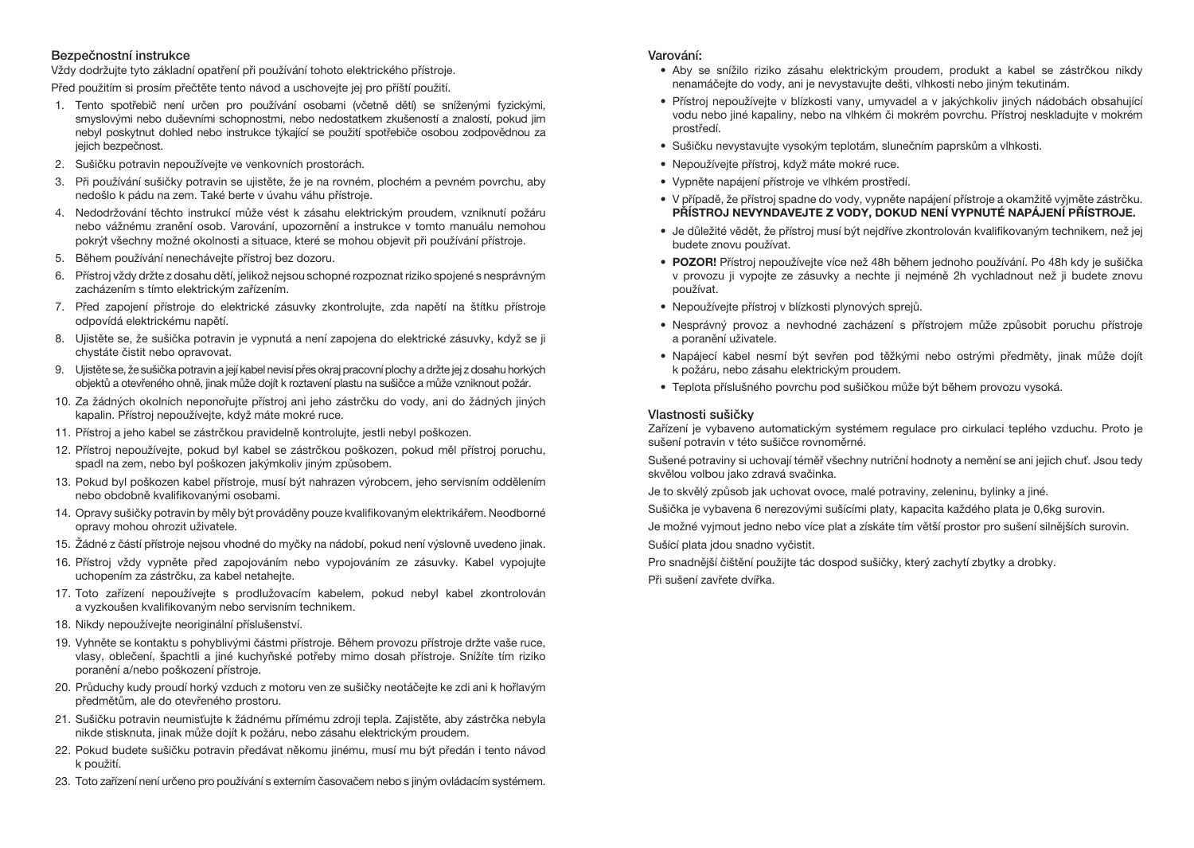## Bezpečnostní instrukce

Vždy dodržujte tyto základní opatření při používání tohoto elektrického přístroje.

Před použitím si prosím přečtěte tento návod a uschovejte jej pro příští použití.

1. Tento spotřebič není určen pro používání osobami (včetně dětí) se sníženými fyzickými, smyslovými nebo duševními schopnostmi, nebo nedostatkem zkušeností a znalostí, pokud jim nebyl poskytnut dohled nebo instrukce týkající se použití spotřebiče osobou zodpovědnou za jejich bezpečnost.
2. Sušičku potravin nepoužívejte ve venkovních prostorách.
3. Při používání sušičky potravin se ujistěte, že je na rovném, plochém a pevném povrchu, aby nedošlo k pádu na zem. Také berte v úvahu váhu přístroje.
4. Nedodržování těchto instrukcí může vést k zásahu elektrickým proudem, vzniknutí požáru nebo vážnému zranění osob. Varování, upozornění a instrukce v tomto manuálu nemohou pokrýt všechny možné okolnosti a situace, které se mohou objevit při používání přístroje.
5. Během používání nenechávejte přístroj bez dozoru.
6. Přístroj vždy držte z dosahu dětí, jelikož nejsou schopné rozpoznat riziko spojené s nesprávným zacházením s tímto elektrickým zařízením.
7. Před zapojení přístroje do elektrické zásuvky zkontrolujte, zda napětí na štítku přístroje odpovídá elektrickému napětí.
8. Ujistěte se, že sušička potravin je vypnutá a není zapojena do elektrické zásuvky, když se ji chystáte čistit nebo opravovat.
9. Ujistěte se, že sušička potravin a její kabel nevisí přes okraj pracovní plochy a držte jej z dosahu horkých objektů a otevřeného ohně, jinak může dojít k roztavení plastu na sušičce a může vzniknout požár.
10. Za žádných okolních neponořujte přístroj ani jeho zástrčku do vody, ani do žádných jiných kapalin. Přístroj nepoužívejte, když máte mokré ruce.
11. Přístroj a jeho kabel se zástrčkou pravidelně kontrolujte, jestli nebyl poškozen.
12. Přístroj nepoužívejte, pokud byl kabel se zástrčkou poškozen, pokud měl přístroj poruchu, spadl na zem, nebo byl poškozen jakýmkoliv jiným způsobem.
13. Pokud byl poškozen kabel přístroje, musí být nahrazen výrobcem, jeho servisním oddělením nebo obdobně kvalifikovanými osobami.
14. Opravy sušičky potravin by měly být prováděny pouze kvalifikovaným elektrikářem. Neodborné opravy mohou ohrozit uživatele.
15. Žádné z částí přístroje nejsou vhodné do myčky na nádobí, pokud není výslovně uvedeno jinak.
16. Přístroj vždy vypněte před zapojováním nebo vypojováním ze zásuvky. Kabel vypojujte uchopením za zástrčku, za kabel netahejte.
17. Toto zařízení nepoužívejte s prodlužovacím kabelem, pokud nebyl kabel zkontrolován a vyzkoušen kvalifikovaným nebo servisním technikem.
18. Nikdy nepoužívejte neoriginální příslušenství.
19. Vyhněte se kontaktu s pohyblivými čásťmi přístroje. Během provozu přístroje držte vaše ruce, vlasy, oblečení, špachtli a jiné kuchyňské potřeby mimo dosah přístroje. Snížíte tím riziko poranění a/nebo poškození přístroje.
20. Průduchy kudy proudí horký vzduch z motoru ven ze sušičky neotáčejte ke zdi ani k hořlavým předmětům, ale do otevřeného prostoru.
21. Sušičku potravin neumisťujte k žádnému přímému zdroji tepla. Zajistěte, aby zástrčka nebyla nikde stisknuta, jinak může dojít k požáru, nebo zásahu elektrickým proudem.
22. Pokud budete sušičku potravin předávat někomu jinému, musí mu být předán i tento návod k použití.
23. Toto zařízení není určeno pro používání s externím časovačem nebo s jiným ovládacím systémem.

## Varování:

- Aby se snížilo riziko zásahu elektrickým proudem, produkt a kabel se zástrčkou nikdy nenamáčejte do vody, ani je nevystavujte dešti, vlhkosti nebo jiným tekutinám.
- Přístroj nepoužívejte v blízkosti vany, umyvadel a v jakýchkoliv jiných nádobách obsahující vodu nebo jiné kapaliny, nebo na vlhkém či mokrém povrchu. Přístroj neskladujte v mokrém prostředí.
- Sušičku nevystavujte vysokým teplotám, slunečním paprskům a vlhkosti.
- Nepoužívejte přístroj, když máte mokré ruce.
- Vypněte napájení přístroje ve vlhkém prostředí.
- V případě, že přístroj spadne do vody, vypněte napájení přístroje a okamžitě vyjměte zástrčku. **PŘÍSTROJ NEVYNDAVEJTE Z VODY, DOKUD NENÍ VYPNUTÉ NAPÁJENÍ PŘÍSTROJE.**
- Je důležité vědět, že přístroj musí být nejdříve zkontrolován kvalifikovaným technikem, než jej budete znovu používat.
- **POZOR!** Přístroj nepoužívejte více než 48h během jednoho používání. Po 48h kdy je sušička v provozu ji vypojte ze zásuvky a nechte ji nejméně 2h vychladnout než ji budete znovu používat.
- Nepoužívejte přístroj v blízkosti plynových sprejů.
- Nesprávný provoz a nevhodné zacházení s přístrojem může způsobit poruchu přístroje a poranění uživatele.
- Napájecí kabel nesmí být sevřen pod těžkými nebo ostrými předměty, jinak může dojít k požáru, nebo zásahu elektrickým proudem.
- Teplota příslušného povrchu pod sušičkou může být během provozu vysoká.

## Vlastnosti sušičky

Zařízení je vybaveno automatickým systémem regulace pro cirkulaci teplého vzduchu. Proto je sušení potravin v této sušičce rovnoměrné.

Sušené potraviny si uchovají téměř všechny nutriční hodnoty a nemění se ani jejich chuť. Jsou tedy skvělou volbou jako zdravá svačinka.

Je to skvělý způsob jak uchovat ovoce, malé potraviny, zeleninu, bylinky a jiné.

Sušička je vybavena 6 nerezovými sušícími platy, kapacita každého plata je 0,6kg surovin.

Je možné vyjmout jedno nebo více plat a získáte tím větší prostor pro sušení silnějších surovin.

Sušící plata jdou snadno vyčistit.

Pro snadnější čištění použijte tác dospod sušičky, který zachytí zbytky a drobky.

Při sušení zavřete dvířka.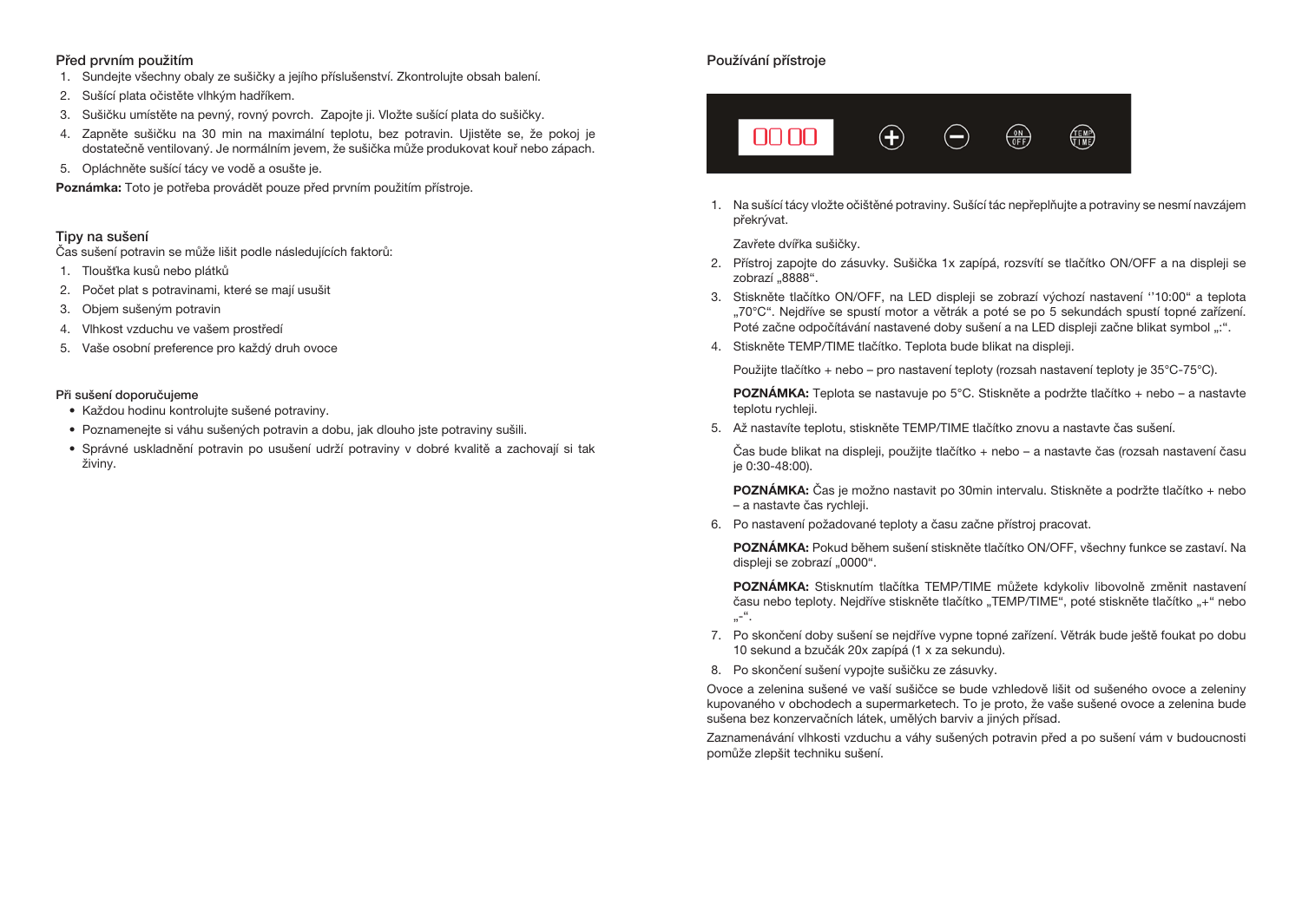## Před prvním použitím

1. Sundejte všechny obaly ze sušičky a jejího příslušenství. Zkontrolujte obsah balení.
2. Sušící plata očistěte vlhkým hadříkem.
3. Sušičku umístěte na pevný, rovný povrch. Zapojte ji. Vložte sušící plata do sušičky.
4. Zapněte sušičku na 30 min na maximální teplotu, bez potravin. Ujistěte se, že pokoj je dostatečně ventilovaný. Je normálním jevem, že sušička může produkovat kouř nebo zápach.
5. Opláchněte sušící tácy ve vodě a osušte je.

**Poznámka:** Toto je potřeba provádět pouze před prvním použitím přístroje.

## Tipy na sušení

Čas sušení potravin se může lišit podle následujících faktorů:

1. Tloušťka kusů nebo plátků
2. Počet plat s potravinami, které se mají usušit
3. Objem sušeným potravin
4. Vlhkost vzduchu ve vašem prostředí
5. Vaše osobní preference pro každý druh ovoce

### Při sušení doporučujeme

- Každou hodinu kontrolujte sušené potraviny.
- Poznamenejte si váhu sušených potravin a dobu, jak dlouho jste potraviny sušili.
- Správné uskladnění potravin po usušení udrží potraviny v dobré kvalitě a zachovají si tak živiny.

## Používání přístroje

1. Na sušící tácy vložte očištěné potraviny. Sušící tác nepřeplňujte a potraviny se nesmí navzájem překrývat.

   Zavřete dvířka sušičky.
2. Přístroj zapojte do zásuvky. Sušička 1x zapípá, rozsvítí se tlačítko ON/OFF a na displeji se zobrazí „8888".
3. Stiskněte tlačítko ON/OFF, na LED displeji se zobrazí výchozí nastavení ''10:00" a teplota „70°C". Nejdříve se spustí motor a větrák a poté se po 5 sekundách spustí topné zařízení. Poté začne odpočítávání nastavené doby sušení a na LED displeji začne blikat symbol „:".
4. Stiskněte TEMP/TIME tlačítko. Teplota bude blikat na displeji.

   Použijte tlačítko + nebo – pro nastavení teploty (rozsah nastavení teploty je 35°C-75°C).

   **POZNÁMKA:** Teplota se nastavuje po 5°C. Stiskněte a podržte tlačítko + nebo – a nastavte teplotu rychleji.
5. Až nastavíte teplotu, stiskněte TEMP/TIME tlačítko znovu a nastavte čas sušení.

   Čas bude blikat na displeji, použijte tlačítko + nebo – a nastavte čas (rozsah nastavení času je 0:30-48:00).

   **POZNÁMKA:** Čas je možno nastavit po 30min intervalu. Stiskněte a podržte tlačítko + nebo – a nastavte čas rychleji.
6. Po nastavení požadované teploty a času začne přístroj pracovat.

   **POZNÁMKA:** Pokud během sušení stiskněte tlačítko ON/OFF, všechny funkce se zastaví. Na displeji se zobrazí „0000".

   **POZNÁMKA:** Stisknutím tlačítka TEMP/TIME můžete kdykoliv libovolně změnit nastavení času nebo teploty. Nejdříve stiskněte tlačítko „TEMP/TIME", poté stiskněte tlačítko „+" nebo „-".
7. Po skončení doby sušení se nejdříve vypne topné zařízení. Větrák bude ještě foukat po dobu 10 sekund a bzučák 20x zapípá (1 x za sekundu).
8. Po skončení sušení vypojte sušičku ze zásuvky.

Ovoce a zelenina sušené ve vaší sušičce se bude vzhledově lišit od sušeného ovoce a zeleniny kupovaného v obchodech a supermarketech. To je proto, že vaše sušené ovoce a zelenina bude sušena bez konzervačních látek, umělých barviv a jiných přísad.

Zaznamenávání vlhkosti vzduchu a váhy sušených potravin před a po sušení vám v budoucnosti pomůže zlepšit techniku sušení.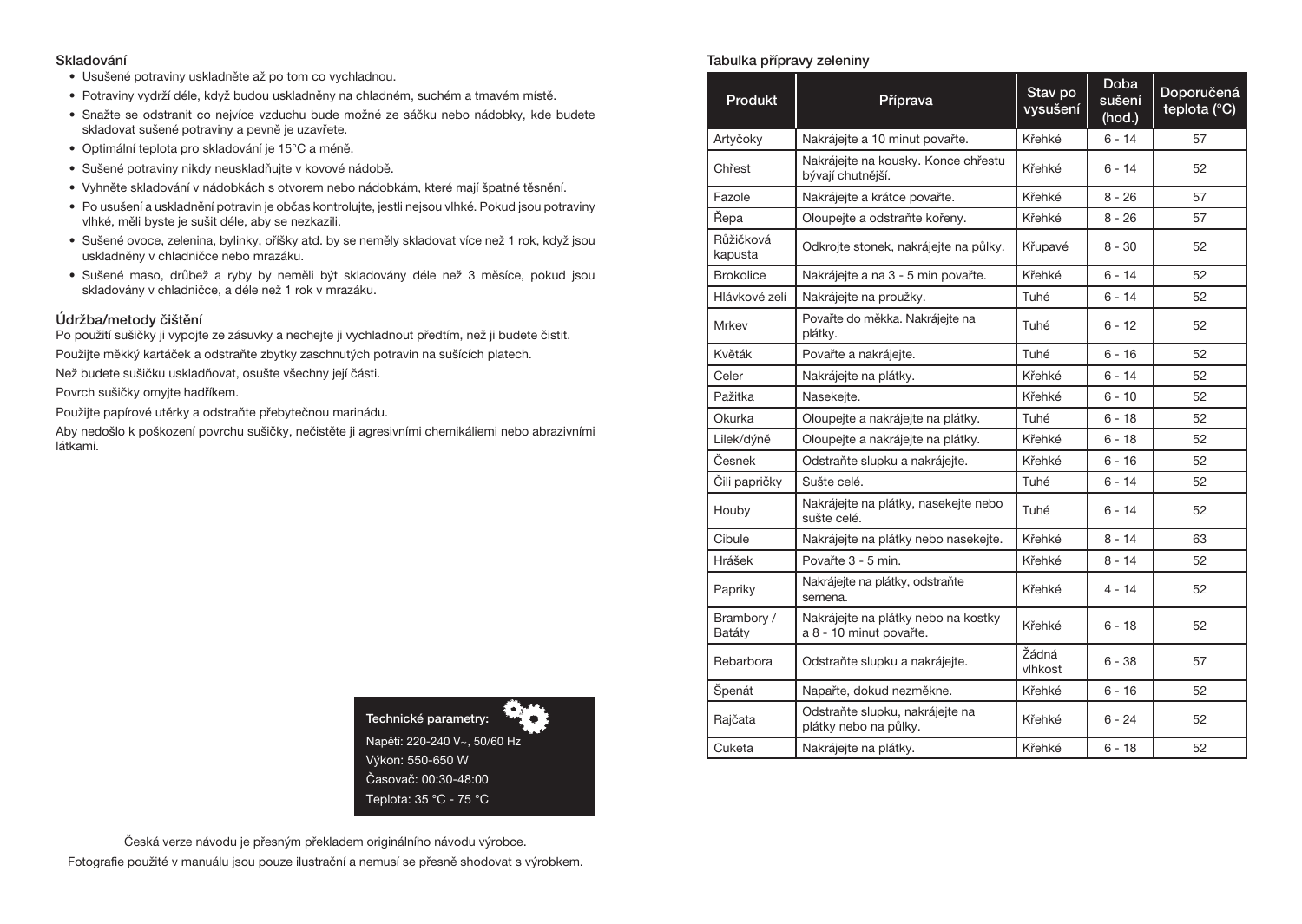## Skladování

- Usušené potraviny uskladněte až po tom co vychladnou.
- Potraviny vydrží déle, když budou uskladněny na chladném, suchém a tmavém místě.
- Snažte se odstranit co nejvíce vzduchu bude možné ze sáčku nebo nádobky, kde budete skladovat sušené potraviny a pevně je uzavřete.
- Optimální teplota pro skladování je 15°C a méně.
- Sušené potraviny nikdy neuskladňujte v kovové nádobě.
- Vyhněte skladování v nádobkách s otvorem nebo nádobkám, které mají špatné těsnění.
- Po usušení a uskladnění potravin je občas kontrolujte, jestli nejsou vlhké. Pokud jsou potraviny vlhké, měli byste je sušit déle, aby se nezkazili.
- Sušené ovoce, zelenina, bylinky, oříšky atd. by se neměly skladovat více než 1 rok, když jsou uskladněny v chladničce nebo mrazáku.
- Sušené maso, drůbež a ryby by neměli být skladovány déle než 3 měsíce, pokud jsou skladovány v chladničce, a déle než 1 rok v mrazáku.

## Údržba/metody čištění

Po použití sušičky ji vypojte ze zásuvky a nechejte ji vychladnout předtím, než ji budete čistit.

Použijte měkký kartáček a odstraňte zbytky zaschnutých potravin na sušících platech.

Než budete sušičku uskladňovat, osušte všechny její části.

Povrch sušičky omyjte hadříkem.

Použijte papírové utěrky a odstraňte přebytečnou marinádu.

Aby nedošlo k poškození povrchu sušičky, nečistěte ji agresivními chemikáliemi nebo abrazivními látkami.

**Technické parametry:**

Napětí: 220-240 V~, 50/60 Hz

Výkon: 550-650 W

Časovač: 00:30-48:00

Teplota: 35 °C - 75 °C

Česká verze návodu je přesným překladem originálního návodu výrobce.

Fotografie použité v manuálu jsou pouze ilustrační a nemusí se přesně shodovat s výrobkem.

## Tabulka přípravy zeleniny

| Produkt | Příprava | Stav po vysušení | Doba sušení (hod.) | Doporučená teplota (°C) |
|---|---|---|---|---|
| Artyčoky | Nakrájejte a 10 minut povařte. | Křehké | 6 - 14 | 57 |
| Chřest | Nakrájejte na kousky. Konce chřestu bývají chutnější. | Křehké | 6 - 14 | 52 |
| Fazole | Nakrájejte a krátce povařte. | Křehké | 8 - 26 | 57 |
| Řepa | Oloupejte a odstraňte kořeny. | Křehké | 8 - 26 | 57 |
| Růžičková kapusta | Odkrojte stonek, nakrájejte na půlky. | Křupavé | 8 - 30 | 52 |
| Brokolice | Nakrájejte a na 3 - 5 min povařte. | Křehké | 6 - 14 | 52 |
| Hlávkové zelí | Nakrájejte na proužky. | Tuhé | 6 - 14 | 52 |
| Mrkev | Povařte do měkka. Nakrájejte na plátky. | Tuhé | 6 - 12 | 52 |
| Květák | Povařte a nakrájejte. | Tuhé | 6 - 16 | 52 |
| Celer | Nakrájejte na plátky. | Křehké | 6 - 14 | 52 |
| Pažitka | Nasekejte. | Křehké | 6 - 10 | 52 |
| Okurka | Oloupejte a nakrájejte na plátky. | Tuhé | 6 - 18 | 52 |
| Lilek/dýně | Oloupejte a nakrájejte na plátky. | Křehké | 6 - 18 | 52 |
| Česnek | Odstraňte slupku a nakrájejte. | Křehké | 6 - 16 | 52 |
| Čili papričky | Sušte celé. | Tuhé | 6 - 14 | 52 |
| Houby | Nakrájejte na plátky, nasekejte nebo sušte celé. | Tuhé | 6 - 14 | 52 |
| Cibule | Nakrájejte na plátky nebo nasekejte. | Křehké | 8 - 14 | 63 |
| Hrášek | Povařte 3 - 5 min. | Křehké | 8 - 14 | 52 |
| Papriky | Nakrájejte na plátky, odstraňte semena. | Křehké | 4 - 14 | 52 |
| Brambory / Batáty | Nakrájejte na plátky nebo na kostky a 8 - 10 minut povařte. | Křehké | 6 - 18 | 52 |
| Rebarbora | Odstraňte slupku a nakrájejte. | Žádná vlhkost | 6 - 38 | 57 |
| Špenát | Napařte, dokud nezměkne. | Křehké | 6 - 16 | 52 |
| Rajčata | Odstraňte slupku, nakrájejte na plátky nebo na půlky. | Křehké | 6 - 24 | 52 |
| Cuketa | Nakrájejte na plátky. | Křehké | 6 - 18 | 52 |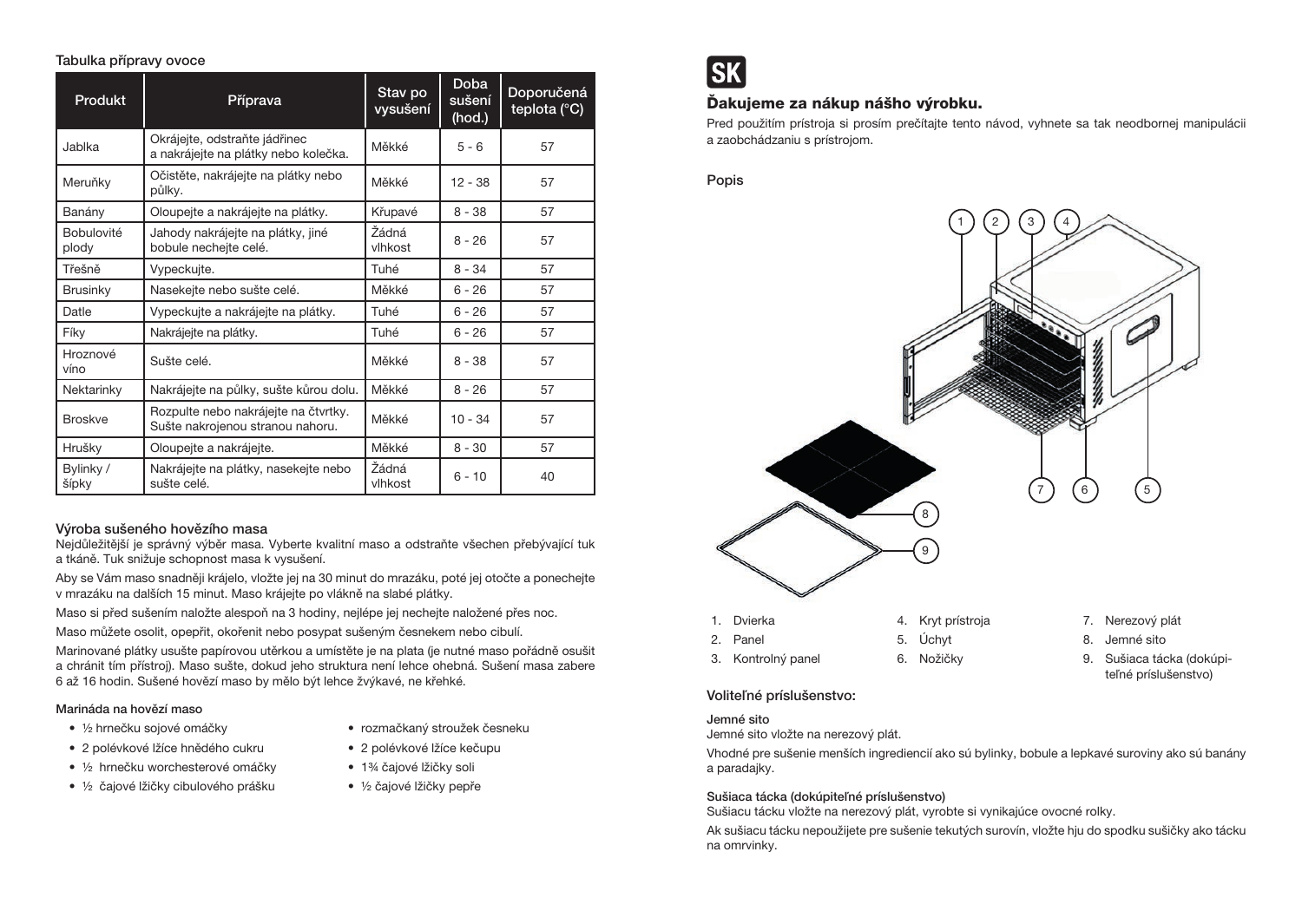**Tabulka přípravy ovoce**

| Produkt | Příprava | Stav po vysušení | Doba sušení (hod.) | Doporučená teplota (°C) |
|---|---|---|---|---|
| Jablka | Okrájejte, odstraňte jádřinec a nakrájejte na plátky nebo kolečka. | Měkké | 5 - 6 | 57 |
| Meruňky | Očistěte, nakrájejte na plátky nebo půlky. | Měkké | 12 - 38 | 57 |
| Banány | Oloupejte a nakrájejte na plátky. | Křupavé | 8 - 38 | 57 |
| Bobulovité plody | Jahody nakrájejte na plátky, jiné bobule nechejte celé. | Žádná vlhkost | 8 - 26 | 57 |
| Třešně | Vypeckujte. | Tuhé | 8 - 34 | 57 |
| Brusinky | Nasekejte nebo sušte celé. | Měkké | 6 - 26 | 57 |
| Datle | Vypeckujte a nakrájejte na plátky. | Tuhé | 6 - 26 | 57 |
| Fíky | Nakrájejte na plátky. | Tuhé | 6 - 26 | 57 |
| Hroznové víno | Sušte celé. | Měkké | 8 - 38 | 57 |
| Nektarinky | Nakrájejte na půlky, sušte kůrou dolu. | Měkké | 8 - 26 | 57 |
| Broskve | Rozpulte nebo nakrájejte na čtvrtky. Sušte nakrojenou stranou nahoru. | Měkké | 10 - 34 | 57 |
| Hrušky | Oloupejte a nakrájejte. | Měkké | 8 - 30 | 57 |
| Bylinky / šípky | Nakrájejte na plátky, nasekejte nebo sušte celé. | Žádná vlhkost | 6 - 10 | 40 |

## Výroba sušeného hovězího masa

Nejdůležitější je správný výběr masa. Vyberte kvalitní maso a odstraňte všechen přebývající tuk a tkáně. Tuk snižuje schopnost masa k vysušení.

Aby se Vám maso snadněji krájelo, vložte jej na 30 minut do mrazáku, poté jej otočte a ponechejte v mrazáku na dalších 15 minut. Maso krájejte po vlákně na slabé plátky.

Maso si před sušením naložte alespoň na 3 hodiny, nejlépe jej nechejte naložené přes noc.

Maso můžete osolit, opepřit, okořenit nebo posypat sušeným česnekem nebo cibulí.

Marinované plátky usušte papírovou utěrkou a umístěte je na plata (je nutné maso pořádně osušit a chránit tím přístroj). Maso sušte, dokud jeho struktura není lehce ohebná. Sušení masa zabere 6 až 16 hodin. Sušené hovězí maso by mělo být lehce žvýkavé, ne křehké.

### Marináda na hovězí maso

- ½ hrnečku sojové omáčky
- 2 polévkové lžíce hnědého cukru
- ½ hrnečku worchesterové omáčky
- ½ čajové lžičky cibulového prášku
- rozmačkaný stroužek česneku
- 2 polévkové lžíce kečupu
- 1¾ čajové lžičky soli
- ½ čajové lžičky pepře

# SK

## Ďakujeme za nákup nášho výrobku.

Pred použitím prístroja si prosím prečítajte tento návod, vyhnete sa tak neodbornej manipulácii a zaobchádzaniu s prístrojom.

### Popis

1. Dvierka
2. Panel
3. Kontrolný panel
4. Kryt prístroja
5. Úchyt
6. Nožičky
7. Nerezový plát
8. Jemné sito
9. Sušiaca tácka (dokúpiteľné príslušenstvo)

### Voliteľné príslušenstvo:

**Jemné sito**

Jemné sito vložte na nerezový plát.

Vhodné pre sušenie menších ingrediencií ako sú bylinky, bobule a lepkavé suroviny ako sú banány a paradajky.

**Sušiaca tácka (dokúpiteľné príslušenstvo)**

Sušiacu tácku vložte na nerezový plát, vyrobte si vynikajúce ovocné rolky.

Ak sušiacu tácku nepoužijete pre sušenie tekutých surovín, vložte hju do spodku sušičky ako tácku na omrvinky.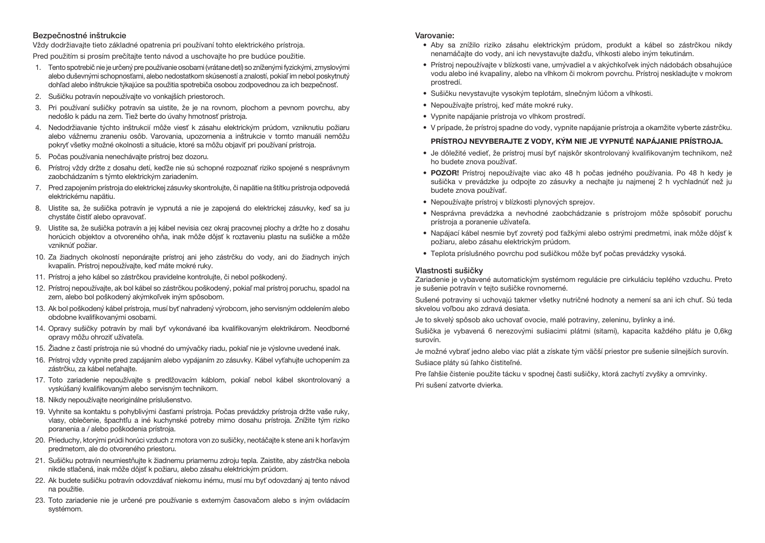## Bezpečnostné inštrukcie

Vždy dodržiavajte tieto základné opatrenia pri používaní tohto elektrického prístroja.

Pred použitím si prosím prečítajte tento návod a uschovajte ho pre budúce použitie.

1. Tento spotrebič nie je určený pre používanie osobami (vrátane detí) so zníženými fyzickými, zmyslovými alebo duševnými schopnosťami, alebo nedostatkom skúseností a znalostí, pokiaľ im nebol poskytnutý dohľad alebo inštrukcie týkajúce sa použitia spotrebiča osobou zodpovednou za ich bezpečnosť.
2. Sušičku potravín nepoužívajte vo vonkajších priestoroch.
3. Pri používaní sušičky potravín sa uistite, že je na rovnom, plochom a pevnom povrchu, aby nedošlo k pádu na zem. Tiež berte do úvahy hmotnosť prístroja.
4. Nedodržiavanie týchto inštrukcií môže viesť k zásahu elektrickým prúdom, vzniknutiu požiaru alebo vážnemu zraneniu osôb. Varovania, upozornenia a inštrukcie v tomto manuáli nemôžu pokryť všetky možné okolnosti a situácie, ktoré sa môžu objaviť pri používaní prístroja.
5. Počas používania nenechávajte prístroj bez dozoru.
6. Prístroj vždy držte z dosahu detí, keďže nie sú schopné rozpoznať riziko spojené s nesprávnym zaobchádzaním s týmto elektrickým zariadením.
7. Pred zapojením prístroja do elektrickej zásuvky skontrolujte, či napätie na štítku prístroja odpovedá elektrickému napätiu.
8. Uistite sa, že sušička potravín je vypnutá a nie je zapojená do elektrickej zásuvky, keď sa ju chystáte čistiť alebo opravovať.
9. Uistite sa, že sušička potravín a jej kábel nevisia cez okraj pracovnej plochy a držte ho z dosahu horúcich objektov a otvoreného ohňa, inak môže dôjsť k roztaveniu plastu na sušičke a môže vzniknúť požiar.
10. Za žiadnych okolností neponárajte prístroj ani jeho zástrčku do vody, ani do žiadnych iných kvapalín. Prístroj nepoužívajte, keď máte mokré ruky.
11. Prístroj a jeho kábel so zástrčkou pravidelne kontrolujte, či nebol poškodený.
12. Prístroj nepoužívajte, ak bol kábel so zástrčkou poškodený, pokiaľ mal prístroj poruchu, spadol na zem, alebo bol poškodený akýmkoľvek iným spôsobom.
13. Ak bol poškodený kábel prístroja, musí byť nahradený výrobcom, jeho servisným oddelením alebo obdobne kvalifikovanými osobami.
14. Opravy sušičky potravín by mali byť vykonávané iba kvalifikovaným elektrikárom. Neodborné opravy môžu ohroziť užívateľa.
15. Žiadne z častí prístroja nie sú vhodné do umývačky riadu, pokiaľ nie je výslovne uvedené inak.
16. Prístroj vždy vypnite pred zapájaním alebo vypájaním zo zásuvky. Kábel vyťahujte uchopením za zástrčku, za kábel neťahajte.
17. Toto zariadenie nepoužívajte s predlžovacím káblom, pokiaľ nebol kábel skontrolovaný a vyskúšaný kvalifikovaným alebo servisným technikom.
18. Nikdy nepoužívajte neoriginálne príslušenstvo.
19. Vyhnite sa kontaktu s pohyblivými časťami prístroja. Počas prevádzky prístroja držte vaše ruky, vlasy, oblečenie, špachtľu a iné kuchynské potreby mimo dosahu prístroja. Znížite tým riziko poranenia a / alebo poškodenia prístroja.
20. Prieduchy, ktorými prúdi horúci vzduch z motora von zo sušičky, neotáčajte k stene ani k horľavým predmetom, ale do otvoreného priestoru.
21. Sušičku potravín neumiestňujte k žiadnemu priamemu zdroju tepla. Zaistite, aby zástrčka nebola nikde stlačená, inak môže dôjsť k požiaru, alebo zásahu elektrickým prúdom.
22. Ak budete sušičku potravín odovzdávať niekomu inému, musí mu byť odovzdaný aj tento návod na použitie.
23. Toto zariadenie nie je určené pre používanie s externým časovačom alebo s iným ovládacím systémom.

## Varovanie:

- Aby sa znížilo riziko zásahu elektrickým prúdom, produkt a kábel so zástrčkou nikdy nenamáčajte do vody, ani ich nevystavujte dažďu, vlhkosti alebo iným tekutinám.
- Prístroj nepoužívajte v blízkosti vane, umývadiel a v akýchkoľvek iných nádobách obsahujúce vodu alebo iné kvapaliny, alebo na vlhkom či mokrom povrchu. Prístroj neskladujte v mokrom prostredí.
- Sušičku nevystavujte vysokým teplotám, slnečným lúčom a vlhkosti.
- Nepoužívajte prístroj, keď máte mokré ruky.
- Vypnite napájanie prístroja vo vlhkom prostredí.
- V prípade, že prístroj spadne do vody, vypnite napájanie prístroja a okamžite vyberte zástrčku.

**PRÍSTROJ NEVYBERAJTE Z VODY, KÝM NIE JE VYPNUTÉ NAPÁJANIE PRÍSTROJA.**

- Je dôležité vedieť, že prístroj musí byť najskôr skontrolovaný kvalifikovaným technikom, než ho budete znova používať.
- **POZOR!** Prístroj nepoužívajte viac ako 48 h počas jedného používania. Po 48 h kedy je sušička v prevádzke ju odpojte zo zásuvky a nechajte ju najmenej 2 h vychladnúť než ju budete znova používať.
- Nepoužívajte prístroj v blízkosti plynových sprejov.
- Nesprávna prevádzka a nevhodné zaobchádzanie s prístrojom môže spôsobiť poruchu prístroja a poranenie užívateľa.
- Napájací kábel nesmie byť zovretý pod ťažkými alebo ostrými predmetmi, inak môže dôjsť k požiaru, alebo zásahu elektrickým prúdom.
- Teplota príslušného povrchu pod sušičkou môže byť počas prevádzky vysoká.

## Vlastnosti sušičky

Zariadenie je vybavené automatickým systémom regulácie pre cirkuláciu teplého vzduchu. Preto je sušenie potravín v tejto sušičke rovnomerné.

Sušené potraviny si uchovajú takmer všetky nutričné hodnoty a nemení sa ani ich chuť. Sú teda skvelou voľbou ako zdravá desiata.

Je to skvelý spôsob ako uchovať ovocie, malé potraviny, zeleninu, bylinky a iné.

Sušička je vybavená 6 nerezovými sušiacimi plátmi (sitami), kapacita každého plátu je 0,6kg surovín.

Je možné vybrať jedno alebo viac plát a získate tým väčší priestor pre sušenie silnejších surovín.

Sušiace pláty sú ľahko čistiteľné.

Pre ľahšie čistenie použite tácku v spodnej časti sušičky, ktorá zachytí zvyšky a omrvinky.

Pri sušení zatvorte dvierka.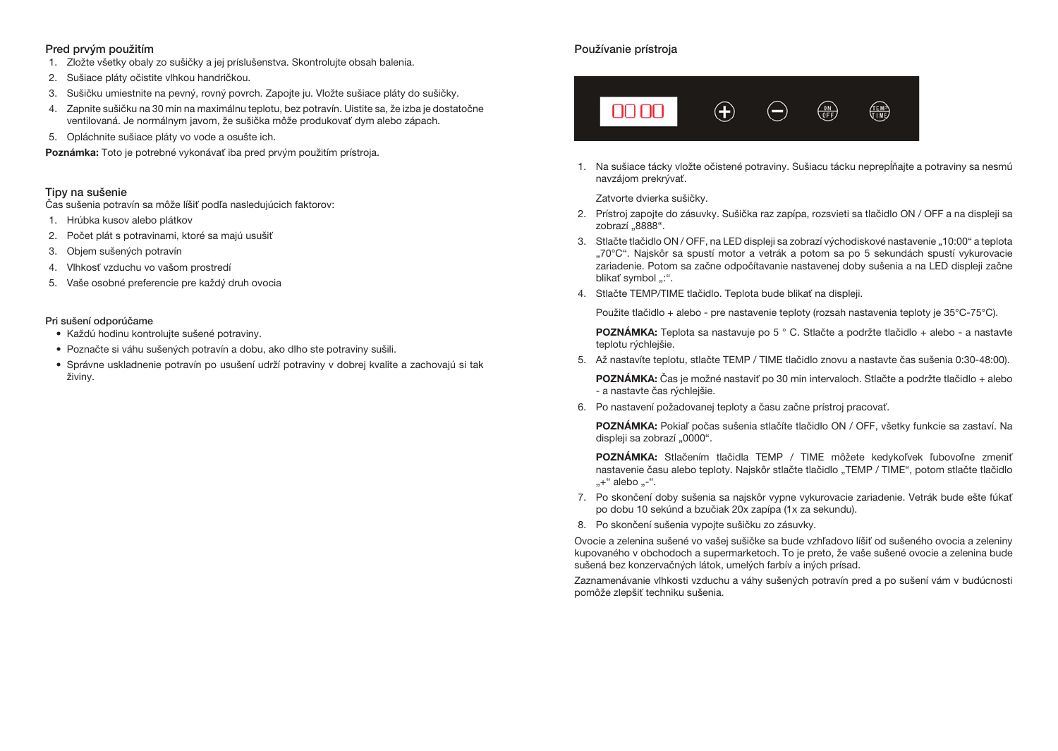## Pred prvým použitím

1. Zložte všetky obaly zo sušičky a jej príslušenstva. Skontrolujte obsah balenia.
2. Sušiace pláty očistite vlhkou handričkou.
3. Sušičku umiestnite na pevný, rovný povrch. Zapojte ju. Vložte sušiace pláty do sušičky.
4. Zapnite sušičku na 30 min na maximálnu teplotu, bez potravín. Uistite sa, že izba je dostatočne ventilovaná. Je normálnym javom, že sušička môže produkovať dym alebo zápach.
5. Opláchnite sušiace pláty vo vode a osušte ich.

**Poznámka:** Toto je potrebné vykonávať iba pred prvým použitím prístroja.

## Tipy na sušenie

Čas sušenia potravín sa môže líšiť podľa nasledujúcich faktorov:

1. Hrúbka kusov alebo plátkov
2. Počet plát s potravinami, ktoré sa majú usušiť
3. Objem sušených potravín
4. Vlhkosť vzduchu vo vašom prostredí
5. Vaše osobné preferencie pre každý druh ovocia

### Pri sušení odporúčame

- Každú hodinu kontrolujte sušené potraviny.
- Poznačte si váhu sušených potravín a dobu, ako dlho ste potraviny sušili.
- Správne uskladnenie potravín po usušení udrží potraviny v dobrej kvalite a zachovajú si tak živiny.

## Používanie prístroja

00 00 + − ON/OFF TEMP/TIME

1. Na sušiace tácky vložte očistené potraviny. Sušiacu tácku nepreplňajte a potraviny sa nesmú navzájom prekrývať.

   Zatvorte dvierka sušičky.
2. Prístroj zapojte do zásuvky. Sušička raz zapípa, rozsvieti sa tlačidlo ON / OFF a na displeji sa zobrazí „8888“.
3. Stlačte tlačidlo ON / OFF, na LED displeji sa zobrazí východiskové nastavenie „10:00“ a teplota „70°C“. Najskôr sa spustí motor a vetrák a potom sa po 5 sekundách spustí vykurovacie zariadenie. Potom sa začne odpočítavanie nastavenej doby sušenia a na LED displeji začne blikať symbol „:“.
4. Stlačte TEMP/TIME tlačidlo. Teplota bude blikať na displeji.

   Použite tlačidlo + alebo - pre nastavenie teploty (rozsah nastavenia teploty je 35°C-75°C).

   **POZNÁMKA:** Teplota sa nastavuje po 5 ° C. Stlačte a podržte tlačidlo + alebo - a nastavte teplotu rýchlejšie.
5. Až nastavíte teplotu, stlačte TEMP / TIME tlačidlo znovu a nastavte čas sušenia 0:30-48:00).

   **POZNÁMKA:** Čas je možné nastaviť po 30 min intervaloch. Stlačte a podržte tlačidlo + alebo - a nastavte čas rýchlejšie.
6. Po nastavení požadovanej teploty a času začne prístroj pracovať.

   **POZNÁMKA:** Pokiaľ počas sušenia stlačíte tlačidlo ON / OFF, všetky funkcie sa zastaví. Na displeji sa zobrazí „0000“.

   **POZNÁMKA:** Stlačením tlačidla TEMP / TIME môžete kedykoľvek ľubovoľne zmeniť nastavenie času alebo teploty. Najskôr stlačte tlačidlo „TEMP / TIME“, potom stlačte tlačidlo „+“ alebo „-“.
7. Po skončení doby sušenia sa najskôr vypne vykurovacie zariadenie. Vetrák bude ešte fúkať po dobu 10 sekúnd a bzučiak 20x zapípa (1x za sekundu).
8. Po skončení sušenia vypojte sušičku zo zásuvky.

Ovocie a zelenina sušené vo vašej sušičke sa bude vzhľadovo líšiť od sušeného ovocia a zeleniny kupovaného v obchodoch a supermarketoch. To je preto, že vaše sušené ovocie a zelenina bude sušená bez konzervačných látok, umelých farbív a iných prísad.

Zaznamenávanie vlhkosti vzduchu a váhy sušených potravín pred a po sušení vám v budúcnosti pomôže zlepšiť techniku sušenia.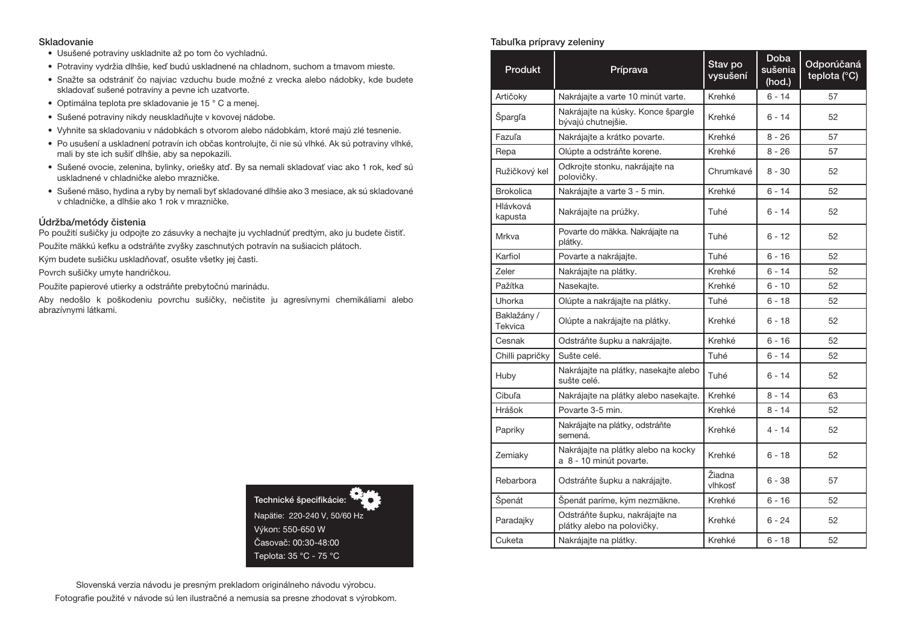### Skladovanie

- Usušené potraviny uskladnite až po tom čo vychladnú.
- Potraviny vydržia dlhšie, keď budú uskladnené na chladnom, suchom a tmavom mieste.
- Snažte sa odstrániť čo najviac vzduchu bude možné z vrecka alebo nádobky, kde budete skladovať sušené potraviny a pevne ich uzatvorte.
- Optimálna teplota pre skladovanie je 15 ° C a menej.
- Sušené potraviny nikdy neuskladňujte v kovovej nádobe.
- Vyhnite sa skladovaniu v nádobkách s otvorom alebo nádobkám, ktoré majú zlé tesnenie.
- Po usušení a uskladnení potravín ich občas kontrolujte, či nie sú vlhké. Ak sú potraviny vlhké, mali by ste ich sušiť dlhšie, aby sa nepokazili.
- Sušené ovocie, zelenina, bylinky, oriešky atď. By sa nemali skladovať viac ako 1 rok, keď sú uskladnené v chladničke alebo mrazničke.
- Sušené mäso, hydina a ryby by nemali byť skladované dlhšie ako 3 mesiace, ak sú skladované v chladničke, a dlhšie ako 1 rok v mrazničke.

### Údržba/metódy čistenia

Po použití sušičky ju odpojte zo zásuvky a nechajte ju vychladnúť predtým, ako ju budete čistiť.

Použite mäkkú kefku a odstráňte zvyšky zaschnutých potravín na sušiacich plátoch.

Kým budete sušičku uskladňovať, osušte všetky jej časti.

Povrch sušičky umyte handričkou.

Použite papierové utierky a odstráňte prebytočnú marinádu.

Aby nedošlo k poškodeniu povrchu sušičky, nečistite ju agresívnymi chemikáliami alebo abrazívnymi látkami.

**Technické špecifikácie:**

Napätie: 220-240 V, 50/60 Hz

Výkon: 550-650 W

Časovač: 00:30-48:00

Teplota: 35 °C - 75 °C

Slovenská verzia návodu je presným prekladom originálneho návodu výrobcu.

Fotografie použité v návode sú len ilustračné a nemusia sa presne zhodovať s výrobkom.

### Tabuľka prípravy zeleniny

| Produkt | Príprava | Stav po vysušení | Doba sušenia (hod.) | Odporúčaná teplota (°C) |
|---|---|---|---|---|
| Artičoky | Nakrájajte a varte 10 minút varte. | Krehké | 6 - 14 | 57 |
| Špargľa | Nakrájajte na kúsky. Konce špargle bývajú chutnejšie. | Krehké | 6 - 14 | 52 |
| Fazuľa | Nakrájajte a krátko povarte. | Krehké | 8 - 26 | 57 |
| Repa | Olúpte a odstráňte korene. | Krehké | 8 - 26 | 57 |
| Ružičkový kel | Odkrojte stonku, nakrájajte na polovičky. | Chrumkavé | 8 - 30 | 52 |
| Brokolica | Nakrájajte a varte 3 - 5 min. | Krehké | 6 - 14 | 52 |
| Hlávková kapusta | Nakrájajte na prúžky. | Tuhé | 6 - 14 | 52 |
| Mrkva | Povarte do mäkka. Nakrájajte na plátky. | Tuhé | 6 - 12 | 52 |
| Karfiol | Povarte a nakrájajte. | Tuhé | 6 - 16 | 52 |
| Zeler | Nakrájajte na plátky. | Krehké | 6 - 14 | 52 |
| Pažítka | Nasekajte. | Krehké | 6 - 10 | 52 |
| Uhorka | Olúpte a nakrájajte na plátky. | Tuhé | 6 - 18 | 52 |
| Baklažány / Tekvica | Olúpte a nakrájajte na plátky. | Krehké | 6 - 18 | 52 |
| Cesnak | Odstráňte šupku a nakrájajte. | Krehké | 6 - 16 | 52 |
| Chilli papričky | Sušte celé. | Tuhé | 6 - 14 | 52 |
| Huby | Nakrájajte na plátky, nasekajte alebo sušte celé. | Tuhé | 6 - 14 | 52 |
| Cibuľa | Nakrájajte na plátky alebo nasekajte. | Krehké | 8 - 14 | 63 |
| Hrášok | Povarte 3-5 min. | Krehké | 8 - 14 | 52 |
| Papriky | Nakrájajte na plátky, odstráňte semená. | Krehké | 4 - 14 | 52 |
| Zemiaky | Nakrájajte na plátky alebo na kocky a 8 - 10 minút povarte. | Krehké | 6 - 18 | 52 |
| Rebarbora | Odstráňte šupku a nakrájajte. | Žiadna vlhkosť | 6 - 38 | 57 |
| Špenát | Špenát paríme, kým nezmäkne. | Krehké | 6 - 16 | 52 |
| Paradajky | Odstráňte šupku, nakrájajte na plátky alebo na polovičky. | Krehké | 6 - 24 | 52 |
| Cuketa | Nakrájajte na plátky. | Krehké | 6 - 18 | 52 |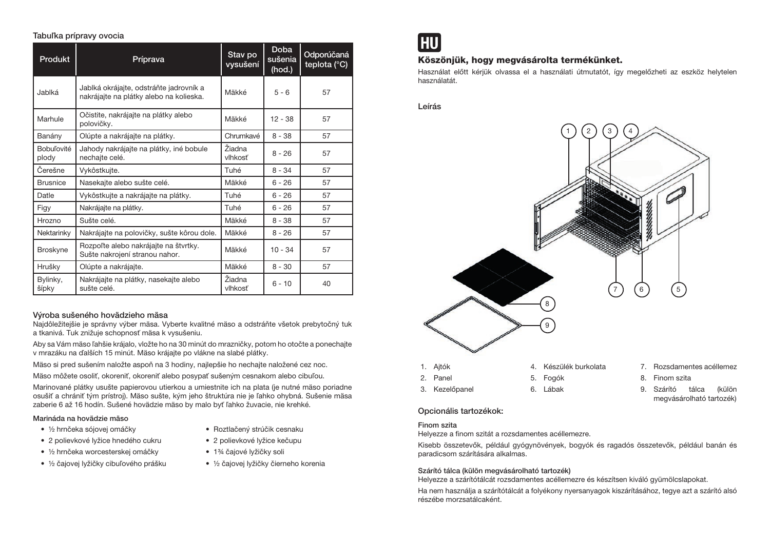Tabuľka prípravy ovocia

| Produkt | Príprava | Stav po vysušení | Doba sušenia (hod.) | Odporúčaná teplota (°C) |
|---|---|---|---|---|
| Jablká | Jablká okrájajte, odstráňte jadrovník a nakrájajte na plátky alebo na kolieska. | Mäkké | 5 - 6 | 57 |
| Marhule | Očistite, nakrájajte na plátky alebo polovičky. | Mäkké | 12 - 38 | 57 |
| Banány | Olúpte a nakrájajte na plátky. | Chrumkavé | 8 - 38 | 57 |
| Bobuľovité plody | Jahody nakrájajte na plátky, iné bobule nechajte celé. | Žiadna vlhkosť | 8 - 26 | 57 |
| Čerešne | Vykôstkujte. | Tuhé | 8 - 34 | 57 |
| Brusnice | Nasekajte alebo sušte celé. | Mäkké | 6 - 26 | 57 |
| Datle | Vykôstkujte a nakrájajte na plátky. | Tuhé | 6 - 26 | 57 |
| Figy | Nakrájajte na plátky. | Tuhé | 6 - 26 | 57 |
| Hrozno | Sušte celé. | Mäkké | 8 - 38 | 57 |
| Nektarinky | Nakrájajte na polovičky, sušte kôrou dole. | Mäkké | 8 - 26 | 57 |
| Broskyne | Rozpoľte alebo nakrájajte na štvrtky. Sušte nakrojení stranou nahor. | Mäkké | 10 - 34 | 57 |
| Hrušky | Olúpte a nakrájajte. | Mäkké | 8 - 30 | 57 |
| Bylinky, šípky | Nakrájajte na plátky, nasekajte alebo sušte celé. | Žiadna vlhkosť | 6 - 10 | 40 |

## Výroba sušeného hovädzieho mäsa

Najdôležitejšie je správny výber mäsa. Vyberte kvalitné mäso a odstráňte všetok prebytočný tuk a tkanivá. Tuk znižuje schopnosť mäsa k vysušeniu.

Aby sa Vám mäso ľahšie krájalo, vložte ho na 30 minút do mrazničky, potom ho otočte a ponechajte v mrazáku na ďalších 15 minút. Mäso krájajte po vlákne na slabé plátky.

Mäso si pred sušením naložte aspoň na 3 hodiny, najlepšie ho nechajte naložené cez noc.

Mäso môžete osoliť, okoreniť, okoreniť alebo posypať sušeným cesnakom alebo cibuľou.

Marinované plátky usušte papierovou utierkou a umiestnite ich na plata (je nutné mäso poriadne osušiť a chrániť tým prístroj). Mäso sušte, kým jeho štruktúra nie je ľahko ohybná. Sušenie mäsa zaberie 6 až 16 hodín. Sušené hovädzie mäso by malo byť ľahko žuvacie, nie krehké.

### Marináda na hovädzie mäso

- ½ hrnčeka sójovej omáčky
- 2 polievkové lyžice hnedého cukru
- ½ hrnčeka worcesterskej omáčky
- ½ čajovej lyžičky cibuľového prášku
- Roztlačený strúčik cesnaku
- 2 polievkové lyžice kečupu
- 1¾ čajové lyžičky soli
- ½ čajovej lyžičky čierneho korenia

# HU

## Köszönjük, hogy megvásárolta termékünket.

Használat előtt kérjük olvassa el a használati útmutatót, így megelőzheti az eszköz helytelen használatát.

### Leírás

1. Ajtók
2. Panel
3. Kezelőpanel
4. Készülék burkolata
5. Fogók
6. Lábak
7. Rozsdamentes acéllemez
8. Finom szita
9. Szárító tálca (külön megvásárolható tartozék)

### Opcionális tartozékok:

**Finom szita**

Helyezze a finom szitát a rozsdamentes acéllemezre.

Kisebb összetevők, például gyógynövények, bogyók és ragadós összetevők, például banán és paradicsom szárítására alkalmas.

**Szárító tálca (külön megvásárolható tartozék)**

Helyezze a szárítótálcát rozsdamentes acéllemezre és készítsen kiváló gyümölcslapokat.

Ha nem használja a szárítótálcát a folyékony nyersanyagok kiszárításához, tegye azt a szárító alsó részébe morzsatálcaként.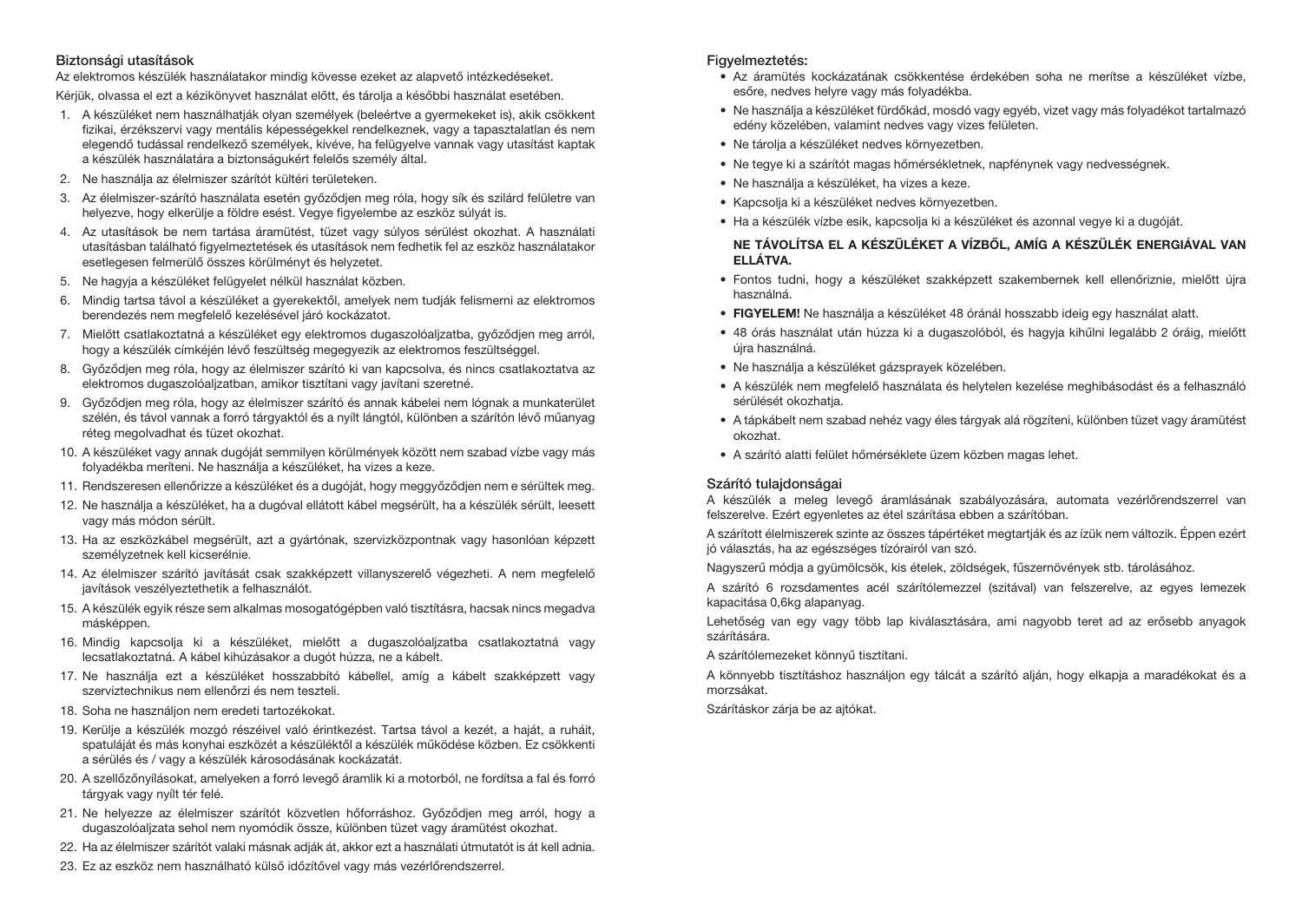## Biztonsági utasítások

Az elektromos készülék használatakor mindig kövesse ezeket az alapvető intézkedéseket.

Kérjük, olvassa el ezt a kézikönyvet használat előtt, és tárolja a későbbi használat esetében.

1. A készüléket nem használhatják olyan személyek (beleértve a gyermekeket is), akik csökkent fizikai, érzékszervi vagy mentális képességekkel rendelkeznek, vagy a tapasztalatlan és nem elegendő tudással rendelkező személyek, kivéve, ha felügyelve vannak vagy utasítást kaptak a készülék használatára a biztonságukért felelős személy által.
2. Ne használja az élelmiszer szárítót kültéri területeken.
3. Az élelmiszer-szárító használata esetén győződjen meg róla, hogy sík és szilárd felületre van helyezve, hogy elkerülje a földre esést. Vegye figyelembe az eszköz súlyát is.
4. Az utasítások be nem tartása áramütést, tüzet vagy súlyos sérülést okozhat. A használati utasításban található figyelmeztetések és utasítások nem fedhetik fel az eszköz használatakor esetlegesen felmerülő összes körülményt és helyzetet.
5. Ne hagyja a készüléket felügyelet nélkül használat közben.
6. Mindig tartsa távol a készüléket a gyerekektől, amelyek nem tudják felismerni az elektromos berendezés nem megfelelő kezelésével járó kockázatot.
7. Mielőtt csatlakoztatná a készüléket egy elektromos dugaszolóaljzatba, győződjen meg arról, hogy a készülék címkéjén lévő feszültség megegyezik az elektromos feszültséggel.
8. Győződjen meg róla, hogy az élelmiszer szárító ki van kapcsolva, és nincs csatlakoztatva az elektromos dugaszolóaljzatban, amikor tisztítani vagy javítani szeretné.
9. Győződjen meg róla, hogy az élelmiszer szárító és annak kábelei nem lógnak a munkaterület szélén, és távol vannak a forró tárgyaktól és a nyílt lángtól, különben a szárítón lévő műanyag réteg megolvadhat és tüzet okozhat.
10. A készüléket vagy annak dugóját semmilyen körülmények között nem szabad vízbe vagy más folyadékba meríteni. Ne használja a készüléket, ha vizes a keze.
11. Rendszeresen ellenőrizze a készüléket és a dugóját, hogy meggyőződjen nem e sérültek meg.
12. Ne használja a készüléket, ha a dugóval ellátott kábel megsérült, ha a készülék sérült, leesett vagy más módon sérült.
13. Ha az eszközkábel megsérült, azt a gyártónak, szervizközpontnak vagy hasonlóan képzett személyzetnek kell kicserélnie.
14. Az élelmiszer szárító javítását csak szakképzett villanyszerelő végezheti. A nem megfelelő javítások veszélyeztethetik a felhasználót.
15. A készülék egyik része sem alkalmas mosogatógépben való tisztításra, hacsak nincs megadva másképpen.
16. Mindig kapcsolja ki a készüléket, mielőtt a dugaszolóaljzatba csatlakoztatná vagy lecsatlakoztatná. A kábel kihúzásakor a dugót húzza, ne a kábelt.
17. Ne használja ezt a készüléket hosszabbító kábellel, amíg a kábelt szakképzett vagy szerviztechnikus nem ellenőrzi és nem teszteli.
18. Soha ne használjon nem eredeti tartozékokat.
19. Kerülje a készülék mozgó részéivel való érintkezést. Tartsa távol a kezét, a haját, a ruháit, spatuláját és más konyhai eszközét a készüléktől a készülék működése közben. Ez csökkenti a sérülés és / vagy a készülék károsodásának kockázatát.
20. A szellőzőnyílásokat, amelyeken a forró levegő áramlik ki a motorból, ne fordítsa a fal és forró tárgyak vagy nyílt tér felé.
21. Ne helyezze az élelmiszer szárítót közvetlen hőforráshoz. Győződjön meg arról, hogy a dugaszolóaljzata sehol nem nyomódik össze, különben tüzet vagy áramütést okozhat.
22. Ha az élelmiszer szárítót valaki másnak adják át, akkor ezt a használati útmutatót is át kell adnia.
23. Ez az eszköz nem használható külső időzítővel vagy más vezérlőrendszerrel.

## Figyelmeztetés:

- Az áramütés kockázatának csökkentése érdekében soha ne merítse a készüléket vízbe, esőre, nedves helyre vagy más folyadékba.
- Ne használja a készüléket fürdőkád, mosdó vagy egyéb, vizet vagy más folyadékot tartalmazó edény közelében, valamint nedves vagy vizes felületen.
- Ne tárolja a készüléket nedves környezetben.
- Ne tegye ki a szárítót magas hőmérsékletnek, napfénynek vagy nedvességnek.
- Ne használja a készüléket, ha vizes a keze.
- Kapcsolja ki a készüléket nedves környezetben.
- Ha a készülék vízbe esik, kapcsolja ki a készüléket és azonnal vegye ki a dugóját.

**NE TÁVOLÍTSA EL A KÉSZÜLÉKET A VÍZBŐL, AMÍG A KÉSZÜLÉK ENERGIÁVAL VAN ELLÁTVA.**

- Fontos tudni, hogy a készüléket szakképzett szakembernek kell ellenőriznie, mielőtt újra használná.
- **FIGYELEM!** Ne használja a készüléket 48 óránál hosszabb ideig egy használat alatt.
- 48 órás használat után húzza ki a dugaszolóból, és hagyja kihűlni legalább 2 óráig, mielőtt újra használná.
- Ne használja a készüléket gázsprayek közelében.
- A készülék nem megfelelő használata és helytelen kezelése meghibásodást és a felhasználó sérülését okozhatja.
- A tápkábelt nem szabad nehéz vagy éles tárgyak alá rögzíteni, különben tüzet vagy áramütést okozhat.
- A szárító alatti felület hőmérséklete üzem közben magas lehet.

## Szárító tulajdonságai

A készülék a meleg levegő áramlásának szabályozására, automata vezérlőrendszerrel van felszerelve. Ezért egyenletes az étel szárítása ebben a szárítóban.

A szárított élelmiszerek szinte az összes tápértéket megtartják és az ízük nem változik. Éppen ezért jó választás, ha az egészséges tízórairól van szó.

Nagyszerű módja a gyümölcsök, kis ételek, zöldségek, fűszernövények stb. tárolásához.

A szárító 6 rozsdamentes acél szárítólemezzel (szitával) van felszerelve, az egyes lemezek kapacitása 0,6kg alapanyag.

Lehetőség van egy vagy több lap kiválasztására, ami nagyobb teret ad az erősebb anyagok szárítására.

A szárítólemezeket könnyű tisztítani.

A könnyebb tisztításhoz használjon egy tálcát a szárító alján, hogy elkapja a maradékokat és a morzsákat.

Szárításkor zárja be az ajtókat.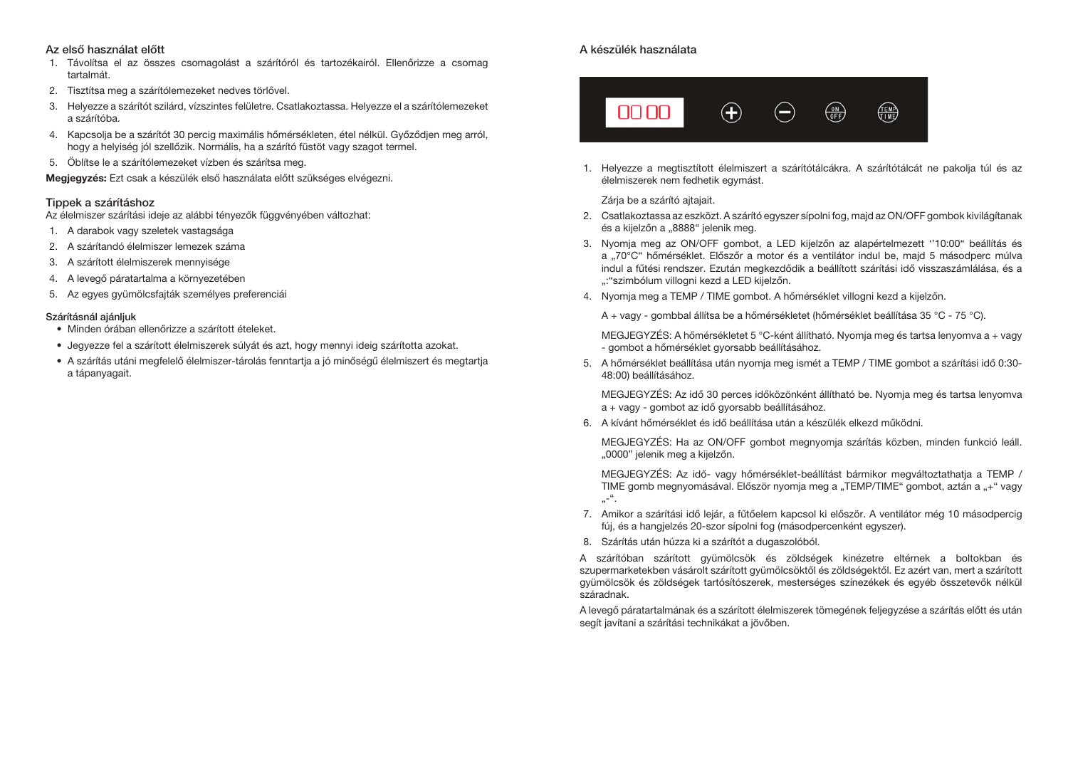## Az első használat előtt

1. Távolítsa el az összes csomagolást a szárítóról és tartozékairól. Ellenőrizze a csomag tartalmát.
2. Tisztítsa meg a szárítólemezeket nedves törlővel.
3. Helyezze a szárítót szilárd, vízszintes felületre. Csatlakoztassa. Helyezze el a szárítólemezeket a szárítóba.
4. Kapcsolja be a szárítót 30 percig maximális hőmérsékleten, étel nélkül. Győződjen meg arról, hogy a helyiség jól szellőzik. Normális, ha a szárító füstöt vagy szagot termel.
5. Öblítse le a szárítólemezeket vízben és szárítsa meg.

**Megjegyzés:** Ezt csak a készülék első használata előtt szükséges elvégezni.

## Tippek a szárításhoz

Az élelmiszer szárítási ideje az alábbi tényezők függvényében változhat:

1. A darabok vagy szeletek vastagsága
2. A szárítandó élelmiszer lemezek száma
3. A szárított élelmiszerek mennyisége
4. A levegő páratartalma a környezetében
5. Az egyes gyümölcsfajták személyes preferenciái

### Szárításnál ajánljuk

- Minden órában ellenőrizze a szárított ételeket.
- Jegyezze fel a szárított élelmiszerek súlyát és azt, hogy mennyi ideig szárította azokat.
- A szárítás utáni megfelelő élelmiszer-tárolás fenntartja a jó minőségű élelmiszert és megtartja a tápanyagait.

## A készülék használata

1. Helyezze a megtisztított élelmiszert a szárítótálcákra. A szárítótálcát ne pakolja túl és az élelmiszerek nem fedhetik egymást.

   Zárja be a szárító ajtajait.
2. Csatlakoztassa az eszközt. A szárító egyszer sípolni fog, majd az ON/OFF gombok kivilágítanak és a kijelzőn a „8888" jelenik meg.
3. Nyomja meg az ON/OFF gombot, a LED kijelzőn az alapértelmezett ''10:00" beállítás és a „70°C" hőmérséklet. Először a motor és a ventilátor indul be, majd 5 másodperc múlva indul a fűtési rendszer. Ezután megkezdődik a beállított szárítási idő visszaszámlálása, és a „:"szimbólum villogni kezd a LED kijelzőn.
4. Nyomja meg a TEMP / TIME gombot. A hőmérséklet villogni kezd a kijelzőn.

   A + vagy - gombbal állítsa be a hőmérsékletet (hőmérséklet beállítása 35 °C - 75 °C).

   MEGJEGYZÉS: A hőmérsékletet 5 °C-ként állítható. Nyomja meg és tartsa lenyomva a + vagy - gombot a hőmérséklet gyorsabb beállításához.
5. A hőmérséklet beállítása után nyomja meg ismét a TEMP / TIME gombot a szárítási idő 0:30-48:00) beállításához.

   MEGJEGYZÉS: Az idő 30 perces időközönként állítható be. Nyomja meg és tartsa lenyomva a + vagy - gombot az idő gyorsabb beállításához.
6. A kívánt hőmérséklet és idő beállítása után a készülék elkezd működni.

   MEGJEGYZÉS: Ha az ON/OFF gombot megnyomja szárítás közben, minden funkció leáll. „0000" jelenik meg a kijelzőn.

   MEGJEGYZÉS: Az idő- vagy hőmérséklet-beállítást bármikor megváltoztathatja a TEMP / TIME gomb megnyomásával. Először nyomja meg a „TEMP/TIME" gombot, aztán a „+" vagy „-".
7. Amikor a szárítási idő lejár, a fűtőelem kapcsol ki először. A ventilátor még 10 másodpercig fúj, és a hangjelzés 20-szor sípolni fog (másodpercenként egyszer).
8. Szárítás után húzza ki a szárítót a dugaszolóból.

A szárítóban szárított gyümölcsök és zöldségek kinézetre eltérnek a boltokban és szupermarketekben vásárolt szárított gyümölcsöktől és zöldségektől. Ez azért van, mert a szárított gyümölcsök és zöldségek tartósítószerek, mesterséges színezékek és egyéb összetevők nélkül száradnak.

A levegő páratartalmának és a szárított élelmiszerek tömegének feljegyzése a szárítás előtt és után segít javítani a szárítási technikákat a jövőben.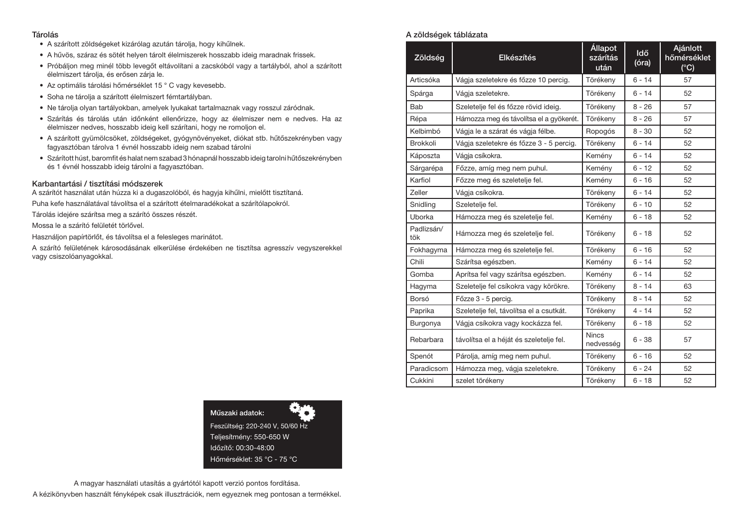### Tárolás

- A szárított zöldségeket kizárólag azután tárolja, hogy kihűlnek.
- A hűvös, száraz és sötét helyen tárolt élelmiszerek hosszabb ideig maradnak frissek.
- Próbáljon meg minél több levegőt eltávolítani a zacskóból vagy a tartályból, ahol a szárított élelmiszert tárolja, és erősen zárja le.
- Az optimális tárolási hőmérséklet 15 ° C vagy kevesebb.
- Soha ne tárolja a szárított élelmiszert fémtartályban.
- Ne tárolja olyan tartályokban, amelyek lyukakat tartalmaznak vagy rosszul záródnak.
- Szárítás és tárolás után időnként ellenőrizze, hogy az élelmiszer nem e nedves. Ha az élelmiszer nedves, hosszabb ideig kell szárítani, hogy ne romoljon el.
- A szárított gyümölcsöket, zöldségeket, gyógynövényeket, diókat stb. hűtőszekrényben vagy fagyasztóban tárolva 1 évnél hosszabb ideig nem szabad tárolni
- Szárított húst, baromfit és halat nem szabad 3 hónapnál hosszabb ideig tarolni hűtőszekrényben és 1 évnél hosszabb ideig tárolni a fagyasztóban.

### Karbantartási / tisztítási módszerek

A szárítót használat után húzza ki a dugaszolóból, és hagyja kihűlni, mielőtt tisztítaná.

Puha kefe használatával távolítsa el a szárított ételmaradékokat a szárítólapokról.

Tárolás idejére szárítsa meg a szárító összes részét.

Mossa le a szárító felületét törlővel.

Használjon papírtörlőt, és távolítsa el a felesleges marinátot.

A szárító felületének károsodásának elkerülése érdekében ne tisztítsa agresszív vegyszerekkel vagy csiszolóanyagokkal.

**Műszaki adatok:**

Feszültség: 220-240 V, 50/60 Hz

Teljesítmény: 550-650 W

Időzítő: 00:30-48:00

Hőmérséklet: 35 °C - 75 °C

A magyar használati utasítás a gyártótól kapott verzió pontos fordítása.

A kézikönyvben használt fényképek csak illusztrációk, nem egyeznek meg pontosan a termékkel.

### A zöldségek táblázata

| Zöldség | Elkészítés | Állapot szárítás után | Idő (óra) | Ajánlott hőmérséklet (°C) |
|---|---|---|---|---|
| Articsóka | Vágja szeletekre és főzze 10 percig. | Törékeny | 6 - 14 | 57 |
| Spárga | Vágja szeletekre. | Törékeny | 6 - 14 | 52 |
| Bab | Szeletelje fel és főzze rövid ideig. | Törékeny | 8 - 26 | 57 |
| Répa | Hámozza meg és távolítsa el a gyökerét. | Törékeny | 8 - 26 | 57 |
| Kelbimbó | Vágja le a szárat és vágja félbe. | Ropogós | 8 - 30 | 52 |
| Brokkoli | Vágja szeletekre és főzze 3 - 5 percig. | Törékeny | 6 - 14 | 52 |
| Káposzta | Vágja csíkokra. | Kemény | 6 - 14 | 52 |
| Sárgarépa | Főzze, amíg meg nem puhul. | Kemény | 6 - 12 | 52 |
| Karfiol | Főzze meg és szeletelje fel. | Kemény | 6 - 16 | 52 |
| Zeller | Vágja csíkokra. | Törékeny | 6 - 14 | 52 |
| Snidling | Szeletelje fel. | Törékeny | 6 - 10 | 52 |
| Uborka | Hámozza meg és szeletelje fel. | Kemény | 6 - 18 | 52 |
| Padlizsán/ tök | Hámozza meg és szeletelje fel. | Törékeny | 6 - 18 | 52 |
| Fokhagyma | Hámozza meg és szeletelje fel. | Törékeny | 6 - 16 | 52 |
| Chili | Szárítsa egészben. | Kemény | 6 - 14 | 52 |
| Gomba | Aprítsa fel vagy szárítsa egészben. | Kemény | 6 - 14 | 52 |
| Hagyma | Szeletelje fel csíkokra vagy körökre. | Törékeny | 8 - 14 | 63 |
| Borsó | Főzze 3 - 5 percig. | Törékeny | 8 - 14 | 52 |
| Paprika | Szeletelje fel, távolítsa el a csutkát. | Törékeny | 4 - 14 | 52 |
| Burgonya | Vágja csíkokra vagy kockázza fel. | Törékeny | 6 - 18 | 52 |
| Rebarbara | távolítsa el a héját és szeletelje fel. | Nincs nedvesség | 6 - 38 | 57 |
| Spenót | Párolja, amíg meg nem puhul. | Törékeny | 6 - 16 | 52 |
| Paradicsom | Hámozza meg, vágja szeletekre. | Törékeny | 6 - 24 | 52 |
| Cukkini | szelet törékeny | Törékeny | 6 - 18 | 52 |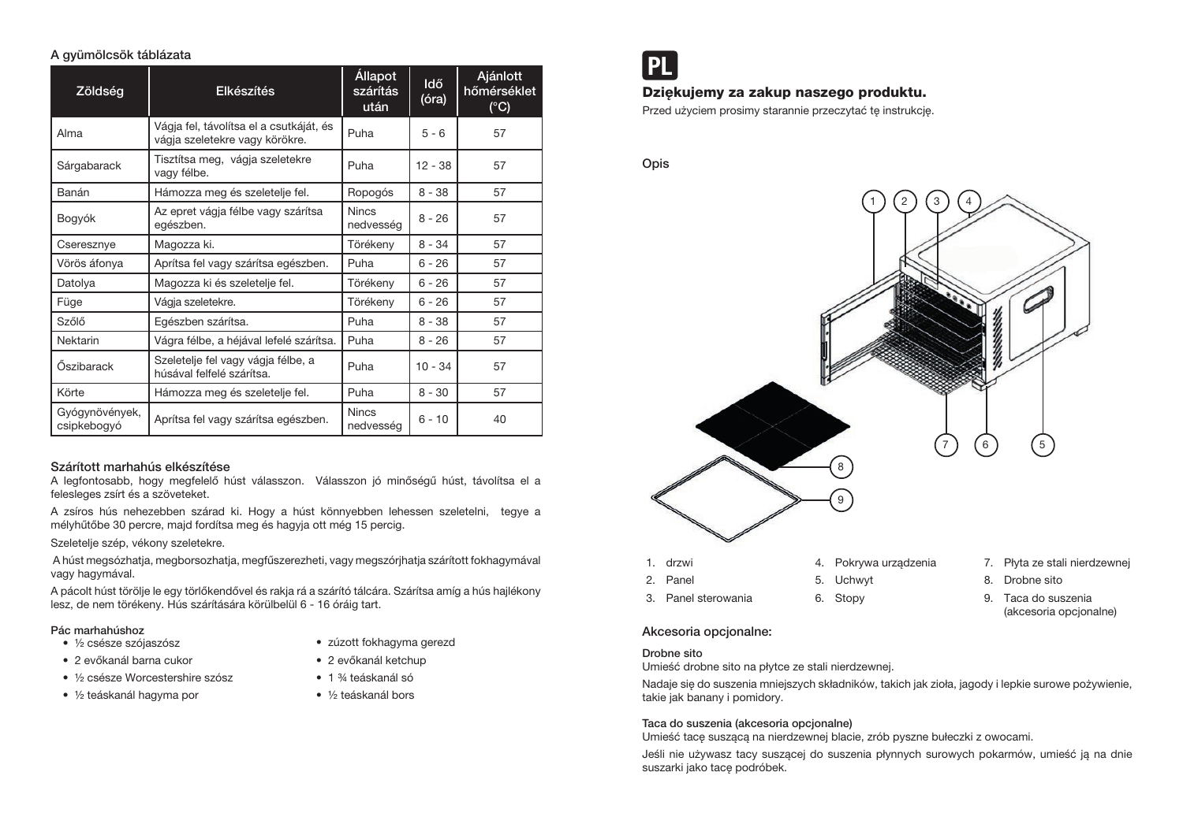A gyümölcsök táblázata

| Zöldség | Elkészítés | Állapot szárítás után | Idő (óra) | Ajánlott hőmérséklet (°C) |
| --- | --- | --- | --- | --- |
| Alma | Vágja fel, távolítsa el a csutkáját, és vágja szeletekre vagy körökre. | Puha | 5 - 6 | 57 |
| Sárgabarack | Tisztítsa meg, vágja szeletekre vagy félbe. | Puha | 12 - 38 | 57 |
| Banán | Hámozza meg és szeletelje fel. | Ropogós | 8 - 38 | 57 |
| Bogyók | Az epret vágja félbe vagy szárítsa egészben. | Nincs nedvesség | 8 - 26 | 57 |
| Cseresznye | Magozza ki. | Törékeny | 8 - 34 | 57 |
| Vörös áfonya | Aprítsa fel vagy szárítsa egészben. | Puha | 6 - 26 | 57 |
| Datolya | Magozza ki és szeletelje fel. | Törékeny | 6 - 26 | 57 |
| Füge | Vágja szeletekre. | Törékeny | 6 - 26 | 57 |
| Szőlő | Egészben szárítsa. | Puha | 8 - 38 | 57 |
| Nektarin | Vágra félbe, a héjával lefelé szárítsa. | Puha | 8 - 26 | 57 |
| Őszibarack | Szeletelje fel vagy vágja félbe, a húsával felfelé szárítsa. | Puha | 10 - 34 | 57 |
| Körte | Hámozza meg és szeletelje fel. | Puha | 8 - 30 | 57 |
| Gyógynövények, csipkebogyó | Aprítsa fel vagy szárítsa egészben. | Nincs nedvesség | 6 - 10 | 40 |

### Szárított marhahús elkészítése

A legfontosabb, hogy megfelelő húst válasszon. Válasszon jó minőségű húst, távolítsa el a felesleges zsírt és a szöveteket.

A zsíros hús nehezebben szárad ki. Hogy a húst könnyebben lehessen szeletelni, tegye a mélyhűtőbe 30 percre, majd fordítsa meg és hagyja ott még 15 percig.

Szeletelje szép, vékony szeletekre.

A húst megsózhatja, megborsozhatja, megfűszerezheti, vagy megszórjhatja szárított fokhagymával vagy hagymával.

A pácolt húst törölje le egy törlőkendővel és rakja rá a szárító tálcára. Szárítsa amíg a hús hajlékony lesz, de nem törékeny. Hús szárítására körülbelül 6 - 16 óráig tart.

#### Pác marhahúshoz

- ½ csésze szójaszósz
- 2 evőkanál barna cukor
- ½ csésze Worcestershire szósz
- ½ teáskanál hagyma por
- zúzott fokhagyma gerezd
- 2 evőkanál ketchup
- 1 ¾ teáskanál só
- ½ teáskanál bors

# PL

## Dziękujemy za zakup naszego produktu.

Przed użyciem prosimy starannie przeczytać tę instrukcję.

### Opis

1. drzwi
2. Panel
3. Panel sterowania
4. Pokrywa urządzenia
5. Uchwyt
6. Stopy
7. Płyta ze stali nierdzewnej
8. Drobne sito
9. Taca do suszenia (akcesoria opcjonalne)

### Akcesoria opcjonalne:

#### Drobne sito

Umieść drobne sito na płytce ze stali nierdzewnej.

Nadaje się do suszenia mniejszych składników, takich jak zioła, jagody i lepkie surowe pożywienie, takie jak banany i pomidory.

#### Taca do suszenia (akcesoria opcjonalne)

Umieść tacę suszącą na nierdzewnej blacie, zrób pyszne bułeczki z owocami.

Jeśli nie używasz tacy suszącej do suszenia płynnych surowych pokarmów, umieść ją na dnie suszarki jako tacę podróbek.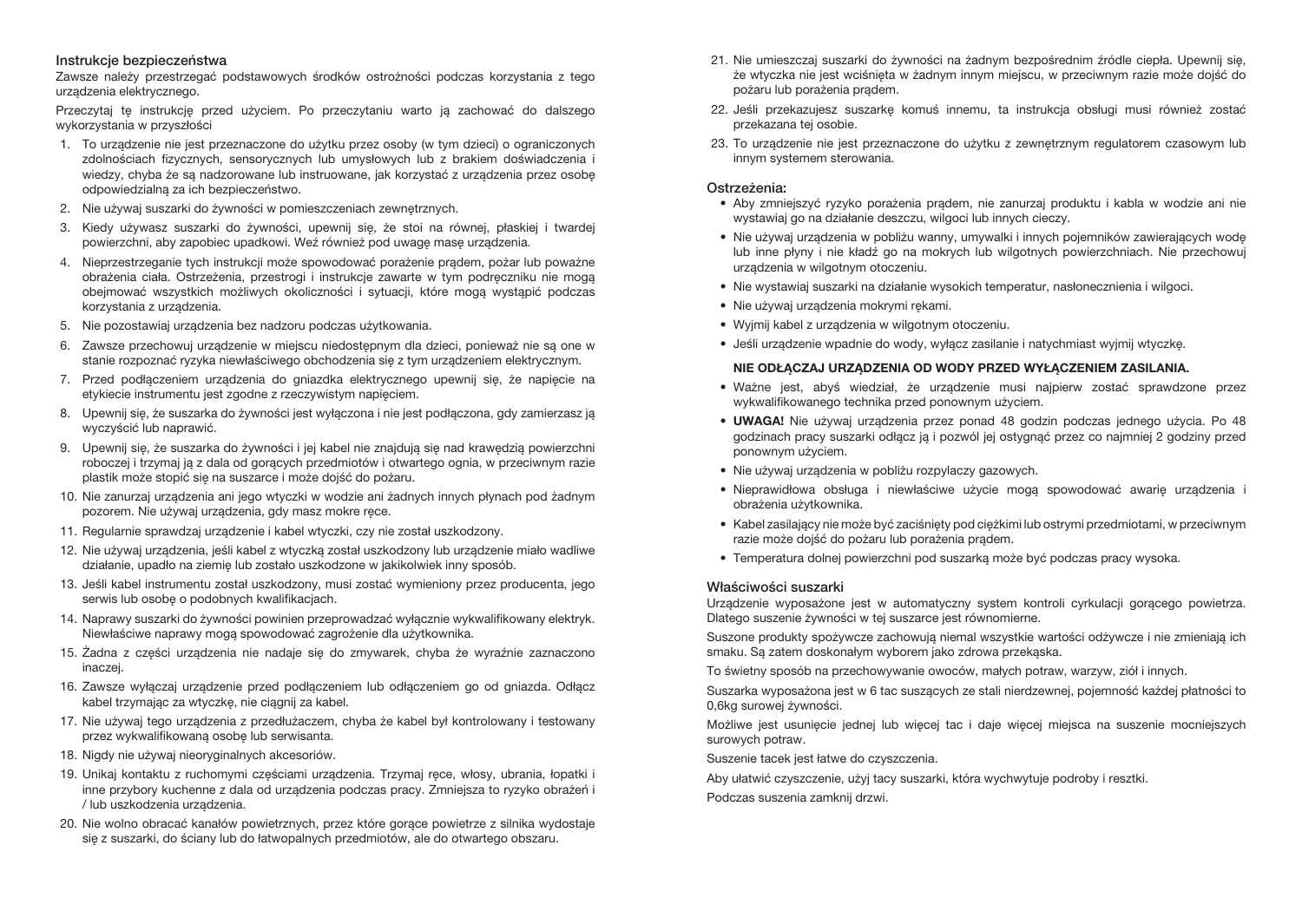### Instrukcje bezpieczeństwa

Zawsze należy przestrzegać podstawowych środków ostrożności podczas korzystania z tego urządzenia elektrycznego.

Przeczytaj tę instrukcję przed użyciem. Po przeczytaniu warto ją zachować do dalszego wykorzystania w przyszłości

1. To urządzenie nie jest przeznaczone do użytku przez osoby (w tym dzieci) o ograniczonych zdolnościach fizycznych, sensorycznych lub umysłowych lub z brakiem doświadczenia i wiedzy, chyba że są nadzorowane lub instruowane, jak korzystać z urządzenia przez osobę odpowiedzialną za ich bezpieczeństwo.
2. Nie używaj suszarki do żywności w pomieszczeniach zewnętrznych.
3. Kiedy używasz suszarki do żywności, upewnij się, że stoi na równej, płaskiej i twardej powierzchni, aby zapobiec upadkowi. Weź również pod uwagę masę urządzenia.
4. Nieprzestrzeganie tych instrukcji może spowodować porażenie prądem, pożar lub poważne obrażenia ciała. Ostrzeżenia, przestrogi i instrukcje zawarte w tym podręczniku nie mogą obejmować wszystkich możliwych okoliczności i sytuacji, które mogą wystąpić podczas korzystania z urządzenia.
5. Nie pozostawiaj urządzenia bez nadzoru podczas użytkowania.
6. Zawsze przechowuj urządzenie w miejscu niedostępnym dla dzieci, ponieważ nie są one w stanie rozpoznać ryzyka niewłaściwego obchodzenia się z tym urządzeniem elektrycznym.
7. Przed podłączeniem urządzenia do gniazdka elektrycznego upewnij się, że napięcie na etykiecie instrumentu jest zgodne z rzeczywistym napięciem.
8. Upewnij się, że suszarka do żywności jest wyłączona i nie jest podłączona, gdy zamierzasz ją wyczyścić lub naprawić.
9. Upewnij się, że suszarka do żywności i jej kabel nie znajdują się nad krawędzią powierzchni roboczej i trzymaj ją z dala od gorących przedmiotów i otwartego ognia, w przeciwnym razie plastik może stopić się na suszarce i może dojść do pożaru.
10. Nie zanurzaj urządzenia ani jego wtyczki w wodzie ani żadnych innych płynach pod żadnym pozorem. Nie używaj urządzenia, gdy masz mokre ręce.
11. Regularnie sprawdzaj urządzenie i kabel wtyczki, czy nie został uszkodzony.
12. Nie używaj urządzenia, jeśli kabel z wtyczką został uszkodzony lub urządzenie miało wadliwe działanie, upadło na ziemię lub zostało uszkodzone w jakikolwiek inny sposób.
13. Jeśli kabel instrumentu został uszkodzony, musi zostać wymieniony przez producenta, jego serwis lub osobę o podobnych kwalifikacjach.
14. Naprawy suszarki do żywności powinien przeprowadzać wyłącznie wykwalifikowany elektryk. Niewłaściwe naprawy mogą spowodować zagrożenie dla użytkownika.
15. Żadna z części urządzenia nie nadaje się do zmywarek, chyba że wyraźnie zaznaczono inaczej.
16. Zawsze wyłączaj urządzenie przed podłączeniem lub odłączeniem go od gniazda. Odłącz kabel trzymając za wtyczkę, nie ciągnij za kabel.
17. Nie używaj tego urządzenia z przedłużaczem, chyba że kabel był kontrolowany i testowany przez wykwalifikowaną osobę lub serwisanta.
18. Nigdy nie używaj nieoryginalnych akcesoriów.
19. Unikaj kontaktu z ruchomymi częściami urządzenia. Trzymaj ręce, włosy, ubrania, łopatki i inne przybory kuchenne z dala od urządzenia podczas pracy. Zmniejsza to ryzyko obrażeń i / lub uszkodzenia urządzenia.
20. Nie wolno obracać kanałów powietrznych, przez które gorące powietrze z silnika wydostaje się z suszarki, do ściany lub do łatwopalnych przedmiotów, ale do otwartego obszaru.
21. Nie umieszczaj suszarki do żywności na żadnym bezpośrednim źródle ciepła. Upewnij się, że wtyczka nie jest wciśnięta w żadnym innym miejscu, w przeciwnym razie może dojść do pożaru lub porażenia prądem.
22. Jeśli przekazujesz suszarkę komuś innemu, ta instrukcja obsługi musi również zostać przekazana tej osobie.
23. To urządzenie nie jest przeznaczone do użytku z zewnętrznym regulatorem czasowym lub innym systemem sterowania.

### Ostrzeżenia:

- Aby zmniejszyć ryzyko porażenia prądem, nie zanurzaj produktu i kabla w wodzie ani nie wystawiaj go na działanie deszczu, wilgoci lub innych cieczy.
- Nie używaj urządzenia w pobliżu wanny, umywalki i innych pojemników zawierających wodę lub inne płyny i nie kładź go na mokrych lub wilgotnych powierzchniach. Nie przechowuj urządzenia w wilgotnym otoczeniu.
- Nie wystawiaj suszarki na działanie wysokich temperatur, nasłonecznienia i wilgoci.
- Nie używaj urządzenia mokrymi rękami.
- Wyjmij kabel z urządzenia w wilgotnym otoczeniu.
- Jeśli urządzenie wpadnie do wody, wyłącz zasilanie i natychmiast wyjmij wtyczkę.

**NIE ODŁĄCZAJ URZĄDZENIA OD WODY PRZED WYŁĄCZENIEM ZASILANIA.**

- Ważne jest, abyś wiedział, że urządzenie musi najpierw zostać sprawdzone przez wykwalifikowanego technika przed ponownym użyciem.
- **UWAGA!** Nie używaj urządzenia przez ponad 48 godzin podczas jednego użycia. Po 48 godzinach pracy suszarki odłącz ją i pozwól jej ostygnąć przez co najmniej 2 godziny przed ponownym użyciem.
- Nie używaj urządzenia w pobliżu rozpylaczy gazowych.
- Nieprawidłowa obsługa i niewłaściwe użycie mogą spowodować awarię urządzenia i obrażenia użytkownika.
- Kabel zasilający nie może być zaciśnięty pod ciężkimi lub ostrymi przedmiotami, w przeciwnym razie może dojść do pożaru lub porażenia prądem.
- Temperatura dolnej powierzchni pod suszarką może być podczas pracy wysoka.

### Właściwości suszarki

Urządzenie wyposażone jest w automatyczny system kontroli cyrkulacji gorącego powietrza. Dlatego suszenie żywności w tej suszarce jest równomierne.

Suszone produkty spożywcze zachowują niemal wszystkie wartości odżywcze i nie zmieniają ich smaku. Są zatem doskonałym wyborem jako zdrowa przekąska.

To świetny sposób na przechowywanie owoców, małych potraw, warzyw, ziół i innych.

Suszarka wyposażona jest w 6 tac suszących ze stali nierdzewnej, pojemność każdej płatności to 0,6kg surowej żywności.

Możliwe jest usunięcie jednej lub więcej tac i daje więcej miejsca na suszenie mocniejszych surowych potraw.

Suszenie tacek jest łatwe do czyszczenia.

Aby ułatwić czyszczenie, użyj tacy suszarki, która wychwytuje podroby i resztki.

Podczas suszenia zamknij drzwi.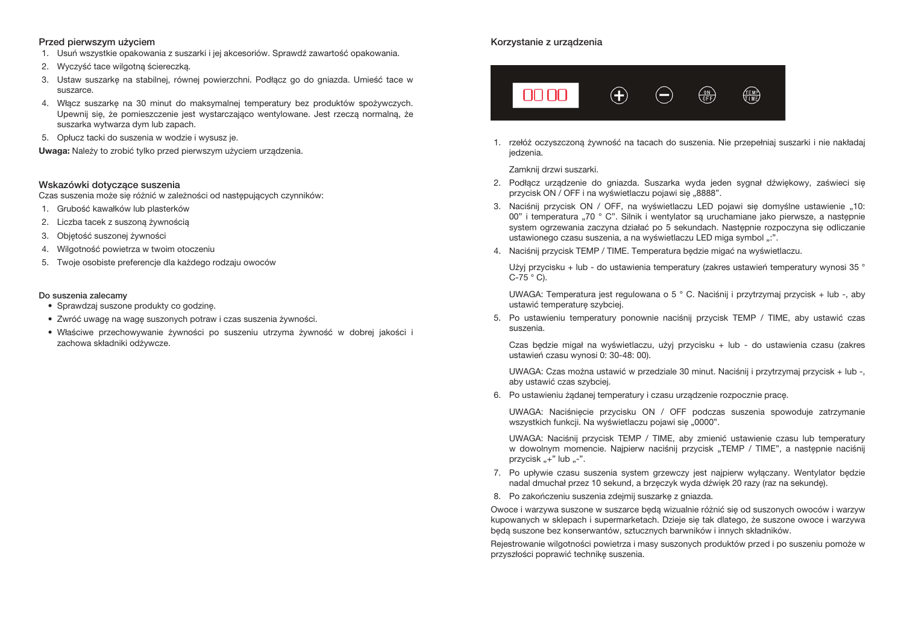## Przed pierwszym użyciem

1. Usuń wszystkie opakowania z suszarki i jej akcesoriów. Sprawdź zawartość opakowania.
2. Wyczyść tace wilgotną ściereczką.
3. Ustaw suszarkę na stabilnej, równej powierzchni. Podłącz go do gniazda. Umieść tace w suszarce.
4. Włącz suszarkę na 30 minut do maksymalnej temperatury bez produktów spożywczych. Upewnij się, że pomieszczenie jest wystarczająco wentylowane. Jest rzeczą normalną, że suszarka wytwarza dym lub zapach.
5. Opłucz tacki do suszenia w wodzie i wysusz je.

**Uwaga:** Należy to zrobić tylko przed pierwszym użyciem urządzenia.

## Wskazówki dotyczące suszenia

Czas suszenia może się różnić w zależności od następujących czynników:

1. Grubość kawałków lub plasterków
2. Liczba tacek z suszoną żywnością
3. Objętość suszonej żywności
4. Wilgotność powietrza w twoim otoczeniu
5. Twoje osobiste preferencje dla każdego rodzaju owoców

### Do suszenia zalecamy

- Sprawdzaj suszone produkty co godzinę.
- Zwróć uwagę na wagę suszonych potraw i czas suszenia żywności.
- Właściwe przechowywanie żywności po suszeniu utrzyma żywność w dobrej jakości i zachowa składniki odżywcze.

## Korzystanie z urządzenia

1. rzełóż oczyszczoną żywność na tacach do suszenia. Nie przepełniaj suszarki i nie nakładaj jedzenia.

   Zamknij drzwi suszarki.

2. Podłącz urządzenie do gniazda. Suszarka wyda jeden sygnał dźwiękowy, zaświeci się przycisk ON / OFF i na wyświetlaczu pojawi się „8888".
3. Naciśnij przycisk ON / OFF, na wyświetlaczu LED pojawi się domyślne ustawienie „10: 00" i temperatura „70 ° C". Silnik i wentylator są uruchamiane jako pierwsze, a następnie system ogrzewania zaczyna działać po 5 sekundach. Następnie rozpoczyna się odliczanie ustawionego czasu suszenia, a na wyświetlaczu LED miga symbol „:".
4. Naciśnij przycisk TEMP / TIME. Temperatura będzie migać na wyświetlaczu.

   Użyj przycisku + lub - do ustawienia temperatury (zakres ustawień temperatury wynosi 35 ° C-75 ° C).

   UWAGA: Temperatura jest regulowana o 5 ° C. Naciśnij i przytrzymaj przycisk + lub -, aby ustawić temperaturę szybciej.

5. Po ustawieniu temperatury ponownie naciśnij przycisk TEMP / TIME, aby ustawić czas suszenia.

   Czas będzie migał na wyświetlaczu, użyj przycisku + lub - do ustawienia czasu (zakres ustawień czasu wynosi 0: 30-48: 00).

   UWAGA: Czas można ustawić w przedziale 30 minut. Naciśnij i przytrzymaj przycisk + lub -, aby ustawić czas szybciej.

6. Po ustawieniu żądanej temperatury i czasu urządzenie rozpocznie pracę.

   UWAGA: Naciśnięcie przycisku ON / OFF podczas suszenia spowoduje zatrzymanie wszystkich funkcji. Na wyświetlaczu pojawi się „0000".

   UWAGA: Naciśnij przycisk TEMP / TIME, aby zmienić ustawienie czasu lub temperatury w dowolnym momencie. Najpierw naciśnij przycisk „TEMP / TIME", a następnie naciśnij przycisk „+" lub „-".

7. Po upływie czasu suszenia system grzewczy jest najpierw wyłączany. Wentylator będzie nadal dmuchał przez 10 sekund, a brzęczyk wyda dźwięk 20 razy (raz na sekundę).
8. Po zakończeniu suszenia zdejmij suszarkę z gniazda.

Owoce i warzywa suszone w suszarce będą wizualnie różnić się od suszonych owoców i warzyw kupowanych w sklepach i supermarketach. Dzieje się tak dlatego, że suszone owoce i warzywa będą suszone bez konserwantów, sztucznych barwników i innych składników.

Rejestrowanie wilgotności powietrza i masy suszonych produktów przed i po suszeniu pomoże w przyszłości poprawić technikę suszenia.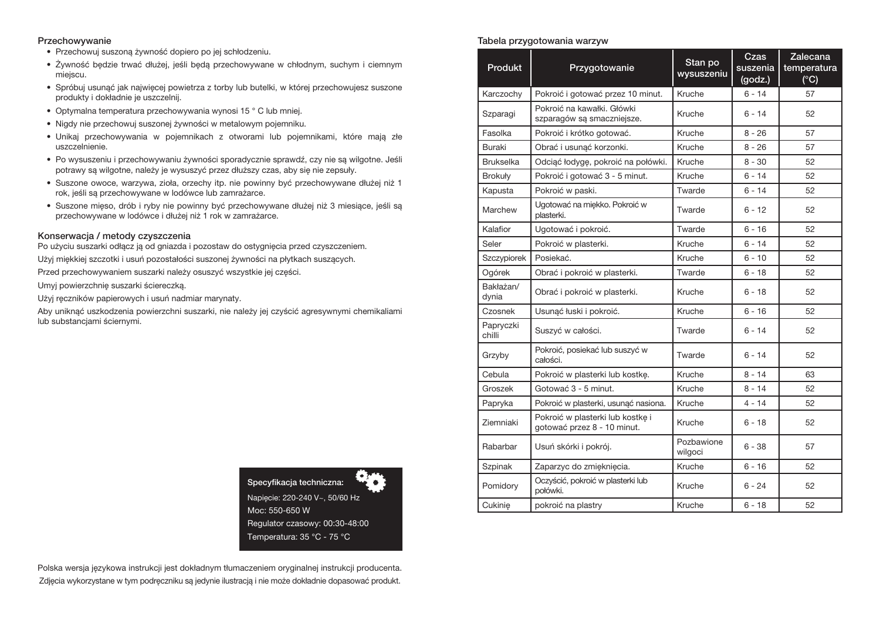## Przechowywanie

- Przechowuj suszoną żywność dopiero po jej schłodzeniu.
- Żywność będzie trwać dłużej, jeśli będą przechowywane w chłodnym, suchym i ciemnym miejscu.
- Spróbuj usunąć jak najwięcej powietrza z torby lub butelki, w której przechowujesz suszone produkty i dokładnie je uszczelnij.
- Optymalna temperatura przechowywania wynosi 15 ° C lub mniej.
- Nigdy nie przechowuj suszonej żywności w metalowym pojemniku.
- Unikaj przechowywania w pojemnikach z otworami lub pojemnikami, które mają złe uszczelnienie.
- Po wysuszeniu i przechowywaniu żywności sporadycznie sprawdź, czy nie są wilgotne. Jeśli potrawy są wilgotne, należy je wysuszyć przez dłuższy czas, aby się nie zepsuły.
- Suszone owoce, warzywa, zioła, orzechy itp. nie powinny być przechowywane dłużej niż 1 rok, jeśli są przechowywane w lodówce lub zamrażarce.
- Suszone mięso, drób i ryby nie powinny być przechowywane dłużej niż 3 miesiące, jeśli są przechowywane w lodówce i dłużej niż 1 rok w zamrażarce.

## Konserwacja / metody czyszczenia

Po użyciu suszarki odłącz ją od gniazda i pozostaw do ostygnięcia przed czyszczeniem.

Użyj miękkiej szczotki i usuń pozostałości suszonej żywności na płytkach suszących.

Przed przechowywaniem suszarki należy osuszyć wszystkie jej części.

Umyj powierzchnię suszarki ściereczką.

Użyj ręczników papierowych i usuń nadmiar marynaty.

Aby uniknąć uszkodzenia powierzchni suszarki, nie należy jej czyścić agresywnymi chemikaliami lub substancjami ściernymi.

**Specyfikacja techniczna:**

Napięcie: 220-240 V~, 50/60 Hz

Moc: 550-650 W

Regulator czasowy: 00:30-48:00

Temperatura: 35 °C - 75 °C

Polska wersja językowa instrukcji jest dokładnym tłumaczeniem oryginalnej instrukcji producenta.

Zdjęcia wykorzystane w tym podręczniku są jedynie ilustracją i nie może dokładnie dopasować produkt.

## Tabela przygotowania warzyw

| Produkt | Przygotowanie | Stan po wysuszeniu | Czas suszenia (godz.) | Zalecana temperatura (°C) |
|---|---|---|---|---|
| Karczochy | Pokroić i gotować przez 10 minut. | Kruche | 6 - 14 | 57 |
| Szparagi | Pokroić na kawałki. Główki szparagów są smaczniejsze. | Kruche | 6 - 14 | 52 |
| Fasolka | Pokroić i krótko gotować. | Kruche | 8 - 26 | 57 |
| Buraki | Obrać i usunąć korzonki. | Kruche | 8 - 26 | 57 |
| Brukselka | Odciąć łodygę, pokroić na połówki. | Kruche | 8 - 30 | 52 |
| Brokuły | Pokroić i gotować 3 - 5 minut. | Kruche | 6 - 14 | 52 |
| Kapusta | Pokroić w paski. | Twarde | 6 - 14 | 52 |
| Marchew | Ugotować na miękko. Pokroić w plasterki. | Twarde | 6 - 12 | 52 |
| Kalafior | Ugotować i pokroić. | Twarde | 6 - 16 | 52 |
| Seler | Pokroić w plasterki. | Kruche | 6 - 14 | 52 |
| Szczypiorek | Posiekać. | Kruche | 6 - 10 | 52 |
| Ogórek | Obrać i pokroić w plasterki. | Twarde | 6 - 18 | 52 |
| Bakłażan/ dynia | Obrać i pokroić w plasterki. | Kruche | 6 - 18 | 52 |
| Czosnek | Usunąć łuski i pokroić. | Kruche | 6 - 16 | 52 |
| Papryczki chilli | Suszyć w całości. | Twarde | 6 - 14 | 52 |
| Grzyby | Pokroić, posiekać lub suszyć w całości. | Twarde | 6 - 14 | 52 |
| Cebula | Pokroić w plasterki lub kostkę. | Kruche | 8 - 14 | 63 |
| Groszek | Gotować 3 - 5 minut. | Kruche | 8 - 14 | 52 |
| Papryka | Pokroić w plasterki, usunąć nasiona. | Kruche | 4 - 14 | 52 |
| Ziemniaki | Pokroić w plasterki lub kostkę i gotować przez 8 - 10 minut. | Kruche | 6 - 18 | 52 |
| Rabarbar | Usuń skórki i pokrój. | Pozbawione wilgoci | 6 - 38 | 57 |
| Szpinak | Zaparzyc do zmięknięcia. | Kruche | 6 - 16 | 52 |
| Pomidory | Oczyścić, pokroić w plasterki lub połówki. | Kruche | 6 - 24 | 52 |
| Cukinię | pokroić na plastry | Kruche | 6 - 18 | 52 |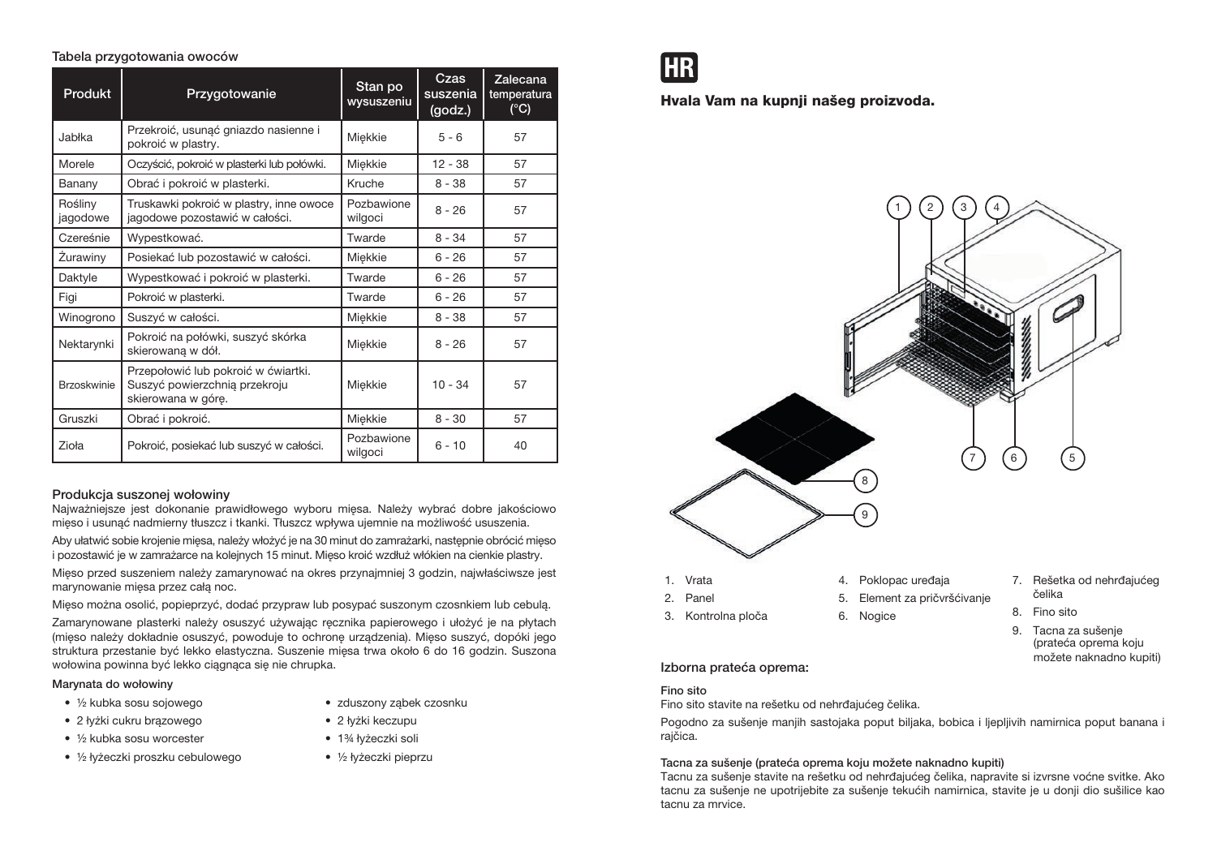Tabela przygotowania owoców

| Produkt | Przygotowanie | Stan po wysuszeniu | Czas suszenia (godz.) | Zalecana temperatura (°C) |
|---|---|---|---|---|
| Jabłka | Przekroić, usunąć gniazdo nasienne i pokroić w plastry. | Miękkie | 5 - 6 | 57 |
| Morele | Oczyścić, pokroić w plasterki lub połówki. | Miękkie | 12 - 38 | 57 |
| Banany | Obrać i pokroić w plasterki. | Kruche | 8 - 38 | 57 |
| Rośliny jagodowe | Truskawki pokroić w plastry, inne owoce jagodowe pozostawić w całości. | Pozbawione wilgoci | 8 - 26 | 57 |
| Czereśnie | Wypestkować. | Twarde | 8 - 34 | 57 |
| Żurawiny | Posiekać lub pozostawić w całości. | Miękkie | 6 - 26 | 57 |
| Daktyle | Wypestkować i pokroić w plasterki. | Twarde | 6 - 26 | 57 |
| Figi | Pokroić w plasterki. | Twarde | 6 - 26 | 57 |
| Winogrono | Suszyć w całości. | Miękkie | 8 - 38 | 57 |
| Nektarynki | Pokroić na połówki, suszyć skórka skierowaną w dół. | Miękkie | 8 - 26 | 57 |
| Brzoskwinie | Przepołowić lub pokroić w ćwiartki. Suszyć powierzchnią przekroju skierowana w górę. | Miękkie | 10 - 34 | 57 |
| Gruszki | Obrać i pokroić. | Miękkie | 8 - 30 | 57 |
| Zioła | Pokroić, posiekać lub suszyć w całości. | Pozbawione wilgoci | 6 - 10 | 40 |

### Produkcja suszonej wołowiny

Najważniejsze jest dokonanie prawidłowego wyboru mięsa. Należy wybrać dobre jakościowo mięso i usunąć nadmierny tłuszcz i tkanki. Tłuszcz wpływa ujemnie na możliwość ususzenia.

Aby ułatwić sobie krojenie mięsa, należy włożyć je na 30 minut do zamrażarki, następnie obrócić mięso i pozostawić je w zamrażarce na kolejnych 15 minut. Mięso kroić wzdłuż włókien na cienkie plastry.

Mięso przed suszeniem należy zamarynować na okres przynajmniej 3 godzin, najwłaściwsze jest marynowanie mięsa przez całą noc.

Mięso można osolić, popieprzyć, dodać przypraw lub posypać suszonym czosnkiem lub cebulą.

Zamarynowane plasterki należy osuszyć używając ręcznika papierowego i ułożyć je na płytach (mięso należy dokładnie osuszyć, powoduje to ochronę urządzenia). Mięso suszyć, dopóki jego struktura przestanie być lekko elastyczna. Suszenie mięsa trwa około 6 do 16 godzin. Suszona wołowina powinna być lekko ciągnąca się nie chrupka.

#### Marynata do wołowiny

- ½ kubka sosu sojowego
- 2 łyżki cukru brązowego
- ½ kubka sosu worcester
- ½ łyżeczki proszku cebulowego
- zduszony ząbek czosnku
- 2 łyżki keczupu
- 1¾ łyżeczki soli
- ½ łyżeczki pieprzu

# HR

## Hvala Vam na kupnji našeg proizvoda.

1. Vrata
2. Panel
3. Kontrolna ploča
4. Poklopac uređaja
5. Element za pričvršćivanje
6. Nogice
7. Rešetka od nehrđajućeg čelika
8. Fino sito
9. Tacna za sušenje (prateća oprema koju možete naknadno kupiti)

### Izborna prateća oprema:

#### Fino sito

Fino sito stavite na rešetku od nehrđajućeg čelika.

Pogodno za sušenje manjih sastojaka poput biljaka, bobica i ljepljivih namirnica poput banana i rajčica.

#### Tacna za sušenje (prateća oprema koju možete naknadno kupiti)

Tacnu za sušenje stavite na rešetku od nehrđajućeg čelika, napravite si izvrsne voćne svitke. Ako tacnu za sušenje ne upotrijebite za sušenje tekućih namirnica, stavite je u donji dio sušilice kao tacnu za mrvice.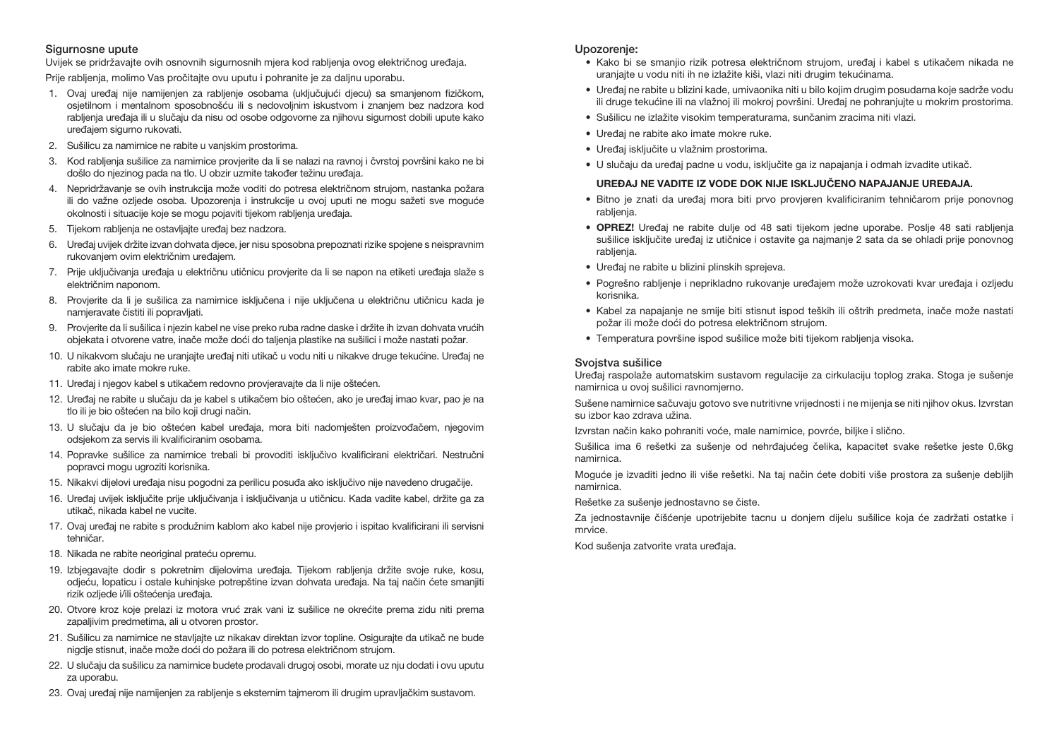## Sigurnosne upute

Uvijek se pridržavajte ovih osnovnih sigurnosnih mjera kod rabljenja ovog električnog uređaja.

Prije rabljenja, molimo Vas pročitajte ovu uputu i pohranite je za daljnu uporabu.

1. Ovaj uređaj nije namijenjen za rabljenje osobama (uključujući djecu) sa smanjenom fizičkom, osjetilnom i mentalnom sposobnošću ili s nedovoljnim iskustvom i znanjem bez nadzora kod rabljenja uređaja ili u slučaju da nisu od osobe odgovorne za njihovu sigurnost dobili upute kako uređajem sigurno rukovati.
2. Sušilicu za namirnice ne rabite u vanjskim prostorima.
3. Kod rabljenja sušilice za namirnice provjerite da li se nalazi na ravnoj i čvrstoj površini kako ne bi došlo do njezinog pada na tlo. U obzir uzmite također težinu uređaja.
4. Nepridržavanje se ovih instrukcija može voditi do potresa električnom strujom, nastanka požara ili do važne ozljede osoba. Upozorenja i instrukcije u ovoj uputi ne mogu sažeti sve moguće okolnosti i situacije koje se mogu pojaviti tijekom rabljenja uređaja.
5. Tijekom rabljenja ne ostavljajte uređaj bez nadzora.
6. Uređaj uvijek držite izvan dohvata djece, jer nisu sposobna prepoznati rizike spojene s neispravnim rukovanjem ovim električnim uređajem.
7. Prije uključivanja uređaja u električnu utičnicu provjerite da li se napon na etiketi uređaja slaže s električnim naponom.
8. Provjerite da li je sušilica za namirnice isključena i nije uključena u električnu utičnicu kada je namjeravate čistiti ili popravljati.
9. Provjerite da li sušilica i njezin kabel ne vise preko ruba radne daske i držite ih izvan dohvata vrućih objekata i otvorene vatre, inače može doći do taljenja plastike na sušilici i može nastati požar.
10. U nikakvom slučaju ne uranjajte uređaj niti utikač u vodu niti u nikakve druge tekućine. Uređaj ne rabite ako imate mokre ruke.
11. Uređaj i njegov kabel s utikačem redovno provjeravajte da li nije oštećen.
12. Uređaj ne rabite u slučaju da je kabel s utikačem bio oštećen, ako je uređaj imao kvar, pao je na tlo ili je bio oštećen na bilo koji drugi način.
13. U slučaju da je bio oštećen kabel uređaja, mora biti nadomješten proizvođačem, njegovim odsjekom za servis ili kvalificiranim osobama.
14. Popravke sušilice za namirnice trebali bi provoditi isključivo kvalificirani električari. Nestručni popravci mogu ugroziti korisnika.
15. Nikakvi dijelovi uređaja nisu pogodni za perilicu posuđa ako isključivo nije navedeno drugačije.
16. Uređaj uvijek isključite prije uključivanja i isključivanja u utičnici. Kada vadite kabel, držite ga za utikač, nikada kabel ne vucite.
17. Ovaj uređaj ne rabite s produžnim kablom ako kabel nije provjerio i ispitao kvalificirani ili servisni tehničar.
18. Nikada ne rabite neoriginal prateću opremu.
19. Izbjegavajte dodir s pokretnim dijelovima uređaja. Tijekom rabljenja držite svoje ruke, kosu, odjeću, lopaticu i ostale kuhinjske potrepštine izvan dohvata uređaja. Na taj način ćete smanjiti rizik ozljede i/ili oštećenja uređaja.
20. Otvore kroz koje prelazi iz motora vruć zrak vani iz sušilice ne okrećite prema zidu niti prema zapaljivim predmetima, ali u otvoren prostor.
21. Sušilicu za namirnice ne stavljajte uz nikakav direktan izvor topline. Osigurajte da utikač ne bude nigdje stisnut, inače može doći do požara ili do potresa električnom strujom.
22. U slučaju da sušilicu za namirnice budete prodavali drugoj osobi, morate uz nju dodati i ovu uputu za uporabu.
23. Ovaj uređaj nije namijenjen za rabljenje s eksternim tajmerom ili drugim upravljačkim sustavom.

## Upozorenje:

- Kako bi se smanjio rizik potresa električnom strujom, uređaj i kabel s utikačem nikada ne uranjajte u vodu niti ih ne izlažite kiši, vlazi niti drugim tekućinama.
- Uređaj ne rabite u blizini kade, umivaonika niti u bilo kojim drugim posudama koje sadrže vodu ili druge tekućine ili na vlažnoj ili mokroj površini. Uređaj ne pohranjujte u mokrim prostorima.
- Sušilicu ne izlažite visokim temperaturama, sunčanim zracima niti vlazi.
- Uređaj ne rabite ako imate mokre ruke.
- Uređaj isključite u vlažnim prostorima.
- U slučaju da uređaj padne u vodu, isključite ga iz napajanja i odmah izvadite utikač.

**UREĐAJ NE VADITE IZ VODE DOK NIJE ISKLJUČENO NAPAJANJE UREĐAJA.**

- Bitno je znati da uređaj mora biti prvo provjeren kvalificiranim tehničarom prije ponovnog rabljenja.
- **OPREZ!** Uređaj ne rabite dulje od 48 sati tijekom jedne uporabe. Poslje 48 sati rabljenja sušilice isključite uređaj iz utičnice i ostavite ga najmanje 2 sata da se ohladi prije ponovnog rabljenja.
- Uređaj ne rabite u blizini plinskih sprejeva.
- Pogrešno rabljenje i neprikladno rukovanje uređajem može uzrokovati kvar uređaja i ozljedu korisnika.
- Kabel za napajanje ne smije biti stisnut ispod teških ili oštrih predmeta, inače može nastati požar ili može doći do potresa električnom strujom.
- Temperatura površine ispod sušilice može biti tijekom rabljenja visoka.

## Svojstva sušilice

Uređaj raspolaže automatskim sustavom regulacije za cirkulaciju toplog zraka. Stoga je sušenje namirnica u ovoj sušilici ravnomjerno.

Sušene namirnice sačuvaju gotovo sve nutritivne vrijednosti i ne mijenja se niti njihov okus. Izvrstan su izbor kao zdrava užina.

Izvrstan način kako pohraniti voće, male namirnice, povrće, biljke i slično.

Sušilica ima 6 rešetki za sušenje od nehrđajućeg čelika, kapacitet svake rešetke jeste 0,6kg namirnica.

Moguće je izvaditi jedno ili više rešetki. Na taj način ćete dobiti više prostora za sušenje debljih namirnica.

Rešetke za sušenje jednostavno se čiste.

Za jednostavnije čišćenje upotrijebite tacnu u donjem dijelu sušilice koja će zadržati ostatke i mrvice.

Kod sušenja zatvorite vrata uređaja.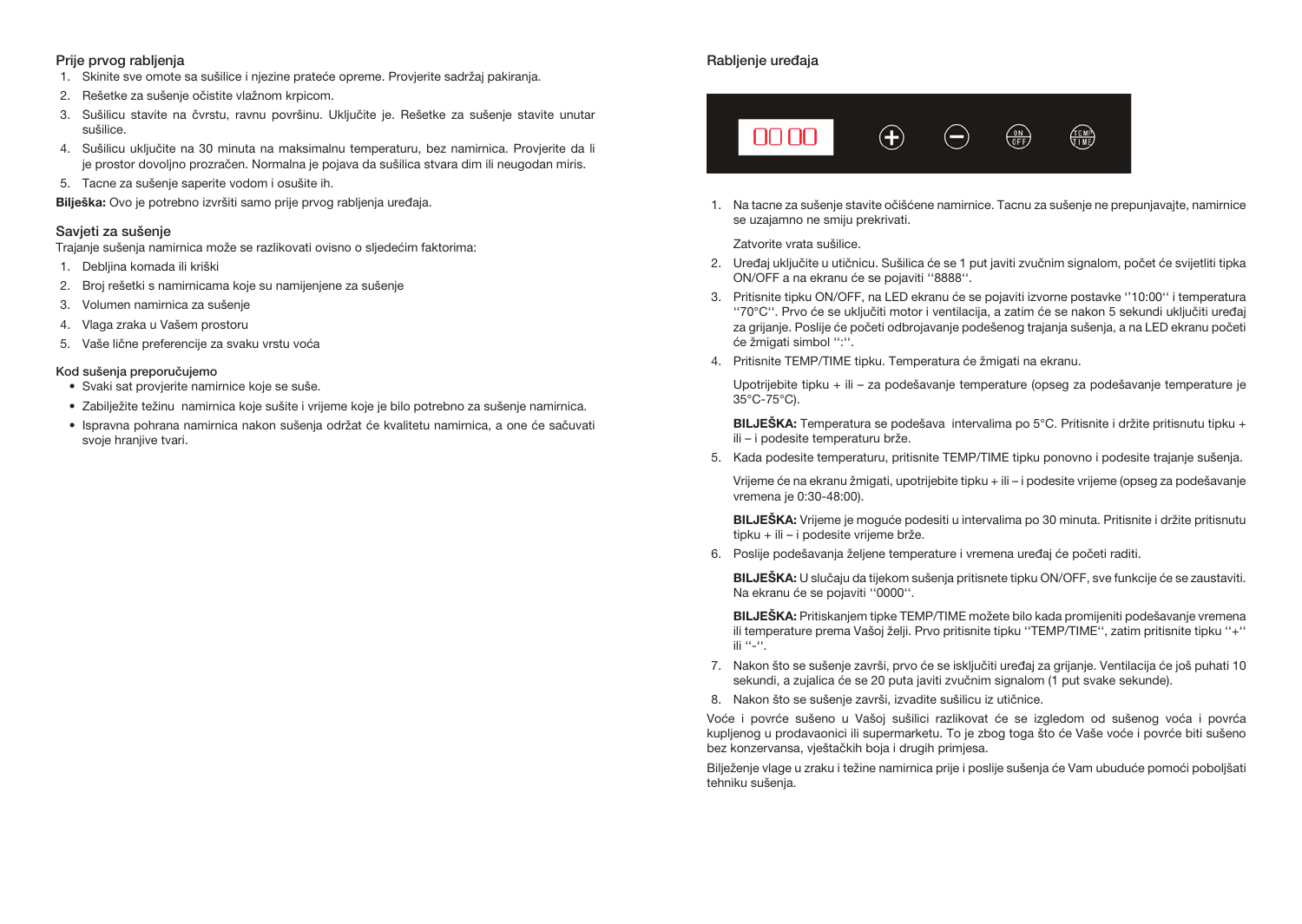### Prije prvog rabljenja

1. Skinite sve omote sa sušilice i njezine prateće opreme. Provjerite sadržaj pakiranja.
2. Rešetke za sušenje očistite vlažnom krpicom.
3. Sušilicu stavite na čvrstu, ravnu površinu. Uključite je. Rešetke za sušenje stavite unutar sušilice.
4. Sušilicu uključite na 30 minuta na maksimalnu temperaturu, bez namirnica. Provjerite da li je prostor dovoljno prozračen. Normalna je pojava da sušilica stvara dim ili neugodan miris.
5. Tacne za sušenje saperite vodom i osušite ih.

**Bilješka:** Ovo je potrebno izvršiti samo prije prvog rabljenja uređaja.

### Savjeti za sušenje

Trajanje sušenja namirnica može se razlikovati ovisno o sljedećim faktorima:

1. Debljina komada ili kriški
2. Broj rešetki s namirnicama koje su namijenjene za sušenje
3. Volumen namirnica za sušenje
4. Vlaga zraka u Vašem prostoru
5. Vaše lične preferencije za svaku vrstu voća

#### Kod sušenja preporučujemo

- Svaki sat provjerite namirnice koje se suše.
- Zabilježite težinu namirnica koje sušite i vrijeme koje je bilo potrebno za sušenje namirnica.
- Ispravna pohrana namirnica nakon sušenja održat će kvalitetu namirnica, a one će sačuvati svoje hranjive tvari.

### Rabljenje uređaja

1. Na tacne za sušenje stavite očišćene namirnice. Tacnu za sušenje ne prepunjavajte, namirnice se uzajamno ne smiju prekrivati.

   Zatvorite vrata sušilice.

2. Uređaj uključite u utičnicu. Sušilica će se 1 put javiti zvučnim signalom, počet će svijetliti tipka ON/OFF a na ekranu će se pojaviti ''8888''.
3. Pritisnite tipku ON/OFF, na LED ekranu će se pojaviti izvorne postavke ''10:00'' i temperatura ''70°C''. Prvo će se uključiti motor i ventilacija, a zatim će se nakon 5 sekundi uključiti uređaj za grijanje. Poslije će početi odbrojavanje podešenog trajanja sušenja, a na LED ekranu početi će žmigati simbol '':''.
4. Pritisnite TEMP/TIME tipku. Temperatura će žmigati na ekranu.

   Upotrijebite tipku + ili – za podešavanje temperature (opseg za podešavanje temperature je 35°C-75°C).

   **BILJEŠKA:** Temperatura se podešava intervalima po 5°C. Pritisnite i držite pritisnutu tipku + ili – i podesite temperaturu brže.

5. Kada podesite temperaturu, pritisnite TEMP/TIME tipku ponovno i podesite trajanje sušenja.

   Vrijeme će na ekranu žmigati, upotrijebite tipku + ili – i podesite vrijeme (opseg za podešavanje vremena je 0:30-48:00).

   **BILJEŠKA:** Vrijeme je moguće podesiti u intervalima po 30 minuta. Pritisnite i držite pritisnutu tipku + ili – i podesite vrijeme brže.

6. Poslije podešavanja željene temperature i vremena uređaj će početi raditi.

   **BILJEŠKA:** U slučaju da tijekom sušenja pritisnete tipku ON/OFF, sve funkcije će se zaustaviti. Na ekranu će se pojaviti ''0000''.

   **BILJEŠKA:** Pritiskanjem tipke TEMP/TIME možete bilo kada promijeniti podešavanje vremena ili temperature prema Vašoj želji. Prvo pritisnite tipku ''TEMP/TIME'', zatim pritisnite tipku ''+'' ili ''-''.

7. Nakon što se sušenje završi, prvo će se isključiti uređaj za grijanje. Ventilacija će još puhati 10 sekundi, a zujalica će se 20 puta javiti zvučnim signalom (1 put svake sekunde).
8. Nakon što se sušenje završi, izvadite sušilicu iz utičnice.

Voće i povrće sušeno u Vašoj sušilici razlikovat će se izgledom od sušenog voća i povrća kupljenog u prodavaonici ili supermarketu. To je zbog toga što će Vaše voće i povrće biti sušeno bez konzervansa, vještačkih boja i drugih primjesa.

Bilježenje vlage u zraku i težine namirnica prije i poslije sušenja će Vam ubuduće pomoći poboljšati tehniku sušenja.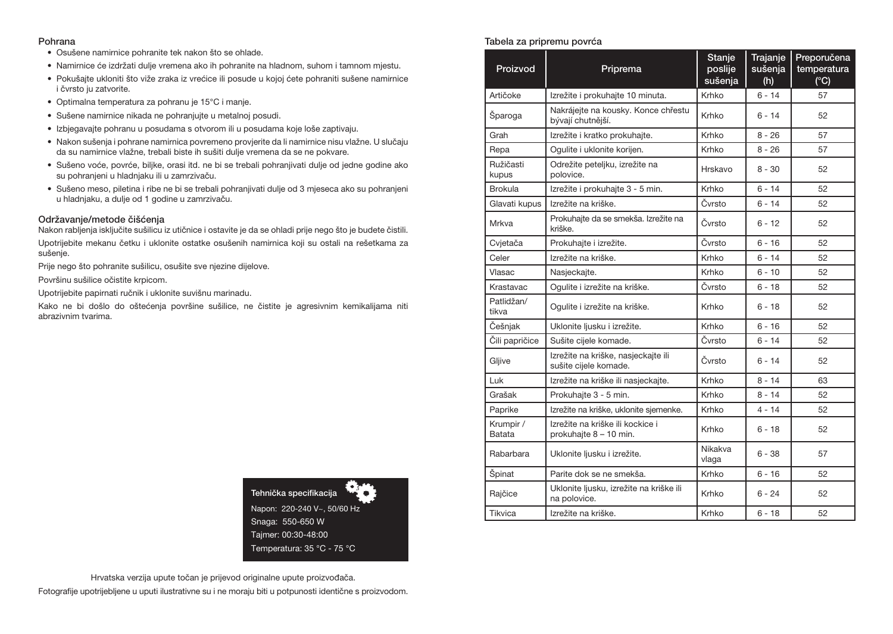## Pohrana

- Osušene namirnice pohranite tek nakon što se ohlade.
- Namirnice će izdržati dulje vremena ako ih pohranite na hladnom, suhom i tamnom mjestu.
- Pokušajte ukloniti što više zraka iz vrećice ili posude u kojoj ćete pohraniti sušene namirnice i čvrsto ju zatvorite.
- Optimalna temperatura za pohranu je 15°C i manje.
- Sušene namirnice nikada ne pohranjujte u metalnoj posudi.
- Izbjegavajte pohranu u posudama s otvorom ili u posudama koje loše zaptivaju.
- Nakon sušenja i pohrane namirnica povremeno provjerite da li namirnice nisu vlažne. U slučaju da su namirnice vlažne, trebali biste ih sušiti dulje vremena da se ne pokvare.
- Sušeno voće, povrće, biljke, orasi itd. ne bi se trebali pohranjivati dulje od jedne godine ako su pohranjeni u hladnjaku ili u zamrzivaču.
- Sušeno meso, piletina i ribe ne bi se trebali pohranjivati dulje od 3 mjeseca ako su pohranjeni u hladnjaku, a dulje od 1 godine u zamrzivaču.

## Održavanje/metode čišćenja

Nakon rabljenja isključite sušilicu iz utičnice i ostavite je da se ohladi prije nego što je budete čistili.

Upotrijebite mekanu četku i uklonite ostatke osušenih namirnica koji su ostali na rešetkama za sušenje.

Prije nego što pohranite sušilicu, osušite sve njezine dijelove.

Površinu sušilice očistite krpicom.

Upotrijebite papirnati ručnik i uklonite suvišnu marinadu.

Kako ne bi došlo do oštećenja površine sušilice, ne čistite je agresivnim kemikalijama niti abrazivnim tvarima.

### Tehnička specifikacija

Napon: 220-240 V~, 50/60 Hz
Snaga: 550-650 W
Tajmer: 00:30-48:00
Temperatura: 35 °C - 75 °C

Hrvatska verzija upute točan je prijevod originalne upute proizvođača.

Fotografije upotrijebljene u uputi ilustrativne su i ne moraju biti u potpunosti identične s proizvodom.

## Tabela za pripremu povrća

| Proizvod | Priprema | Stanje poslije sušenja | Trajanje sušenja (h) | Preporučena temperatura (°C) |
|---|---|---|---|---|
| Artičoke | Izrežite i prokuhajte 10 minuta. | Krhko | 6 - 14 | 57 |
| Šparoga | Nakrájejte na kousky. Konce chřestu bývají chutnější. | Krhko | 6 - 14 | 52 |
| Grah | Izrežite i kratko prokuhajte. | Krhko | 8 - 26 | 57 |
| Repa | Ogulite i uklonite korijen. | Krhko | 8 - 26 | 57 |
| Ružičasti kupus | Odrežite peteljku, izrežite na polovice. | Hrskavo | 8 - 30 | 52 |
| Brokula | Izrežite i prokuhajte 3 - 5 min. | Krhko | 6 - 14 | 52 |
| Glavati kupus | Izrežite na kriške. | Čvrsto | 6 - 14 | 52 |
| Mrkva | Prokuhajte da se smekša. Izrežite na kriške. | Čvrsto | 6 - 12 | 52 |
| Cvjetača | Prokuhajte i izrežite. | Čvrsto | 6 - 16 | 52 |
| Celer | Izrežite na kriške. | Krhko | 6 - 14 | 52 |
| Vlasac | Nasjeckajte. | Krhko | 6 - 10 | 52 |
| Krastavac | Ogulite i izrežite na kriške. | Čvrsto | 6 - 18 | 52 |
| Patlidžan/ tikva | Ogulite i izrežite na kriške. | Krhko | 6 - 18 | 52 |
| Češnjak | Uklonite ljusku i izrežite. | Krhko | 6 - 16 | 52 |
| Čili papričice | Sušite cijele komade. | Čvrsto | 6 - 14 | 52 |
| Gljive | Izrežite na kriške, nasjeckajte ili sušite cijele komade. | Čvrsto | 6 - 14 | 52 |
| Luk | Izrežite na kriške ili nasjeckajte. | Krhko | 8 - 14 | 63 |
| Grašak | Prokuhajte 3 - 5 min. | Krhko | 8 - 14 | 52 |
| Paprike | Izrežite na kriške, uklonite sjemenke. | Krhko | 4 - 14 | 52 |
| Krumpir / Batata | Izrežite na kriške ili kockice i prokuhajte 8 – 10 min. | Krhko | 6 - 18 | 52 |
| Rabarbara | Uklonite ljusku i izrežite. | Nikakva vlaga | 6 - 38 | 57 |
| Špinat | Parite dok se ne smekša. | Krhko | 6 - 16 | 52 |
| Rajčice | Uklonite ljusku, izrežite na kriške ili na polovice. | Krhko | 6 - 24 | 52 |
| Tikvica | Izrežite na kriške. | Krhko | 6 - 18 | 52 |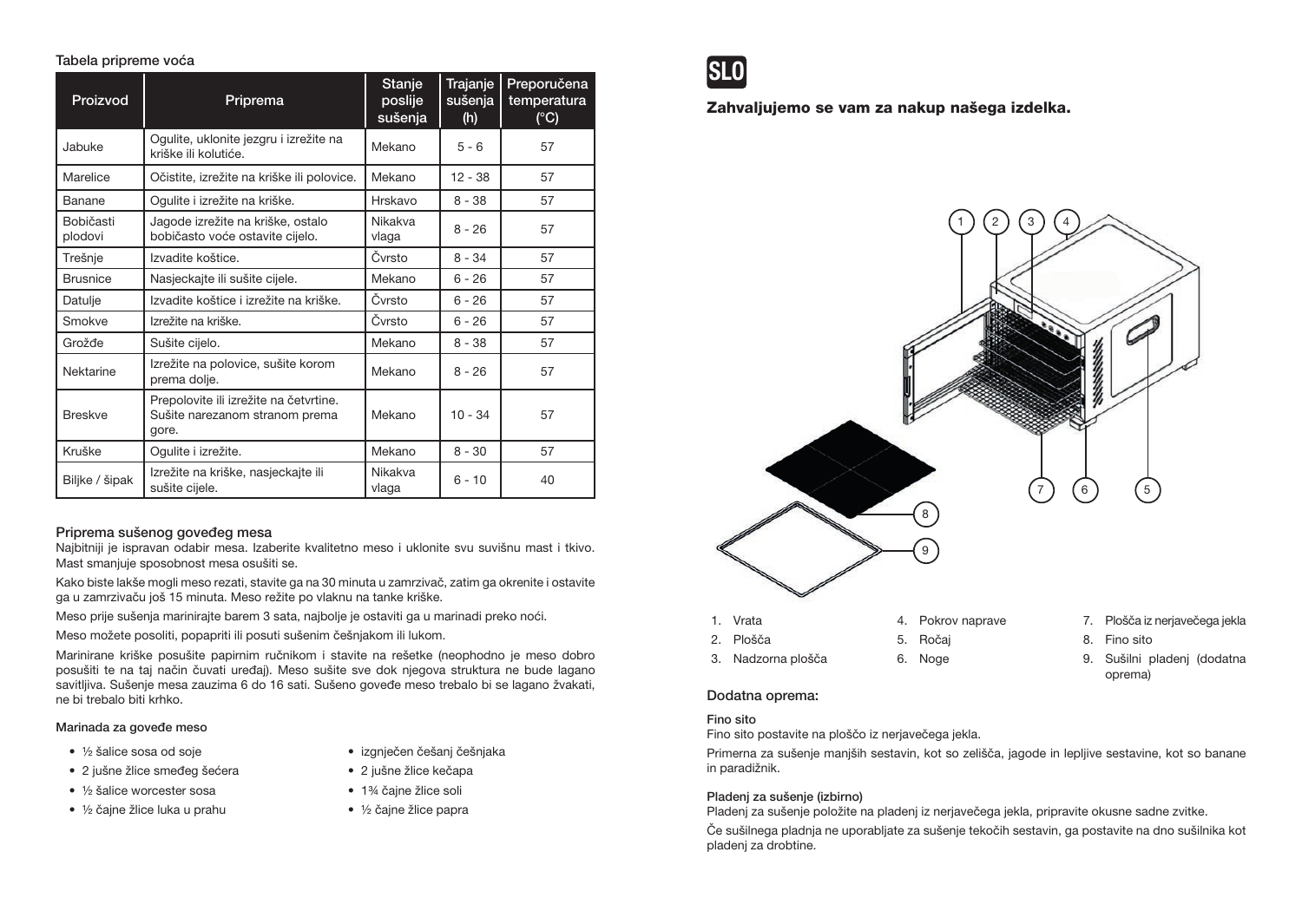Tabela pripreme voća

| Proizvod | Priprema | Stanje poslije sušenja | Trajanje sušenja (h) | Preporučena temperatura (°C) |
|---|---|---|---|---|
| Jabuke | Ogulite, uklonite jezgru i izrežite na kriške ili kolutiće. | Mekano | 5 - 6 | 57 |
| Marelice | Očistite, izrežite na kriške ili polovice. | Mekano | 12 - 38 | 57 |
| Banane | Ogulite i izrežite na kriške. | Hrskavo | 8 - 38 | 57 |
| Bobičasti plodovi | Jagode izrežite na kriške, ostalo bobičasto voće ostavite cijelo. | Nikakva vlaga | 8 - 26 | 57 |
| Trešnje | Izvadite koštice. | Čvrsto | 8 - 34 | 57 |
| Brusnice | Nasjeckajte ili sušite cijele. | Mekano | 6 - 26 | 57 |
| Datulje | Izvadite koštice i izrežite na kriške. | Čvrsto | 6 - 26 | 57 |
| Smokve | Izrežite na kriške. | Čvrsto | 6 - 26 | 57 |
| Grožđe | Sušite cijelo. | Mekano | 8 - 38 | 57 |
| Nektarine | Izrežite na polovice, sušite korom prema dolje. | Mekano | 8 - 26 | 57 |
| Breskve | Prepolovite ili izrežite na četvrtine. Sušite narezanom stranom prema gore. | Mekano | 10 - 34 | 57 |
| Kruške | Ogulite i izrežite. | Mekano | 8 - 30 | 57 |
| Biljke / šipak | Izrežite na kriške, nasjeckajte ili sušite cijele. | Nikakva vlaga | 6 - 10 | 40 |

### Priprema sušenog goveđeg mesa

Najbitniji je ispravan odabir mesa. Izaberite kvalitetno meso i uklonite svu suvišnu mast i tkivo. Mast smanjuje sposobnost mesa osušiti se.

Kako biste lakše mogli meso rezati, stavite ga na 30 minuta u zamrzivač, zatim ga okrenite i ostavite ga u zamrzivaču još 15 minuta. Meso režite po vlaknu na tanke kriške.

Meso prije sušenja marinirajte barem 3 sata, najbolje je ostaviti ga u marinadi preko noći.

Meso možete posoliti, popapriti ili posuti sušenim češnjakom ili lukom.

Marinirane kriške posušite papirnim ručnikom i stavite na rešetke (neophodno je meso dobro posušiti te na taj način čuvati uređaj). Meso sušite sve dok njegova struktura ne bude lagano savitljiva. Sušenje mesa zauzima 6 do 16 sati. Sušeno goveđe meso trebalo bi se lagano žvakati, ne bi trebalo biti krhko.

#### Marinada za goveđe meso

- ½ šalice sosa od soje
- 2 jušne žlice smeđeg šećera
- ½ šalice worcester sosa
- ½ čajne žlice luka u prahu
- izgnječen češanj češnjaka
- 2 jušne žlice kečapa
- 1¾ čajne žlice soli
- ½ čajne žlice papra

# SLO

## Zahvaljujemo se vam za nakup našega izdelka.

1. Vrata
2. Plošča
3. Nadzorna plošča
4. Pokrov naprave
5. Ročaj
6. Noge
7. Plošča iz nerjavečega jekla
8. Fino sito
9. Sušilni pladenj (dodatna oprema)

### Dodatna oprema:

#### Fino sito

Fino sito postavite na ploščo iz nerjavečega jekla.

Primerna za sušenje manjših sestavin, kot so zelišča, jagode in lepljive sestavine, kot so banane in paradižnik.

#### Pladenj za sušenje (izbirno)

Pladenj za sušenje položite na pladenj iz nerjavečega jekla, pripravite okusne sadne zvitke.

Če sušilnega pladnja ne uporabljate za sušenje tekočih sestavin, ga postavite na dno sušilnika kot pladenj za drobtine.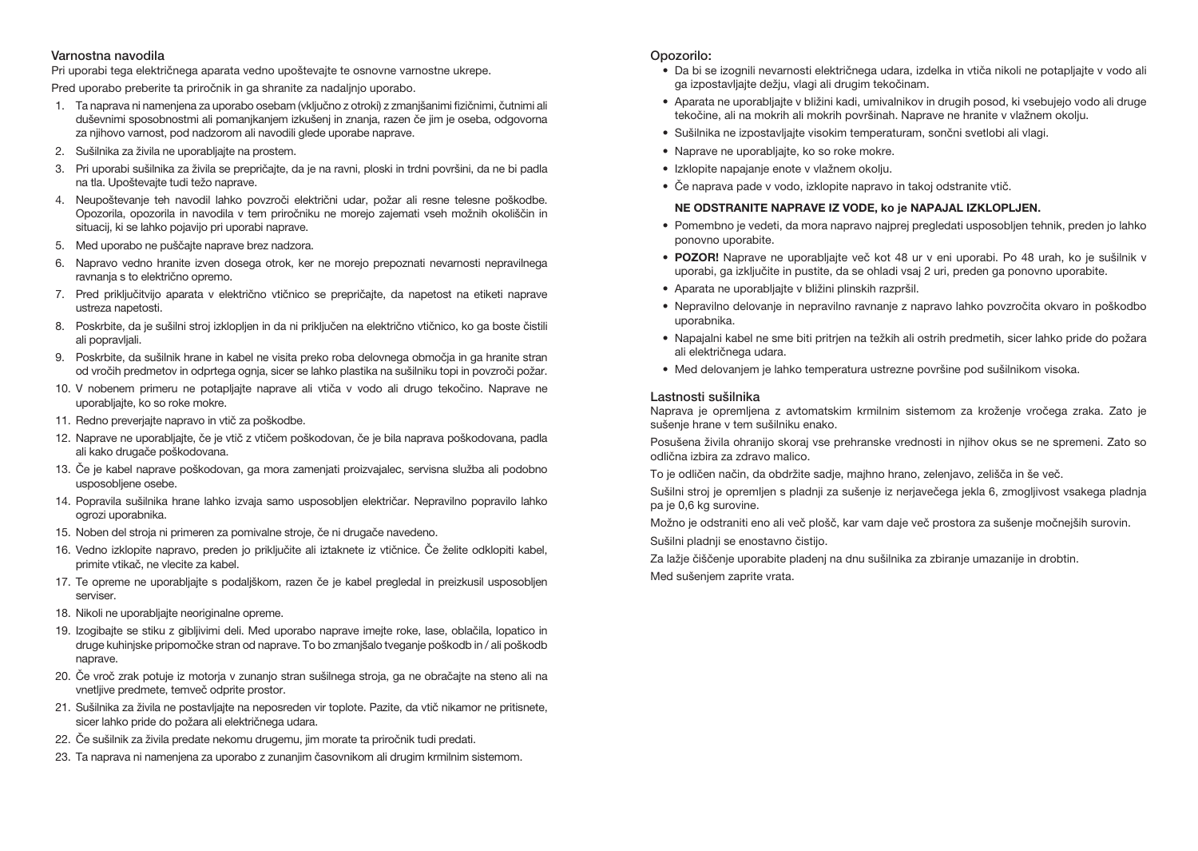## Varnostna navodila

Pri uporabi tega električnega aparata vedno upoštevajte te osnovne varnostne ukrepe.

Pred uporabo preberite ta priročnik in ga shranite za nadaljnjo uporabo.

1. Ta naprava ni namenjena za uporabo osebam (vključno z otroki) z zmanjšanimi fizičnimi, čutnimi ali duševnimi sposobnostmi ali pomanjkanjem izkušenj in znanja, razen če jim je oseba, odgovorna za njihovo varnost, pod nadzorom ali navodili glede uporabe naprave.
2. Sušilnika za živila ne uporabljajte na prostem.
3. Pri uporabi sušilnika za živila se prepričajte, da je na ravni, ploski in trdni površini, da ne bi padla na tla. Upoštevajte tudi težo naprave.
4. Neupoštevanje teh navodil lahko povzroči električni udar, požar ali resne telesne poškodbe. Opozorila, opozorila in navodila v tem priročniku ne morejo zajemati vseh možnih okoliščin in situacij, ki se lahko pojavijo pri uporabi naprave.
5. Med uporabo ne puščajte naprave brez nadzora.
6. Napravo vedno hranite izven dosega otrok, ker ne morejo prepoznati nevarnosti nepravilnega ravnanja s to električno opremo.
7. Pred priključitvijo aparata v električno vtičnico se prepričajte, da napetost na etiketi naprave ustreza napetosti.
8. Poskrbite, da je sušilni stroj izklopljen in da ni priključen na električno vtičnico, ko ga boste čistili ali popravljali.
9. Poskrbite, da sušilnik hrane in kabel ne visita preko roba delovnega območja in ga hranite stran od vročih predmetov in odprtega ognja, sicer se lahko plastika na sušilniku topi in povzroči požar.
10. V nobenem primeru ne potapljajte naprave ali vtiča v vodo ali drugo tekočino. Naprave ne uporabljajte, ko so roke mokre.
11. Redno preverjajte napravo in vtič za poškodbe.
12. Naprave ne uporabljajte, če je vtič z vtičem poškodovan, če je bila naprava poškodovana, padla ali kako drugače poškodovana.
13. Če je kabel naprave poškodovan, ga mora zamenjati proizvajalec, servisna služba ali podobno usposobljene osebe.
14. Popravila sušilnika hrane lahko izvaja samo usposobljen električar. Nepravilno popravilo lahko ogrozi uporabnika.
15. Noben del stroja ni primeren za pomivalne stroje, če ni drugače navedeno.
16. Vedno izklopite napravo, preden jo priključite ali iztaknete iz vtičnice. Če želite odklopiti kabel, primite vtikač, ne vlecite za kabel.
17. Te opreme ne uporabljajte s podaljškom, razen če je kabel pregledal in preizkusil usposobljen serviser.
18. Nikoli ne uporabljajte neoriginalne opreme.
19. Izogibajte se stiku z gibljivimi deli. Med uporabo naprave imejte roke, lase, oblačila, lopatico in druge kuhinjske pripomočke stran od naprave. To bo zmanjšalo tveganje poškodb in / ali poškodb naprave.
20. Če vroč zrak potuje iz motorja v zunanjo stran sušilnega stroja, ga ne obračajte na steno ali na vnetljive predmete, temveč odprite prostor.
21. Sušilnika za živila ne postavljajte na neposreden vir toplote. Pazite, da vtič nikamor ne pritisnete, sicer lahko pride do požara ali električnega udara.
22. Če sušilnik za živila predate nekomu drugemu, jim morate ta priročnik tudi predati.
23. Ta naprava ni namenjena za uporabo z zunanjim časovnikom ali drugim krmilnim sistemom.

## Opozorilo:

- Da bi se izognili nevarnosti električnega udara, izdelka in vtiča nikoli ne potapljajte v vodo ali ga izpostavljajte dežju, vlagi ali drugim tekočinam.
- Aparata ne uporabljajte v bližini kadi, umivalnikov in drugih posod, ki vsebujejo vodo ali druge tekočine, ali na mokrih ali mokrih površinah. Naprave ne hranite v vlažnem okolju.
- Sušilnika ne izpostavljajte visokim temperaturam, sončni svetlobi ali vlagi.
- Naprave ne uporabljajte, ko so roke mokre.
- Izklopite napajanje enote v vlažnem okolju.
- Če naprava pade v vodo, izklopite napravo in takoj odstranite vtič.

  **NE ODSTRANITE NAPRAVE IZ VODE, ko je NAPAJAL IZKLOPLJEN.**
- Pomembno je vedeti, da mora napravo najprej pregledati usposobljen tehnik, preden jo lahko ponovno uporabite.
- **POZOR!** Naprave ne uporabljajte več kot 48 ur v eni uporabi. Po 48 urah, ko je sušilnik v uporabi, ga izključite in pustite, da se ohladi vsaj 2 uri, preden ga ponovno uporabite.
- Aparata ne uporabljajte v bližini plinskih razpršil.
- Nepravilno delovanje in nepravilno ravnanje z napravo lahko povzročita okvaro in poškodbo uporabnika.
- Napajalni kabel ne sme biti pritrjen na težkih ali ostrih predmetih, sicer lahko pride do požara ali električnega udara.
- Med delovanjem je lahko temperatura ustrezne površine pod sušilnikom visoka.

## Lastnosti sušilnika

Naprava je opremljena z avtomatskim krmilnim sistemom za kroženje vročega zraka. Zato je sušenje hrane v tem sušilniku enako.

Posušena živila ohranijo skoraj vse prehranske vrednosti in njihov okus se ne spremeni. Zato so odlična izbira za zdravo malico.

To je odličen način, da obdržite sadje, majhno hrano, zelenjavo, zelišča in še več.

Sušilni stroj je opremljen s pladnji za sušenje iz nerjavečega jekla 6, zmogljivost vsakega pladnja pa je 0,6 kg surovine.

Možno je odstraniti eno ali več plošč, kar vam daje več prostora za sušenje močnejših surovin.

Sušilni pladnji se enostavno čistijo.

Za lažje čiščenje uporabite pladenj na dnu sušilnika za zbiranje umazanije in drobtin.

Med sušenjem zaprite vrata.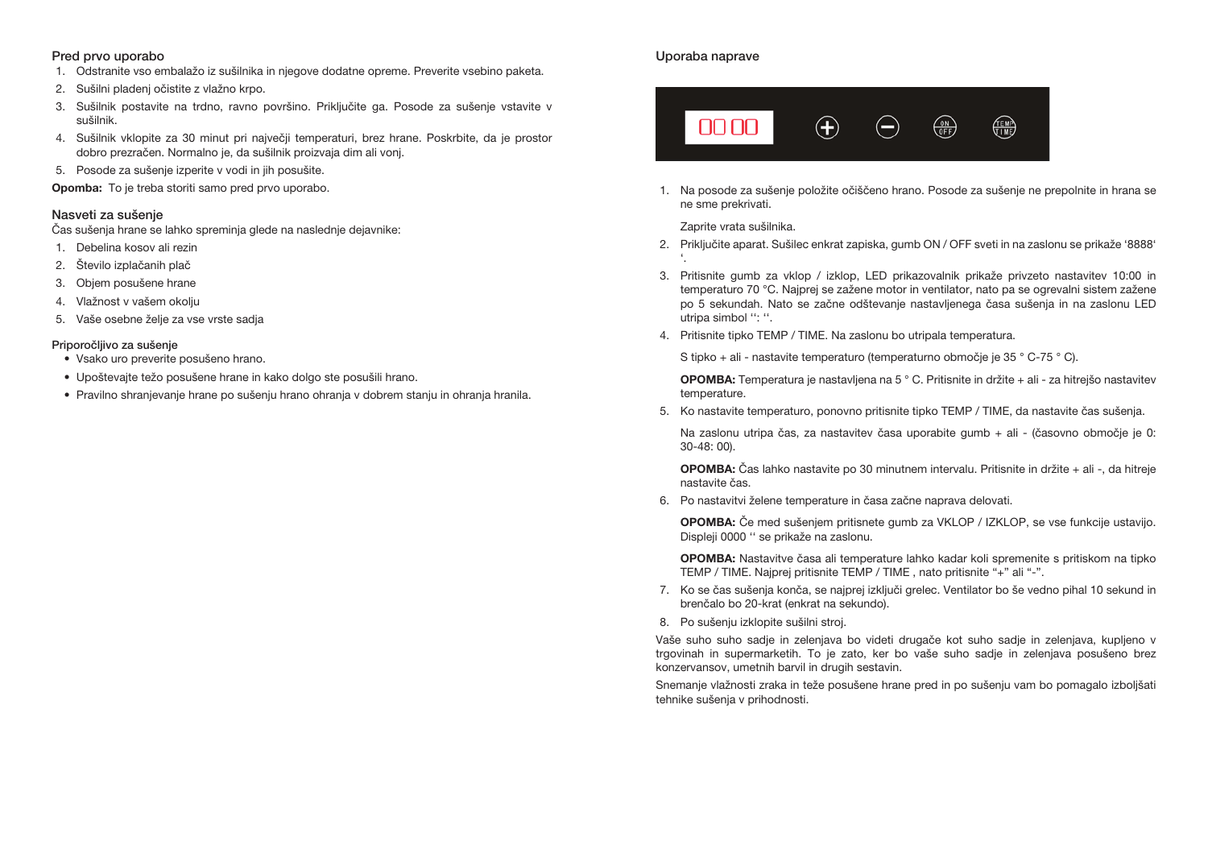### Pred prvo uporabo

1. Odstranite vso embalažo iz sušilnika in njegove dodatne opreme. Preverite vsebino paketa.
2. Sušilni pladenj očistite z vlažno krpo.
3. Sušilnik postavite na trdno, ravno površino. Priključite ga. Posode za sušenje vstavite v sušilnik.
4. Sušilnik vklopite za 30 minut pri največji temperaturi, brez hrane. Poskrbite, da je prostor dobro prezračen. Normalno je, da sušilnik proizvaja dim ali vonj.
5. Posode za sušenje izperite v vodi in jih posušite.

**Opomba:** To je treba storiti samo pred prvo uporabo.

### Nasveti za sušenje

Čas sušenja hrane se lahko spreminja glede na naslednje dejavnike:

1. Debelina kosov ali rezin
2. Število izplačanih plač
3. Objem posušene hrane
4. Vlažnost v vašem okolju
5. Vaše osebne želje za vse vrste sadja

#### Priporočljivo za sušenje

- Vsako uro preverite posušeno hrano.
- Upoštevajte težo posušene hrane in kako dolgo ste posušili hrano.
- Pravilno shranjevanje hrane po sušenju hrano ohranja v dobrem stanju in ohranja hranila.

### Uporaba naprave

00 00 | + | − | ON/OFF | TEMP/TIME

1. Na posode za sušenje položite očiščeno hrano. Posode za sušenje ne prepolnite in hrana se ne sme prekrivati.

   Zaprite vrata sušilnika.
2. Priključite aparat. Sušilec enkrat zapiska, gumb ON / OFF sveti in na zaslonu se prikaže '8888' '.
3. Pritisnite gumb za vklop / izklop, LED prikazovalnik prikaže privzeto nastavitev 10:00 in temperaturo 70 °C. Najprej se zažene motor in ventilator, nato pa se ogrevalni sistem zažene po 5 sekundah. Nato se začne odštevanje nastavljenega časa sušenja in na zaslonu LED utripa simbol '': ''.
4. Pritisnite tipko TEMP / TIME. Na zaslonu bo utripala temperatura.

   S tipko + ali - nastavite temperaturo (temperaturno območje je 35 ° C-75 ° C).

   **OPOMBA:** Temperatura je nastavljena na 5 ° C. Pritisnite in držite + ali - za hitrejšo nastavitev temperature.
5. Ko nastavite temperaturo, ponovno pritisnite tipko TEMP / TIME, da nastavite čas sušenja.

   Na zaslonu utripa čas, za nastavitev časa uporabite gumb + ali - (časovno območje je 0: 30-48: 00).

   **OPOMBA:** Čas lahko nastavite po 30 minutnem intervalu. Pritisnite in držite + ali -, da hitreje nastavite čas.
6. Po nastavitvi želene temperature in časa začne naprava delovati.

   **OPOMBA:** Če med sušenjem pritisnete gumb za VKLOP / IZKLOP, se vse funkcije ustavijo. Displeji 0000 '' se prikaže na zaslonu.

   **OPOMBA:** Nastavitve časa ali temperature lahko kadar koli spremenite s pritiskom na tipko TEMP / TIME. Najprej pritisnite TEMP / TIME , nato pritisnite "+" ali "-".
7. Ko se čas sušenja konča, se najprej izključi grelec. Ventilator bo še vedno pihal 10 sekund in brenčalo bo 20-krat (enkrat na sekundo).
8. Po sušenju izklopite sušilni stroj.

Vaše suho suho sadje in zelenjava bo videti drugače kot suho sadje in zelenjava, kupljeno v trgovinah in supermarketih. To je zato, ker bo vaše suho sadje in zelenjava posušeno brez konzervansov, umetnih barvil in drugih sestavin.

Snemanje vlažnosti zraka in teže posušene hrane pred in po sušenju vam bo pomagalo izboljšati tehnike sušenja v prihodnosti.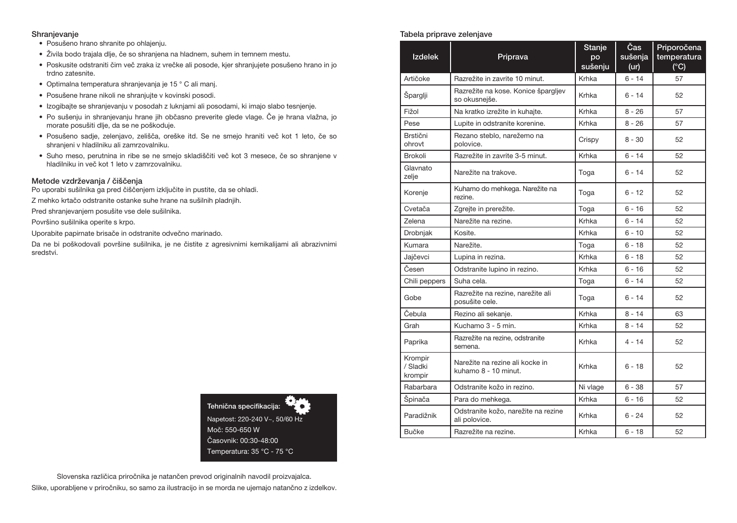### Shranjevanje

- Posušeno hrano shranite po ohlajenju.
- Živila bodo trajala dlje, če so shranjena na hladnem, suhem in temnem mestu.
- Poskusite odstraniti čim več zraka iz vrečke ali posode, kjer shranjujete posušeno hrano in jo trdno zatesnite.
- Optimalna temperatura shranjevanja je 15 ° C ali manj.
- Posušene hrane nikoli ne shranjujte v kovinski posodi.
- Izogibajte se shranjevanju v posodah z luknjami ali posodami, ki imajo slabo tesnjenje.
- Po sušenju in shranjevanju hrane jih občasno preverite glede vlage. Če je hrana vlažna, jo morate posušiti dlje, da se ne poškoduje.
- Posušeno sadje, zelenjavo, zelišča, oreške itd. Se ne smejo hraniti več kot 1 leto, če so shranjeni v hladilniku ali zamrzovalniku.
- Suho meso, perutnina in ribe se ne smejo skladiščiti več kot 3 mesece, če so shranjene v hladilniku in več kot 1 leto v zamrzovalniku.

### Metode vzdrževanja / čiščenja

Po uporabi sušilnika ga pred čiščenjem izključite in pustite, da se ohladi.

Z mehko krtačo odstranite ostanke suhe hrane na sušilnih pladnjih.

Pred shranjevanjem posušite vse dele sušilnika.

Površino sušilnika operite s krpo.

Uporabite papirnate brisače in odstranite odvečno marinado.

Da ne bi poškodovali površine sušilnika, je ne čistite z agresivnimi kemikalijami ali abrazivnimi sredstvi.

**Tehnična specifikacija:**

Napetost: 220-240 V~, 50/60 Hz

Moč: 550-650 W

Časovnik: 00:30-48:00

Temperatura: 35 °C - 75 °C

Slovenska različica priročnika je natančen prevod originalnih navodil proizvajalca.

Slike, uporabljene v priročniku, so samo za ilustracijo in se morda ne ujemajo natančno z izdelkov.

### Tabela priprave zelenjave

| Izdelek | Priprava | Stanje po sušenju | Čas sušenja (ur) | Priporočena temperatura (°C) |
|---|---|---|---|---|
| Artičoke | Razrežite in zavrite 10 minut. | Krhka | 6 - 14 | 57 |
| Šparglji | Razrežite na kose. Konice špargljev so okusnejše. | Krhka | 6 - 14 | 52 |
| Fižol | Na kratko izrežite in kuhajte. | Krhka | 8 - 26 | 57 |
| Pese | Lupite in odstranite korenine. | Krhka | 8 - 26 | 57 |
| Brstični ohrovt | Rezano steblo, narežemo na polovice. | Crispy | 8 - 30 | 52 |
| Brokoli | Razrežite in zavrite 3-5 minut. | Krhka | 6 - 14 | 52 |
| Glavnato zelje | Narežite na trakove. | Toga | 6 - 14 | 52 |
| Korenje | Kuhamo do mehkega. Narežite na rezine. | Toga | 6 - 12 | 52 |
| Cvetača | Zgrejte in prerežite. | Toga | 6 - 16 | 52 |
| Zelena | Narežite na rezine. | Krhka | 6 - 14 | 52 |
| Drobnjak | Kosite. | Krhka | 6 - 10 | 52 |
| Kumara | Narežite. | Toga | 6 - 18 | 52 |
| Jajčevci | Lupina in rezina. | Krhka | 6 - 18 | 52 |
| Česen | Odstranite lupino in rezino. | Krhka | 6 - 16 | 52 |
| Chili peppers | Suha cela. | Toga | 6 - 14 | 52 |
| Gobe | Razrežite na rezine, narežite ali posušite cele. | Toga | 6 - 14 | 52 |
| Čebula | Rezino ali sekanje. | Krhka | 8 - 14 | 63 |
| Grah | Kuchamo 3 - 5 min. | Krhka | 8 - 14 | 52 |
| Paprika | Razrežite na rezine, odstranite semena. | Krhka | 4 - 14 | 52 |
| Krompir / Sladki krompir | Narežite na rezine ali kocke in kuhamo 8 - 10 minut. | Krhka | 6 - 18 | 52 |
| Rabarbara | Odstranite kožo in rezino. | Ni vlage | 6 - 38 | 57 |
| Špinača | Para do mehkega. | Krhka | 6 - 16 | 52 |
| Paradižnik | Odstranite kožo, narežite na rezine ali polovice. | Krhka | 6 - 24 | 52 |
| Bučke | Razrežite na rezine. | Krhka | 6 - 18 | 52 |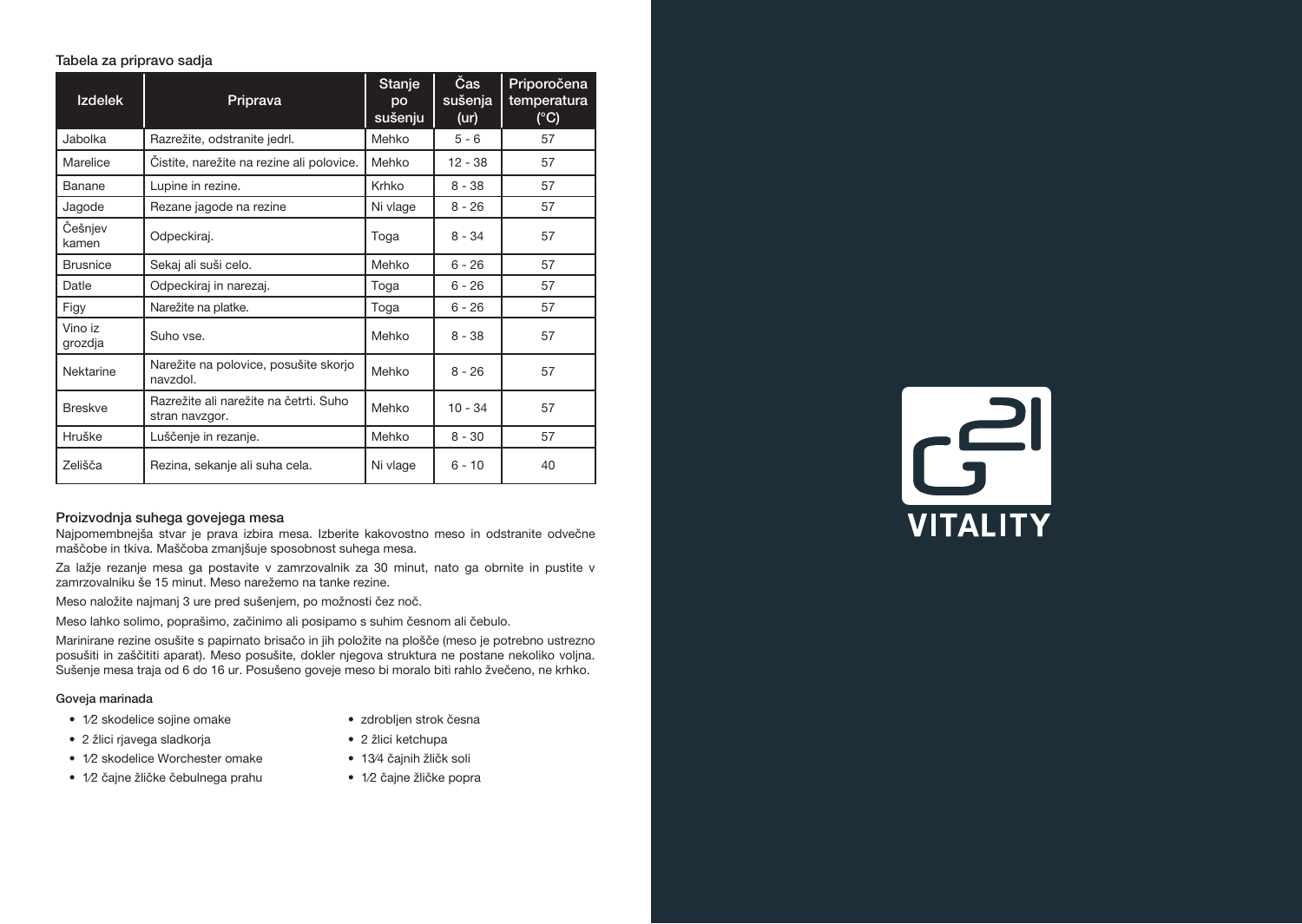### Tabela za pripravo sadja

| Izdelek | Priprava | Stanje po sušenju | Čas sušenja (ur) | Priporočena temperatura (°C) |
|---|---|---|---|---|
| Jabolka | Razrežite, odstranite jedrl. | Mehko | 5 - 6 | 57 |
| Marelice | Čistite, narežite na rezine ali polovice. | Mehko | 12 - 38 | 57 |
| Banane | Lupine in rezine. | Krhko | 8 - 38 | 57 |
| Jagode | Rezane jagode na rezine | Ni vlage | 8 - 26 | 57 |
| Češnjev kamen | Odpeckiraj. | Toga | 8 - 34 | 57 |
| Brusnice | Sekaj ali suši celo. | Mehko | 6 - 26 | 57 |
| Datle | Odpeckiraj in narezaj. | Toga | 6 - 26 | 57 |
| Figy | Narežite na platke. | Toga | 6 - 26 | 57 |
| Vino iz grozdja | Suho vse. | Mehko | 8 - 38 | 57 |
| Nektarine | Narežite na polovice, posušite skorjo navzdol. | Mehko | 8 - 26 | 57 |
| Breskve | Razrežite ali narežite na četrti. Suho stran navzgor. | Mehko | 10 - 34 | 57 |
| Hruške | Luščenje in rezanje. | Mehko | 8 - 30 | 57 |
| Zelišča | Rezina, sekanje ali suha cela. | Ni vlage | 6 - 10 | 40 |

### Proizvodnja suhega govejega mesa

Najpomembnejša stvar je prava izbira mesa. Izberite kakovostno meso in odstranite odvečne maščobe in tkiva. Maščoba zmanjšuje sposobnost suhega mesa.

Za lažje rezanje mesa ga postavite v zamrzovalnik za 30 minut, nato ga obrnite in pustite v zamrzovalniku še 15 minut. Meso narežemo na tanke rezine.

Meso naložite najmanj 3 ure pred sušenjem, po možnosti čez noč.

Meso lahko solimo, poprašimo, začinimo ali posipamo s suhim česnom ali čebulo.

Marinirane rezine osušite s papirnato brisačo in jih položite na plošče (meso je potrebno ustrezno posušiti in zaščititi aparat). Meso posušite, dokler njegova struktura ne postane nekoliko voljna. Sušenje mesa traja od 6 do 16 ur. Posušeno goveje meso bi moralo biti rahlo žvečeno, ne krhko.

#### Goveja marinada

- 1⁄2 skodelice sojine omake
- 2 žlici rjavega sladkorja
- 1⁄2 skodelice Worchester omake
- 1⁄2 čajne žličke čebulnega prahu
- zdrobljen strok česna
- 2 žlici ketchupa
- 13⁄4 čajnih žličk soli
- 1⁄2 čajne žličke popra

G21 VITALITY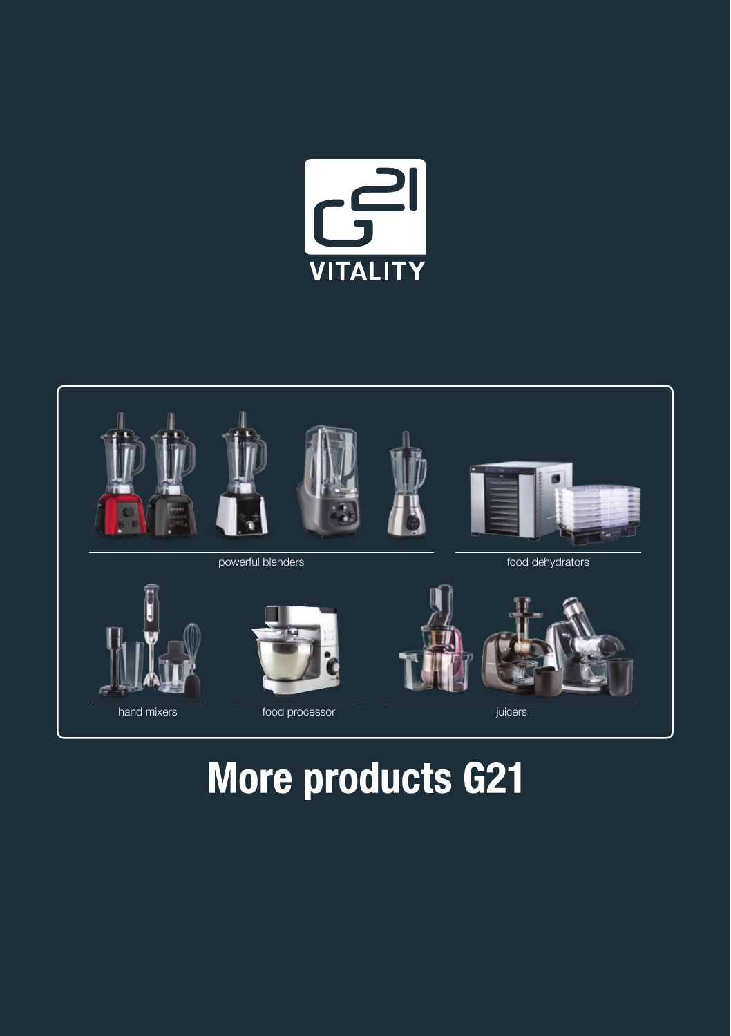G21 VITALITY

powerful blenders

food dehydrators

hand mixers

food processor

juicers

# More products G21